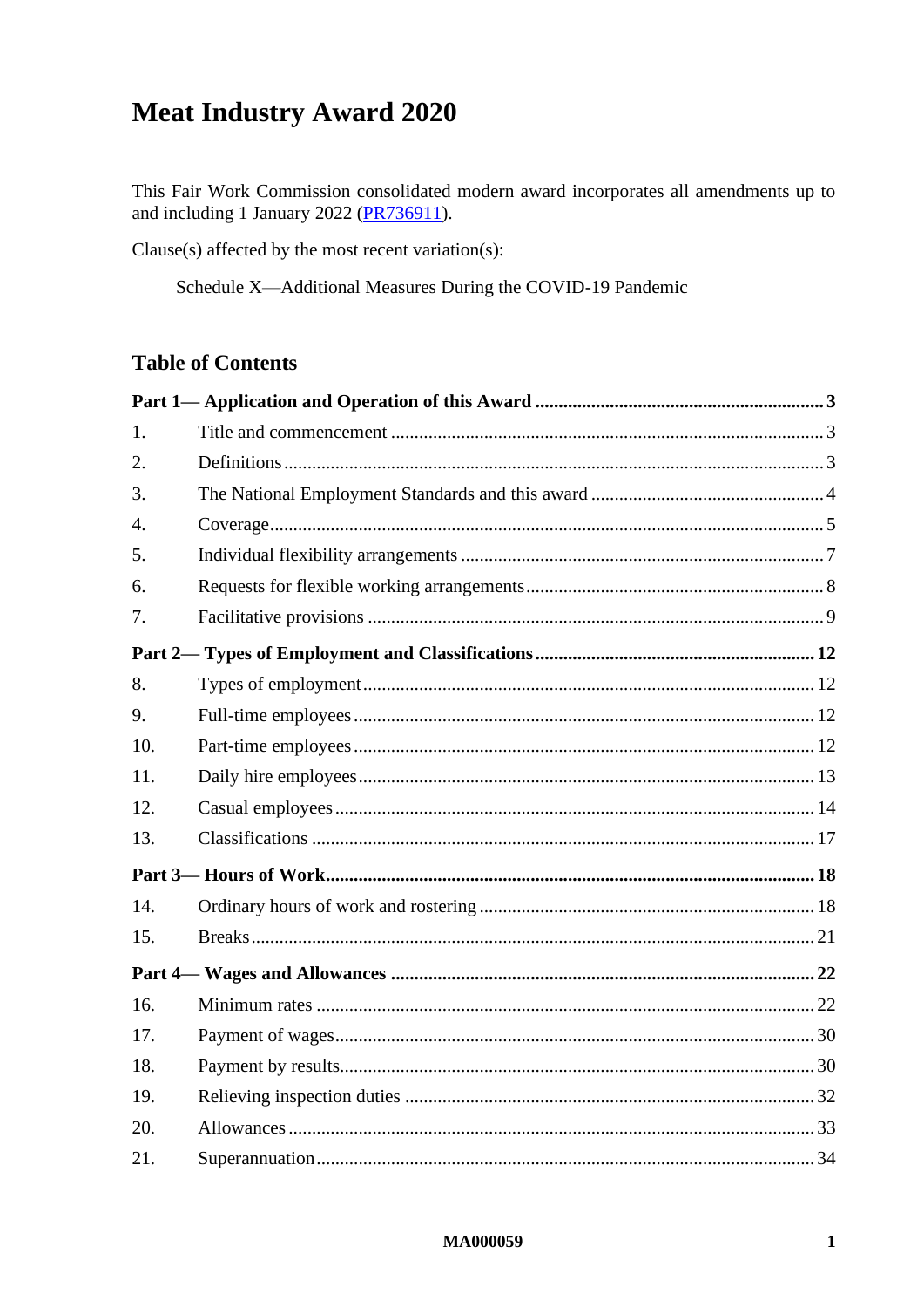# Meat Industry Award 2020

This Fair Work Commission consolidated modern award incorporates all amendments up to and including 1 January 2022 ([PR736911]).

Clause(s) affected by the most recent variation(s):

Schedule X—Additional Measures During the COVID-19 Pandemic

## Table of Contents

**Part 1— Application and Operation of this Award ..... 3**

1. Title and commencement ..... 3
2. Definitions ..... 3
3. The National Employment Standards and this award ..... 4
4. Coverage ..... 5
5. Individual flexibility arrangements ..... 7
6. Requests for flexible working arrangements ..... 8
7. Facilitative provisions ..... 9

**Part 2— Types of Employment and Classifications ..... 12**

8. Types of employment ..... 12
9. Full-time employees ..... 12
10. Part-time employees ..... 12
11. Daily hire employees ..... 13
12. Casual employees ..... 14
13. Classifications ..... 17

**Part 3— Hours of Work ..... 18**

14. Ordinary hours of work and rostering ..... 18
15. Breaks ..... 21

**Part 4— Wages and Allowances ..... 22**

16. Minimum rates ..... 22
17. Payment of wages ..... 30
18. Payment by results ..... 30
19. Relieving inspection duties ..... 32
20. Allowances ..... 33
21. Superannuation ..... 34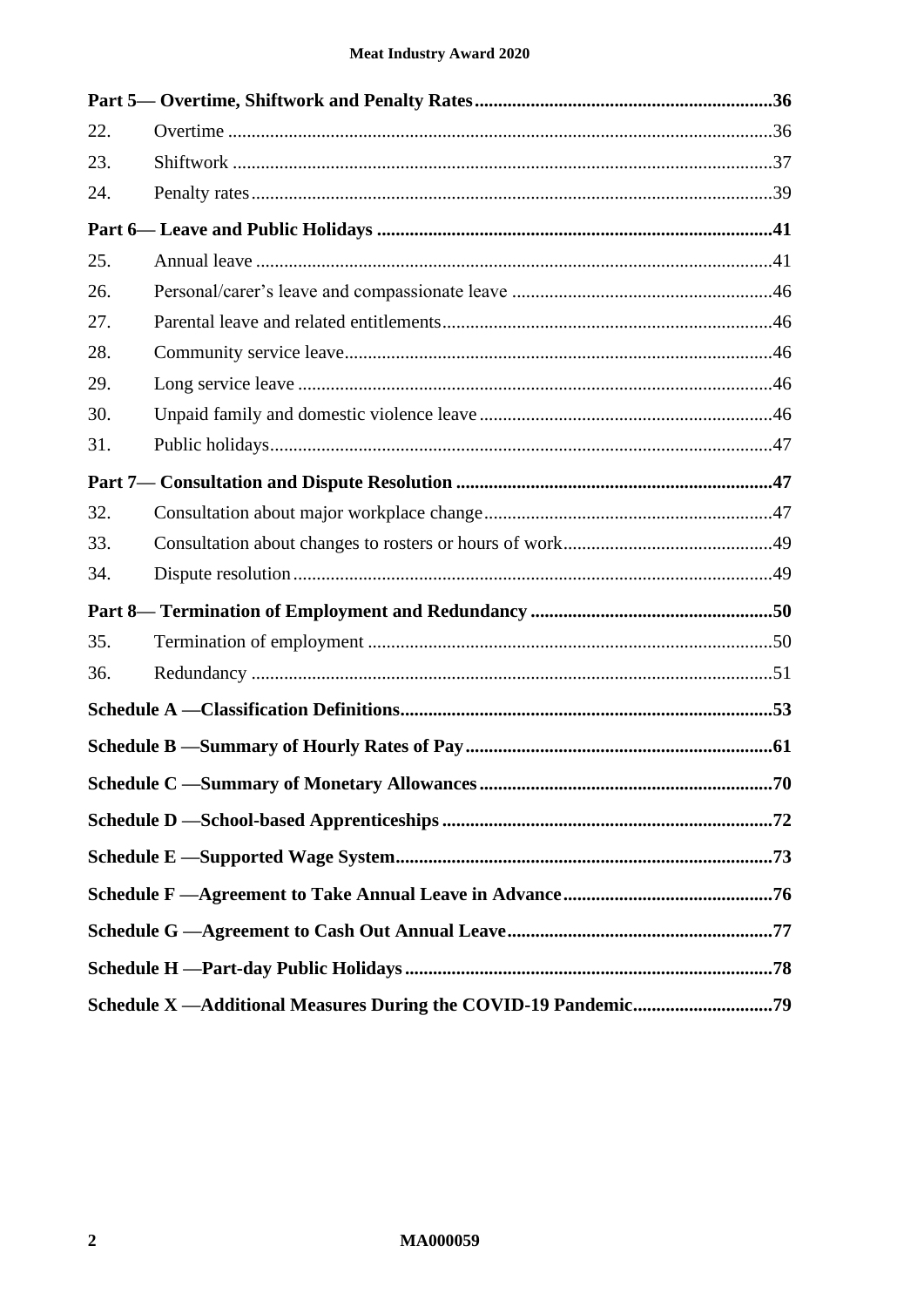**Part 5— Overtime, Shiftwork and Penalty Rates** .....36

22. Overtime .....36
23. Shiftwork .....37
24. Penalty rates .....39

**Part 6— Leave and Public Holidays** .....41

25. Annual leave .....41
26. Personal/carer's leave and compassionate leave .....46
27. Parental leave and related entitlements .....46
28. Community service leave .....46
29. Long service leave .....46
30. Unpaid family and domestic violence leave .....46
31. Public holidays .....47

**Part 7— Consultation and Dispute Resolution** .....47

32. Consultation about major workplace change .....47
33. Consultation about changes to rosters or hours of work .....49
34. Dispute resolution .....49

**Part 8— Termination of Employment and Redundancy** .....50

35. Termination of employment .....50
36. Redundancy .....51

**Schedule A —Classification Definitions** .....53

**Schedule B —Summary of Hourly Rates of Pay** .....61

**Schedule C —Summary of Monetary Allowances** .....70

**Schedule D —School-based Apprenticeships** .....72

**Schedule E —Supported Wage System** .....73

**Schedule F —Agreement to Take Annual Leave in Advance** .....76

**Schedule G —Agreement to Cash Out Annual Leave** .....77

**Schedule H —Part-day Public Holidays** .....78

**Schedule X —Additional Measures During the COVID-19 Pandemic** .....79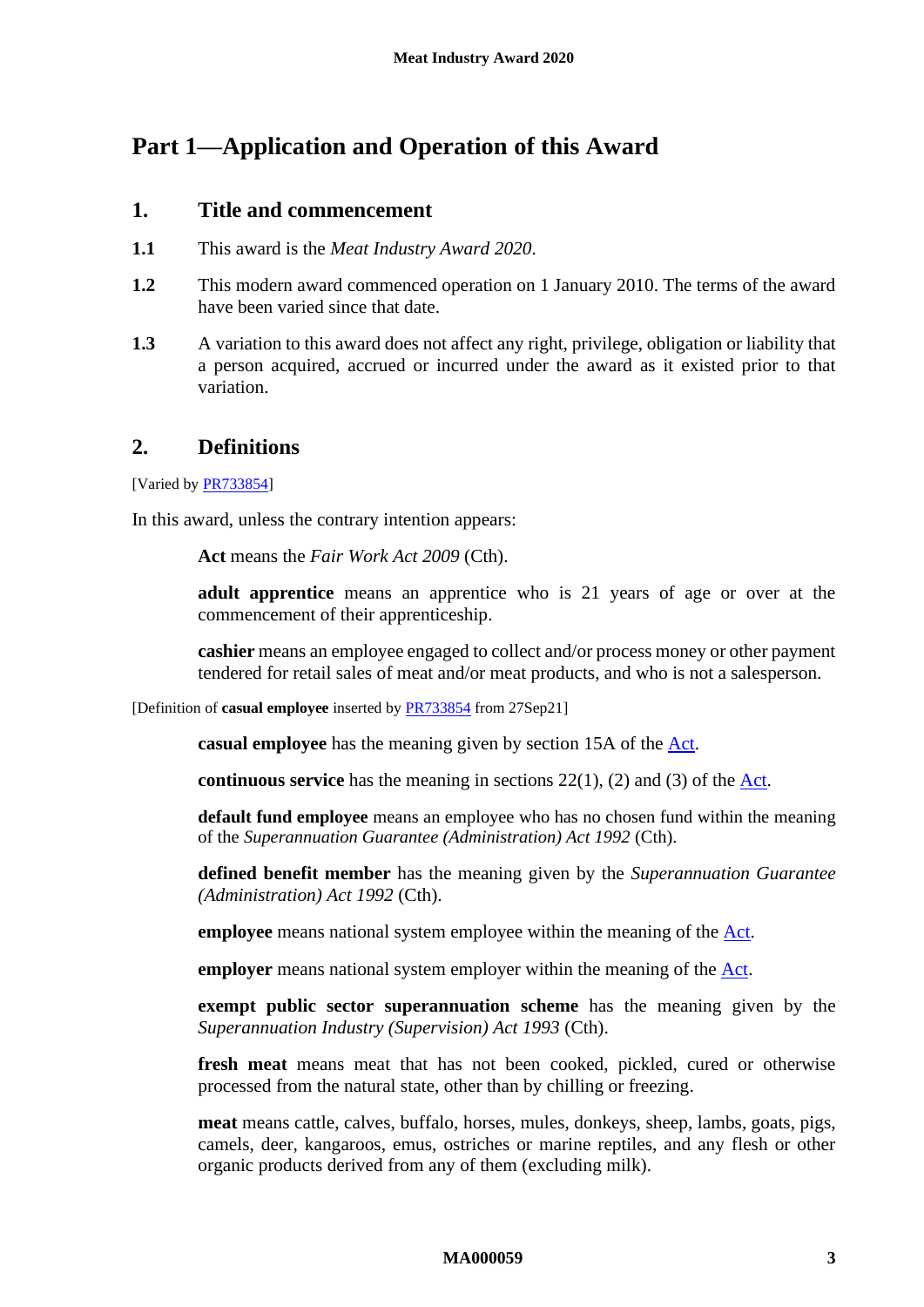# Part 1—Application and Operation of this Award

## 1. Title and commencement

**1.1** This award is the *Meat Industry Award 2020*.

**1.2** This modern award commenced operation on 1 January 2010. The terms of the award have been varied since that date.

**1.3** A variation to this award does not affect any right, privilege, obligation or liability that a person acquired, accrued or incurred under the award as it existed prior to that variation.

## 2. Definitions

[Varied by PR733854]

In this award, unless the contrary intention appears:

**Act** means the *Fair Work Act 2009* (Cth).

**adult apprentice** means an apprentice who is 21 years of age or over at the commencement of their apprenticeship.

**cashier** means an employee engaged to collect and/or process money or other payment tendered for retail sales of meat and/or meat products, and who is not a salesperson.

[Definition of **casual employee** inserted by PR733854 from 27Sep21]

**casual employee** has the meaning given by section 15A of the Act.

**continuous service** has the meaning in sections 22(1), (2) and (3) of the Act.

**default fund employee** means an employee who has no chosen fund within the meaning of the *Superannuation Guarantee (Administration) Act 1992* (Cth).

**defined benefit member** has the meaning given by the *Superannuation Guarantee (Administration) Act 1992* (Cth).

**employee** means national system employee within the meaning of the Act.

**employer** means national system employer within the meaning of the Act.

**exempt public sector superannuation scheme** has the meaning given by the *Superannuation Industry (Supervision) Act 1993* (Cth).

**fresh meat** means meat that has not been cooked, pickled, cured or otherwise processed from the natural state, other than by chilling or freezing.

**meat** means cattle, calves, buffalo, horses, mules, donkeys, sheep, lambs, goats, pigs, camels, deer, kangaroos, emus, ostriches or marine reptiles, and any flesh or other organic products derived from any of them (excluding milk).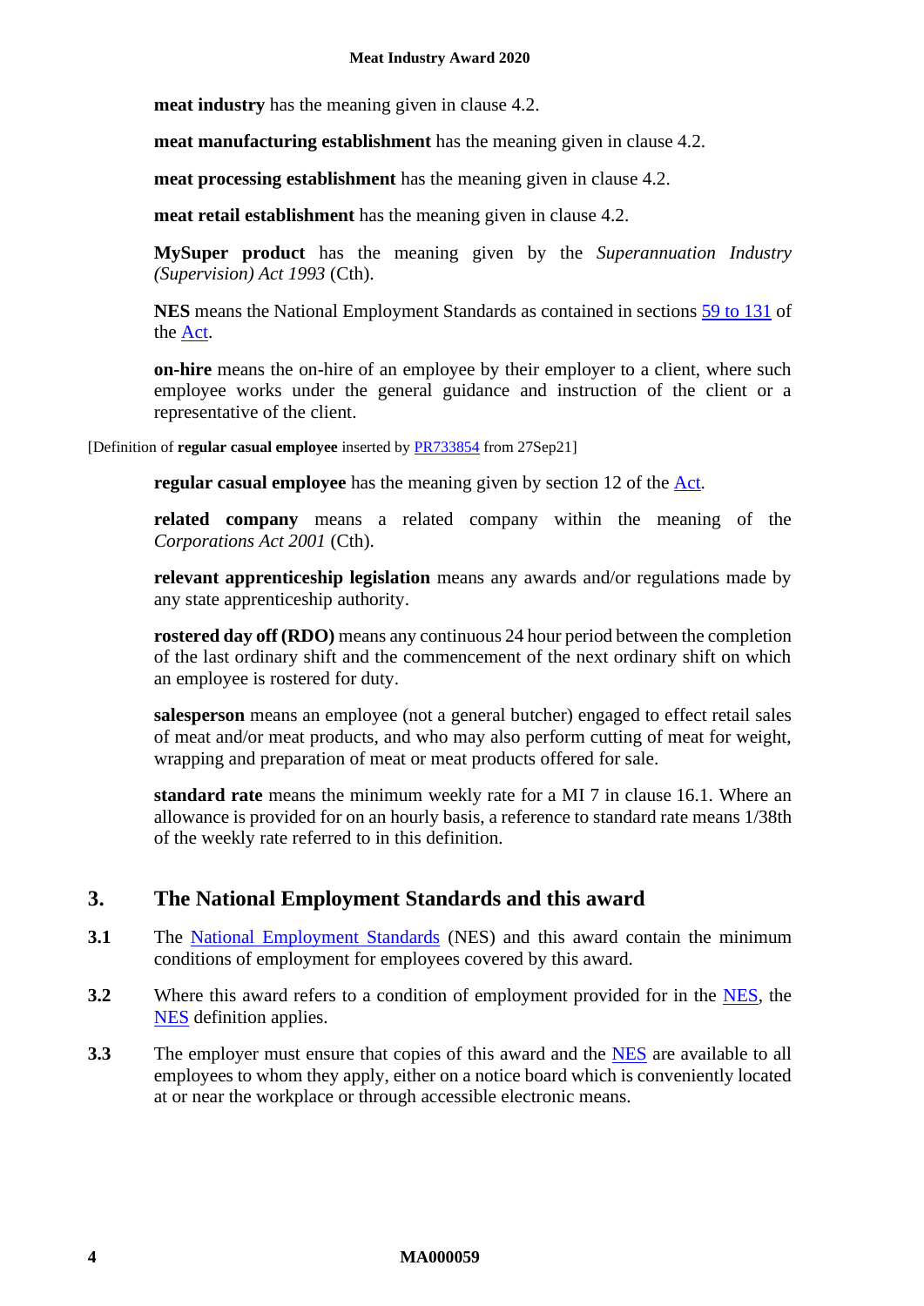**meat industry** has the meaning given in clause 4.2.

**meat manufacturing establishment** has the meaning given in clause 4.2.

**meat processing establishment** has the meaning given in clause 4.2.

**meat retail establishment** has the meaning given in clause 4.2.

**MySuper product** has the meaning given by the *Superannuation Industry (Supervision) Act 1993* (Cth).

**NES** means the National Employment Standards as contained in sections 59 to 131 of the Act.

**on-hire** means the on-hire of an employee by their employer to a client, where such employee works under the general guidance and instruction of the client or a representative of the client.

[Definition of **regular casual employee** inserted by PR733854 from 27Sep21]

**regular casual employee** has the meaning given by section 12 of the Act.

**related company** means a related company within the meaning of the *Corporations Act 2001* (Cth).

**relevant apprenticeship legislation** means any awards and/or regulations made by any state apprenticeship authority.

**rostered day off (RDO)** means any continuous 24 hour period between the completion of the last ordinary shift and the commencement of the next ordinary shift on which an employee is rostered for duty.

**salesperson** means an employee (not a general butcher) engaged to effect retail sales of meat and/or meat products, and who may also perform cutting of meat for weight, wrapping and preparation of meat or meat products offered for sale.

**standard rate** means the minimum weekly rate for a MI 7 in clause 16.1. Where an allowance is provided for on an hourly basis, a reference to standard rate means 1/38th of the weekly rate referred to in this definition.

## 3. The National Employment Standards and this award

**3.1** The National Employment Standards (NES) and this award contain the minimum conditions of employment for employees covered by this award.

**3.2** Where this award refers to a condition of employment provided for in the NES, the NES definition applies.

**3.3** The employer must ensure that copies of this award and the NES are available to all employees to whom they apply, either on a notice board which is conveniently located at or near the workplace or through accessible electronic means.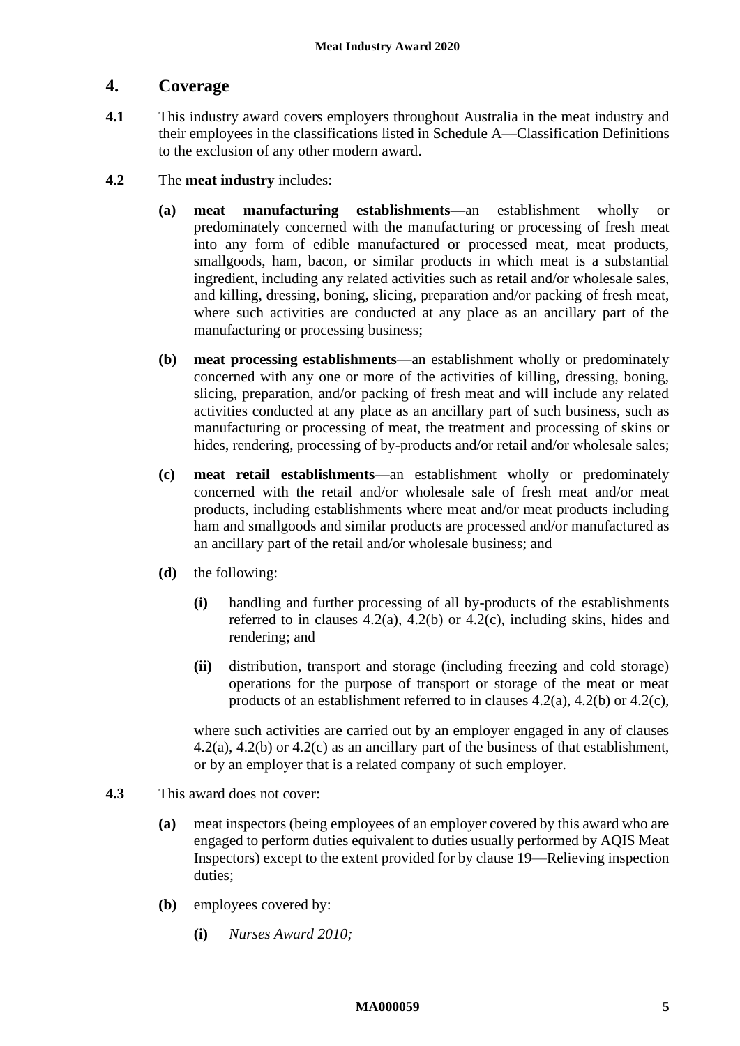## 4. Coverage

**4.1** This industry award covers employers throughout Australia in the meat industry and their employees in the classifications listed in Schedule A—Classification Definitions to the exclusion of any other modern award.

**4.2** The **meat industry** includes:

**(a)** **meat manufacturing establishments—**an establishment wholly or predominately concerned with the manufacturing or processing of fresh meat into any form of edible manufactured or processed meat, meat products, smallgoods, ham, bacon, or similar products in which meat is a substantial ingredient, including any related activities such as retail and/or wholesale sales, and killing, dressing, boning, slicing, preparation and/or packing of fresh meat, where such activities are conducted at any place as an ancillary part of the manufacturing or processing business;

**(b)** **meat processing establishments**—an establishment wholly or predominately concerned with any one or more of the activities of killing, dressing, boning, slicing, preparation, and/or packing of fresh meat and will include any related activities conducted at any place as an ancillary part of such business, such as manufacturing or processing of meat, the treatment and processing of skins or hides, rendering, processing of by-products and/or retail and/or wholesale sales;

**(c)** **meat retail establishments**—an establishment wholly or predominately concerned with the retail and/or wholesale sale of fresh meat and/or meat products, including establishments where meat and/or meat products including ham and smallgoods and similar products are processed and/or manufactured as an ancillary part of the retail and/or wholesale business; and

**(d)** the following:

**(i)** handling and further processing of all by-products of the establishments referred to in clauses 4.2(a), 4.2(b) or 4.2(c), including skins, hides and rendering; and

**(ii)** distribution, transport and storage (including freezing and cold storage) operations for the purpose of transport or storage of the meat or meat products of an establishment referred to in clauses 4.2(a), 4.2(b) or 4.2(c),

where such activities are carried out by an employer engaged in any of clauses 4.2(a), 4.2(b) or 4.2(c) as an ancillary part of the business of that establishment, or by an employer that is a related company of such employer.

**4.3** This award does not cover:

**(a)** meat inspectors (being employees of an employer covered by this award who are engaged to perform duties equivalent to duties usually performed by AQIS Meat Inspectors) except to the extent provided for by clause 19—Relieving inspection duties;

**(b)** employees covered by:

**(i)** *Nurses Award 2010;*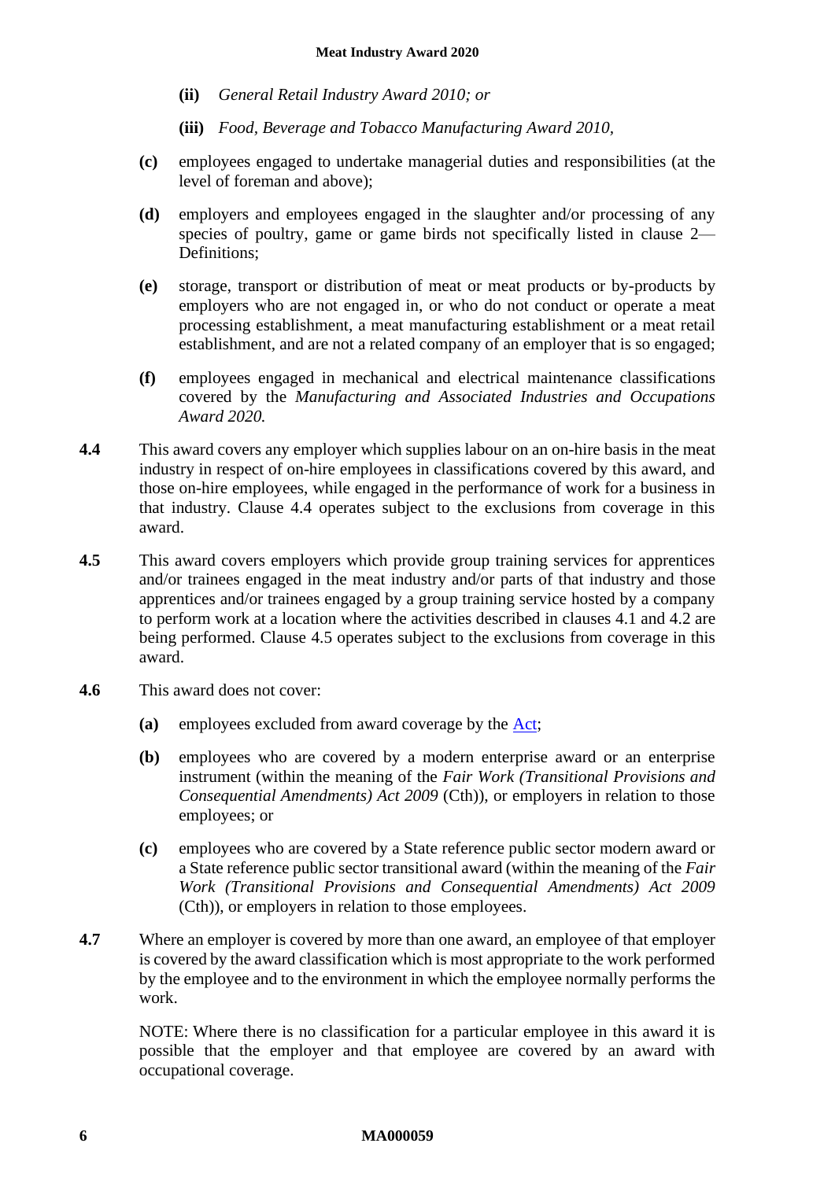- **(ii)** *General Retail Industry Award 2010; or*
- **(iii)** *Food, Beverage and Tobacco Manufacturing Award 2010*,

**(c)** employees engaged to undertake managerial duties and responsibilities (at the level of foreman and above);

**(d)** employers and employees engaged in the slaughter and/or processing of any species of poultry, game or game birds not specifically listed in clause 2—Definitions;

**(e)** storage, transport or distribution of meat or meat products or by-products by employers who are not engaged in, or who do not conduct or operate a meat processing establishment, a meat manufacturing establishment or a meat retail establishment, and are not a related company of an employer that is so engaged;

**(f)** employees engaged in mechanical and electrical maintenance classifications covered by the *Manufacturing and Associated Industries and Occupations Award 2020.*

**4.4** This award covers any employer which supplies labour on an on-hire basis in the meat industry in respect of on-hire employees in classifications covered by this award, and those on-hire employees, while engaged in the performance of work for a business in that industry. Clause 4.4 operates subject to the exclusions from coverage in this award.

**4.5** This award covers employers which provide group training services for apprentices and/or trainees engaged in the meat industry and/or parts of that industry and those apprentices and/or trainees engaged by a group training service hosted by a company to perform work at a location where the activities described in clauses 4.1 and 4.2 are being performed. Clause 4.5 operates subject to the exclusions from coverage in this award.

**4.6** This award does not cover:

**(a)** employees excluded from award coverage by the Act;

**(b)** employees who are covered by a modern enterprise award or an enterprise instrument (within the meaning of the *Fair Work (Transitional Provisions and Consequential Amendments) Act 2009* (Cth)), or employers in relation to those employees; or

**(c)** employees who are covered by a State reference public sector modern award or a State reference public sector transitional award (within the meaning of the *Fair Work (Transitional Provisions and Consequential Amendments) Act 2009* (Cth)), or employers in relation to those employees.

**4.7** Where an employer is covered by more than one award, an employee of that employer is covered by the award classification which is most appropriate to the work performed by the employee and to the environment in which the employee normally performs the work.

NOTE: Where there is no classification for a particular employee in this award it is possible that the employer and that employee are covered by an award with occupational coverage.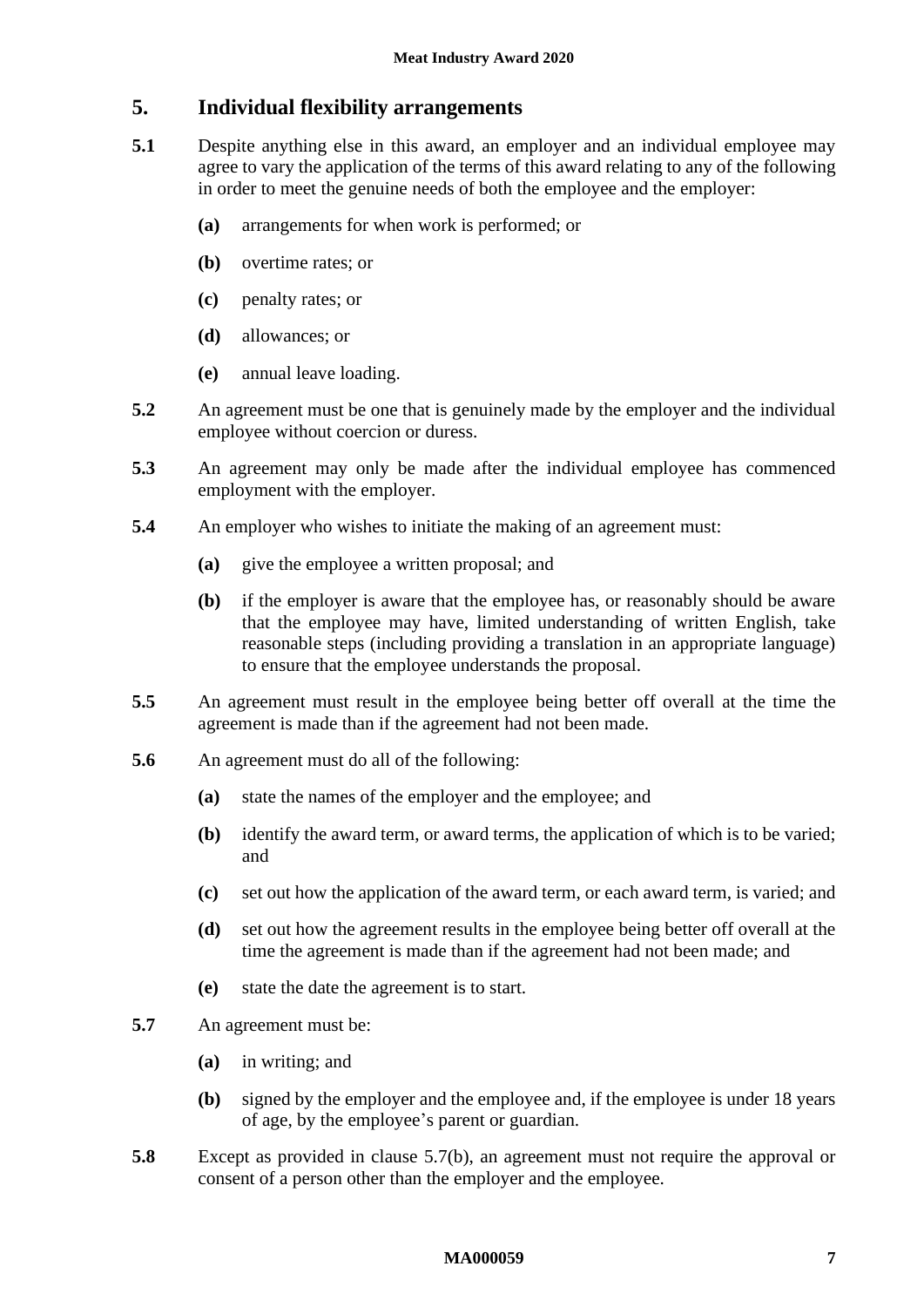## 5. Individual flexibility arrangements

**5.1** Despite anything else in this award, an employer and an individual employee may agree to vary the application of the terms of this award relating to any of the following in order to meet the genuine needs of both the employee and the employer:

- **(a)** arrangements for when work is performed; or
- **(b)** overtime rates; or
- **(c)** penalty rates; or
- **(d)** allowances; or
- **(e)** annual leave loading.

**5.2** An agreement must be one that is genuinely made by the employer and the individual employee without coercion or duress.

**5.3** An agreement may only be made after the individual employee has commenced employment with the employer.

**5.4** An employer who wishes to initiate the making of an agreement must:

- **(a)** give the employee a written proposal; and
- **(b)** if the employer is aware that the employee has, or reasonably should be aware that the employee may have, limited understanding of written English, take reasonable steps (including providing a translation in an appropriate language) to ensure that the employee understands the proposal.

**5.5** An agreement must result in the employee being better off overall at the time the agreement is made than if the agreement had not been made.

**5.6** An agreement must do all of the following:

- **(a)** state the names of the employer and the employee; and
- **(b)** identify the award term, or award terms, the application of which is to be varied; and
- **(c)** set out how the application of the award term, or each award term, is varied; and
- **(d)** set out how the agreement results in the employee being better off overall at the time the agreement is made than if the agreement had not been made; and
- **(e)** state the date the agreement is to start.

**5.7** An agreement must be:

- **(a)** in writing; and
- **(b)** signed by the employer and the employee and, if the employee is under 18 years of age, by the employee's parent or guardian.

**5.8** Except as provided in clause 5.7(b), an agreement must not require the approval or consent of a person other than the employer and the employee.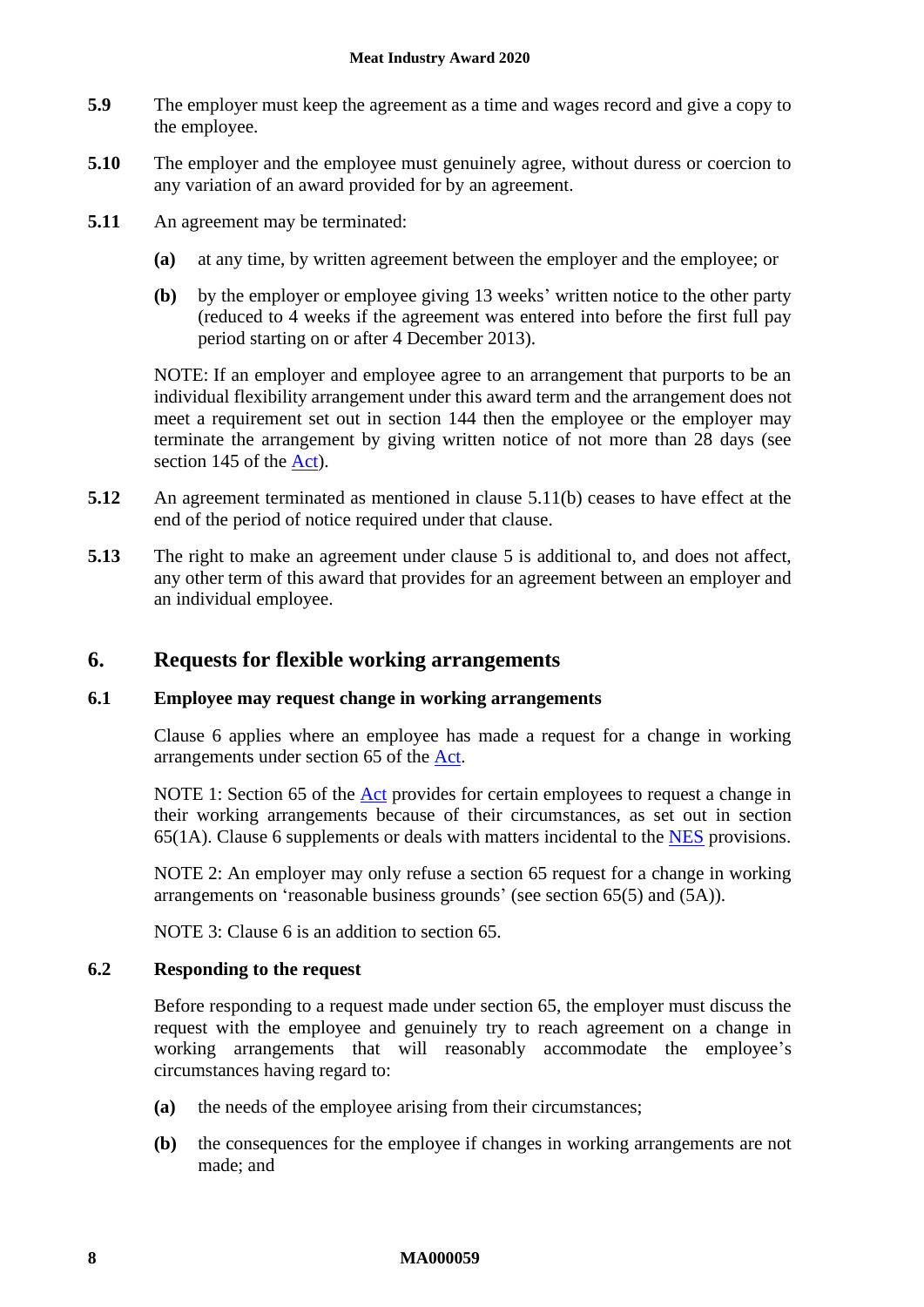**5.9** The employer must keep the agreement as a time and wages record and give a copy to the employee.

**5.10** The employer and the employee must genuinely agree, without duress or coercion to any variation of an award provided for by an agreement.

**5.11** An agreement may be terminated:

- **(a)** at any time, by written agreement between the employer and the employee; or
- **(b)** by the employer or employee giving 13 weeks' written notice to the other party (reduced to 4 weeks if the agreement was entered into before the first full pay period starting on or after 4 December 2013).

NOTE: If an employer and employee agree to an arrangement that purports to be an individual flexibility arrangement under this award term and the arrangement does not meet a requirement set out in section 144 then the employee or the employer may terminate the arrangement by giving written notice of not more than 28 days (see section 145 of the Act).

**5.12** An agreement terminated as mentioned in clause 5.11(b) ceases to have effect at the end of the period of notice required under that clause.

**5.13** The right to make an agreement under clause 5 is additional to, and does not affect, any other term of this award that provides for an agreement between an employer and an individual employee.

## 6. Requests for flexible working arrangements

### 6.1 Employee may request change in working arrangements

Clause 6 applies where an employee has made a request for a change in working arrangements under section 65 of the Act.

NOTE 1: Section 65 of the Act provides for certain employees to request a change in their working arrangements because of their circumstances, as set out in section 65(1A). Clause 6 supplements or deals with matters incidental to the NES provisions.

NOTE 2: An employer may only refuse a section 65 request for a change in working arrangements on 'reasonable business grounds' (see section 65(5) and (5A)).

NOTE 3: Clause 6 is an addition to section 65.

### 6.2 Responding to the request

Before responding to a request made under section 65, the employer must discuss the request with the employee and genuinely try to reach agreement on a change in working arrangements that will reasonably accommodate the employee's circumstances having regard to:

- **(a)** the needs of the employee arising from their circumstances;
- **(b)** the consequences for the employee if changes in working arrangements are not made; and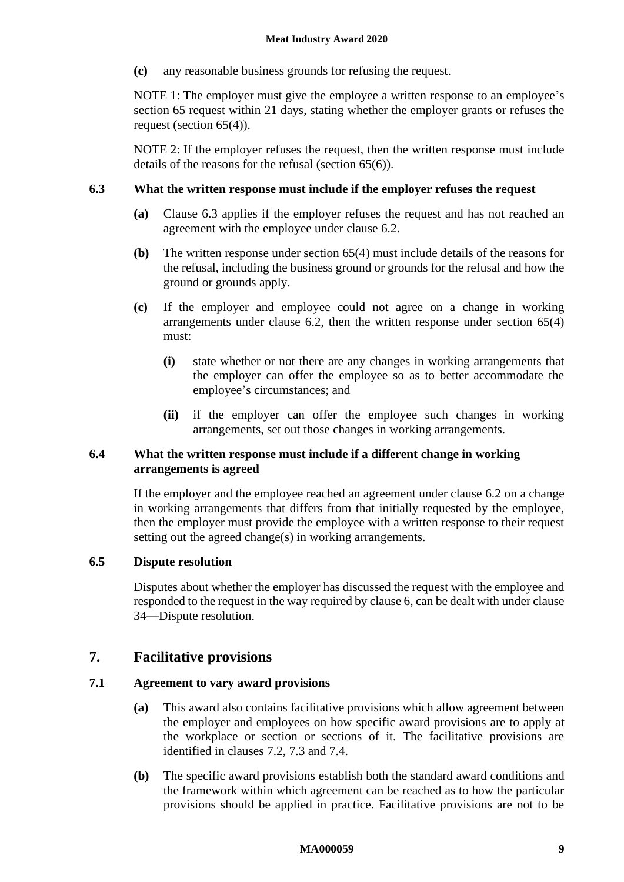**(c)** any reasonable business grounds for refusing the request.

NOTE 1: The employer must give the employee a written response to an employee's section 65 request within 21 days, stating whether the employer grants or refuses the request (section 65(4)).

NOTE 2: If the employer refuses the request, then the written response must include details of the reasons for the refusal (section 65(6)).

### 6.3 What the written response must include if the employer refuses the request

**(a)** Clause 6.3 applies if the employer refuses the request and has not reached an agreement with the employee under clause 6.2.

**(b)** The written response under section 65(4) must include details of the reasons for the refusal, including the business ground or grounds for the refusal and how the ground or grounds apply.

**(c)** If the employer and employee could not agree on a change in working arrangements under clause 6.2, then the written response under section 65(4) must:

- **(i)** state whether or not there are any changes in working arrangements that the employer can offer the employee so as to better accommodate the employee's circumstances; and
- **(ii)** if the employer can offer the employee such changes in working arrangements, set out those changes in working arrangements.

### 6.4 What the written response must include if a different change in working arrangements is agreed

If the employer and the employee reached an agreement under clause 6.2 on a change in working arrangements that differs from that initially requested by the employee, then the employer must provide the employee with a written response to their request setting out the agreed change(s) in working arrangements.

### 6.5 Dispute resolution

Disputes about whether the employer has discussed the request with the employee and responded to the request in the way required by clause 6, can be dealt with under clause 34—Dispute resolution.

## 7. Facilitative provisions

### 7.1 Agreement to vary award provisions

**(a)** This award also contains facilitative provisions which allow agreement between the employer and employees on how specific award provisions are to apply at the workplace or section or sections of it. The facilitative provisions are identified in clauses 7.2, 7.3 and 7.4.

**(b)** The specific award provisions establish both the standard award conditions and the framework within which agreement can be reached as to how the particular provisions should be applied in practice. Facilitative provisions are not to be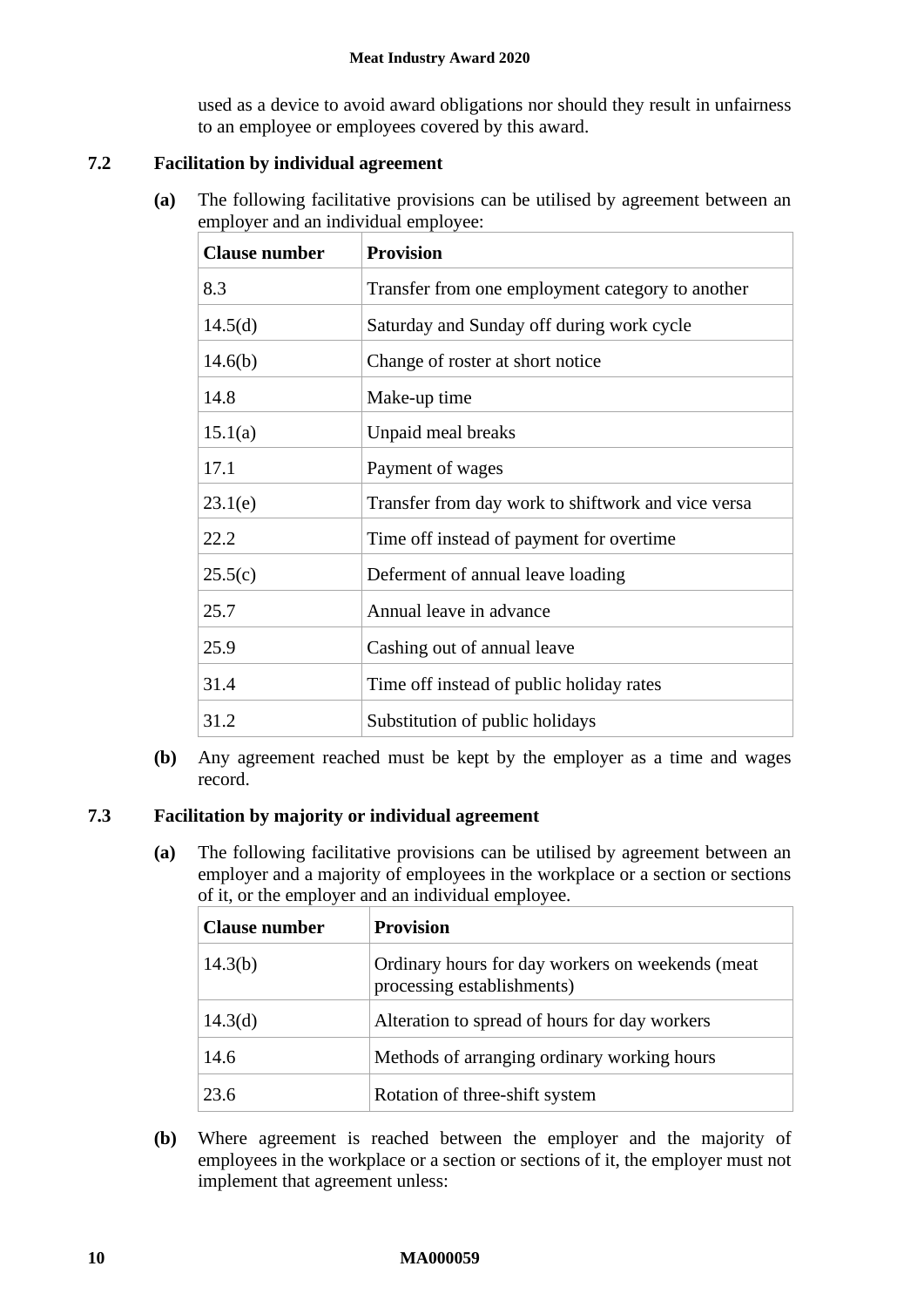used as a device to avoid award obligations nor should they result in unfairness to an employee or employees covered by this award.

### 7.2 Facilitation by individual agreement

**(a)** The following facilitative provisions can be utilised by agreement between an employer and an individual employee:

| Clause number | Provision |
|---|---|
| 8.3 | Transfer from one employment category to another |
| 14.5(d) | Saturday and Sunday off during work cycle |
| 14.6(b) | Change of roster at short notice |
| 14.8 | Make-up time |
| 15.1(a) | Unpaid meal breaks |
| 17.1 | Payment of wages |
| 23.1(e) | Transfer from day work to shiftwork and vice versa |
| 22.2 | Time off instead of payment for overtime |
| 25.5(c) | Deferment of annual leave loading |
| 25.7 | Annual leave in advance |
| 25.9 | Cashing out of annual leave |
| 31.4 | Time off instead of public holiday rates |
| 31.2 | Substitution of public holidays |

**(b)** Any agreement reached must be kept by the employer as a time and wages record.

### 7.3 Facilitation by majority or individual agreement

**(a)** The following facilitative provisions can be utilised by agreement between an employer and a majority of employees in the workplace or a section or sections of it, or the employer and an individual employee.

| Clause number | Provision |
|---|---|
| 14.3(b) | Ordinary hours for day workers on weekends (meat processing establishments) |
| 14.3(d) | Alteration to spread of hours for day workers |
| 14.6 | Methods of arranging ordinary working hours |
| 23.6 | Rotation of three-shift system |

**(b)** Where agreement is reached between the employer and the majority of employees in the workplace or a section or sections of it, the employer must not implement that agreement unless: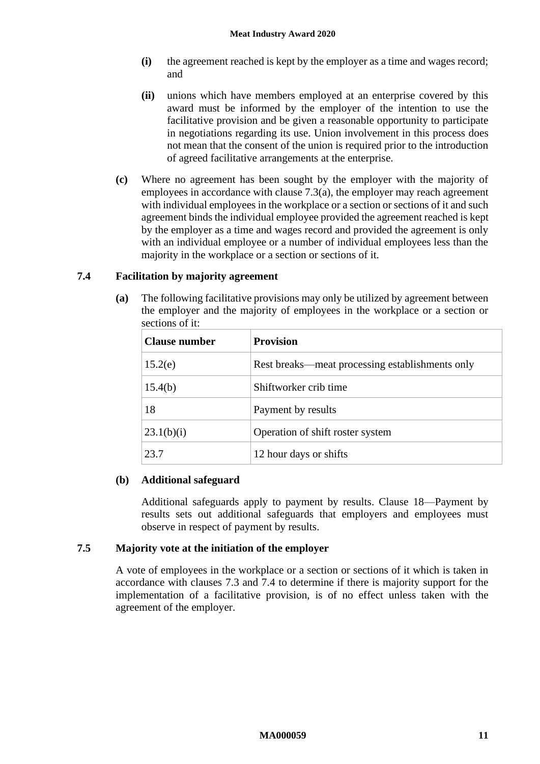- **(i)** the agreement reached is kept by the employer as a time and wages record; and

- **(ii)** unions which have members employed at an enterprise covered by this award must be informed by the employer of the intention to use the facilitative provision and be given a reasonable opportunity to participate in negotiations regarding its use. Union involvement in this process does not mean that the consent of the union is required prior to the introduction of agreed facilitative arrangements at the enterprise.

**(c)** Where no agreement has been sought by the employer with the majority of employees in accordance with clause 7.3(a), the employer may reach agreement with individual employees in the workplace or a section or sections of it and such agreement binds the individual employee provided the agreement reached is kept by the employer as a time and wages record and provided the agreement is only with an individual employee or a number of individual employees less than the majority in the workplace or a section or sections of it.

### 7.4 Facilitation by majority agreement

**(a)** The following facilitative provisions may only be utilized by agreement between the employer and the majority of employees in the workplace or a section or sections of it:

| Clause number | Provision |
|---|---|
| 15.2(e) | Rest breaks—meat processing establishments only |
| 15.4(b) | Shiftworker crib time |
| 18 | Payment by results |
| 23.1(b)(i) | Operation of shift roster system |
| 23.7 | 12 hour days or shifts |

**(b) Additional safeguard**

Additional safeguards apply to payment by results. Clause 18—Payment by results sets out additional safeguards that employers and employees must observe in respect of payment by results.

### 7.5 Majority vote at the initiation of the employer

A vote of employees in the workplace or a section or sections of it which is taken in accordance with clauses 7.3 and 7.4 to determine if there is majority support for the implementation of a facilitative provision, is of no effect unless taken with the agreement of the employer.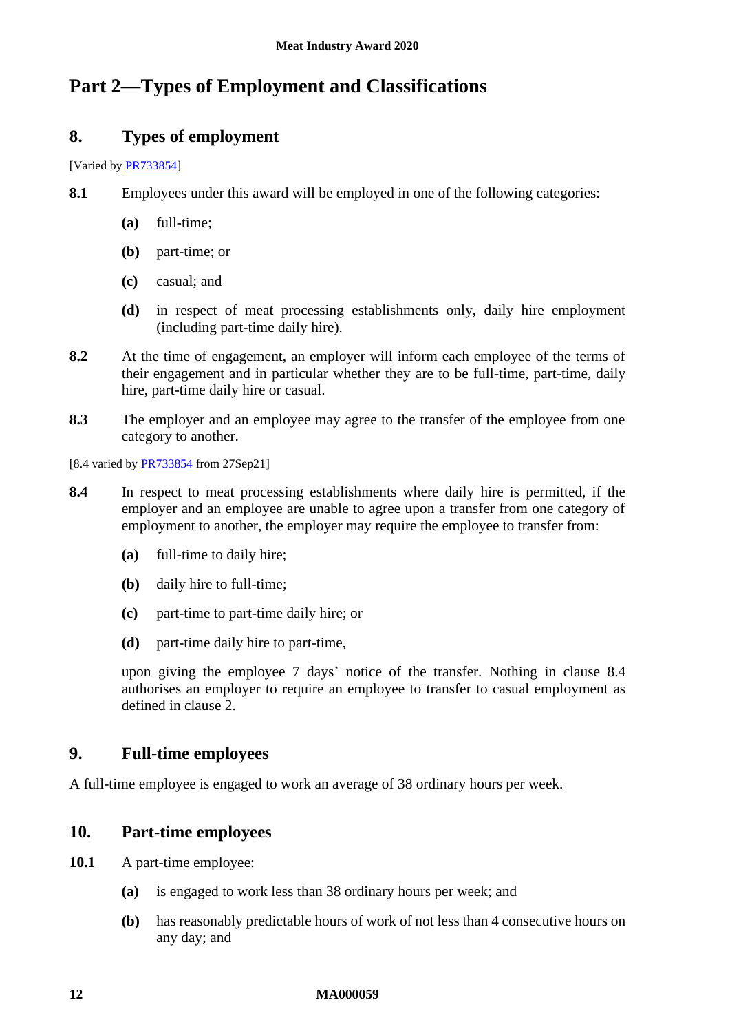# Part 2—Types of Employment and Classifications

## 8. Types of employment

[Varied by PR733854]

**8.1** Employees under this award will be employed in one of the following categories:

- **(a)** full-time;
- **(b)** part-time; or
- **(c)** casual; and
- **(d)** in respect of meat processing establishments only, daily hire employment (including part-time daily hire).

**8.2** At the time of engagement, an employer will inform each employee of the terms of their engagement and in particular whether they are to be full-time, part-time, daily hire, part-time daily hire or casual.

**8.3** The employer and an employee may agree to the transfer of the employee from one category to another.

[8.4 varied by PR733854 from 27Sep21]

**8.4** In respect to meat processing establishments where daily hire is permitted, if the employer and an employee are unable to agree upon a transfer from one category of employment to another, the employer may require the employee to transfer from:

- **(a)** full-time to daily hire;
- **(b)** daily hire to full-time;
- **(c)** part-time to part-time daily hire; or
- **(d)** part-time daily hire to part-time,

upon giving the employee 7 days' notice of the transfer. Nothing in clause 8.4 authorises an employer to require an employee to transfer to casual employment as defined in clause 2.

## 9. Full-time employees

A full-time employee is engaged to work an average of 38 ordinary hours per week.

## 10. Part-time employees

**10.1** A part-time employee:

- **(a)** is engaged to work less than 38 ordinary hours per week; and
- **(b)** has reasonably predictable hours of work of not less than 4 consecutive hours on any day; and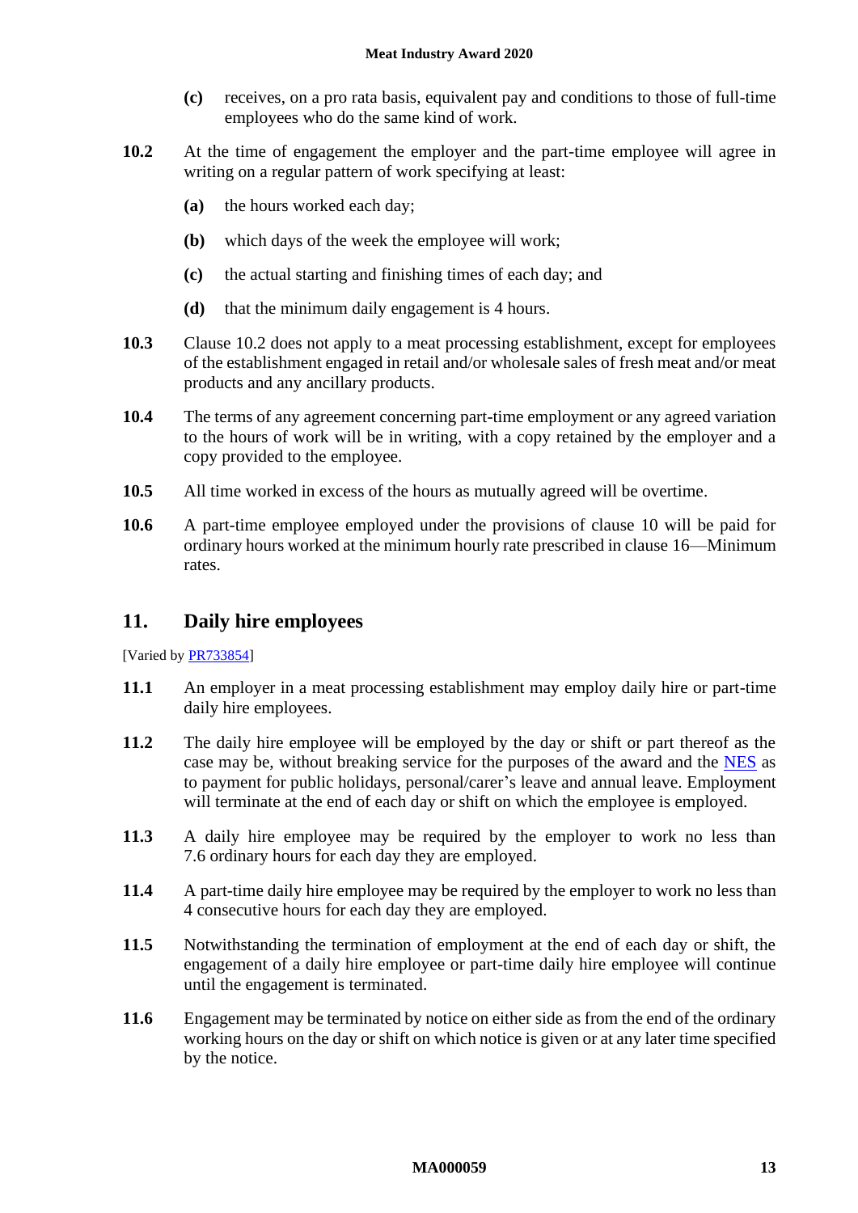**(c)** receives, on a pro rata basis, equivalent pay and conditions to those of full-time employees who do the same kind of work.

**10.2** At the time of engagement the employer and the part-time employee will agree in writing on a regular pattern of work specifying at least:

**(a)** the hours worked each day;

**(b)** which days of the week the employee will work;

**(c)** the actual starting and finishing times of each day; and

**(d)** that the minimum daily engagement is 4 hours.

**10.3** Clause 10.2 does not apply to a meat processing establishment, except for employees of the establishment engaged in retail and/or wholesale sales of fresh meat and/or meat products and any ancillary products.

**10.4** The terms of any agreement concerning part-time employment or any agreed variation to the hours of work will be in writing, with a copy retained by the employer and a copy provided to the employee.

**10.5** All time worked in excess of the hours as mutually agreed will be overtime.

**10.6** A part-time employee employed under the provisions of clause 10 will be paid for ordinary hours worked at the minimum hourly rate prescribed in clause 16—Minimum rates.

## 11. Daily hire employees

[Varied by PR733854]

**11.1** An employer in a meat processing establishment may employ daily hire or part-time daily hire employees.

**11.2** The daily hire employee will be employed by the day or shift or part thereof as the case may be, without breaking service for the purposes of the award and the NES as to payment for public holidays, personal/carer's leave and annual leave. Employment will terminate at the end of each day or shift on which the employee is employed.

**11.3** A daily hire employee may be required by the employer to work no less than 7.6 ordinary hours for each day they are employed.

**11.4** A part-time daily hire employee may be required by the employer to work no less than 4 consecutive hours for each day they are employed.

**11.5** Notwithstanding the termination of employment at the end of each day or shift, the engagement of a daily hire employee or part-time daily hire employee will continue until the engagement is terminated.

**11.6** Engagement may be terminated by notice on either side as from the end of the ordinary working hours on the day or shift on which notice is given or at any later time specified by the notice.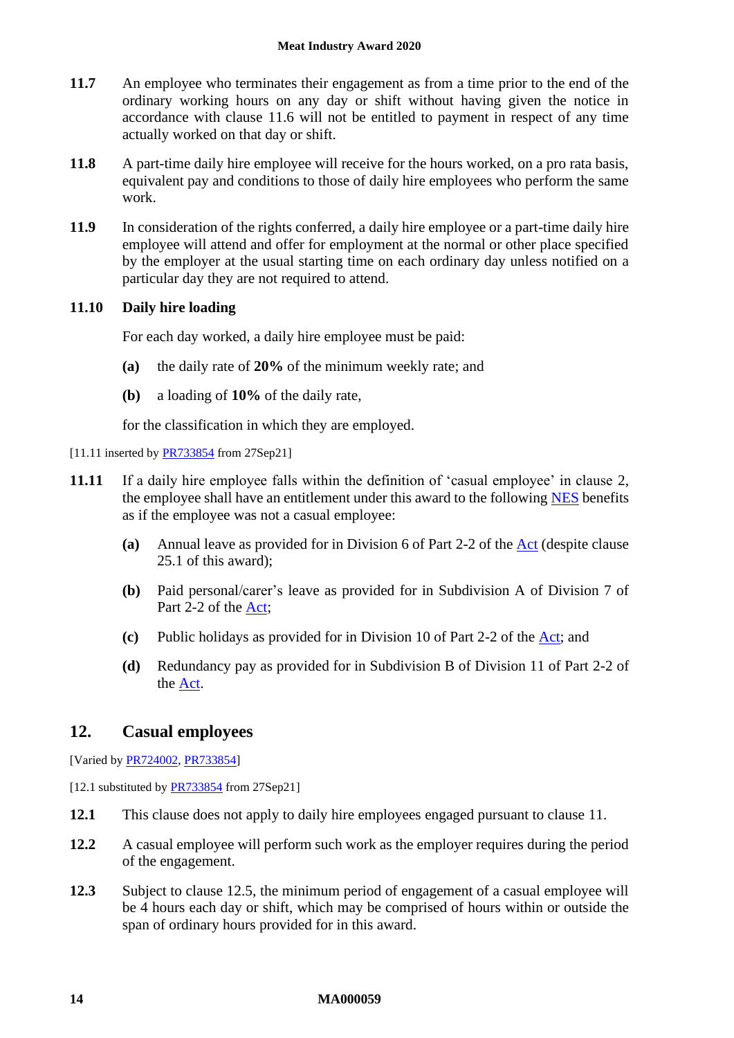**11.7** An employee who terminates their engagement as from a time prior to the end of the ordinary working hours on any day or shift without having given the notice in accordance with clause 11.6 will not be entitled to payment in respect of any time actually worked on that day or shift.

**11.8** A part-time daily hire employee will receive for the hours worked, on a pro rata basis, equivalent pay and conditions to those of daily hire employees who perform the same work.

**11.9** In consideration of the rights conferred, a daily hire employee or a part-time daily hire employee will attend and offer for employment at the normal or other place specified by the employer at the usual starting time on each ordinary day unless notified on a particular day they are not required to attend.

**11.10 Daily hire loading**

For each day worked, a daily hire employee must be paid:

**(a)** the daily rate of **20%** of the minimum weekly rate; and

**(b)** a loading of **10%** of the daily rate,

for the classification in which they are employed.

[11.11 inserted by PR733854 from 27Sep21]

**11.11** If a daily hire employee falls within the definition of 'casual employee' in clause 2, the employee shall have an entitlement under this award to the following NES benefits as if the employee was not a casual employee:

**(a)** Annual leave as provided for in Division 6 of Part 2-2 of the Act (despite clause 25.1 of this award);

**(b)** Paid personal/carer's leave as provided for in Subdivision A of Division 7 of Part 2-2 of the Act;

**(c)** Public holidays as provided for in Division 10 of Part 2-2 of the Act; and

**(d)** Redundancy pay as provided for in Subdivision B of Division 11 of Part 2-2 of the Act.

## 12. Casual employees

[Varied by PR724002, PR733854]

[12.1 substituted by PR733854 from 27Sep21]

**12.1** This clause does not apply to daily hire employees engaged pursuant to clause 11.

**12.2** A casual employee will perform such work as the employer requires during the period of the engagement.

**12.3** Subject to clause 12.5, the minimum period of engagement of a casual employee will be 4 hours each day or shift, which may be comprised of hours within or outside the span of ordinary hours provided for in this award.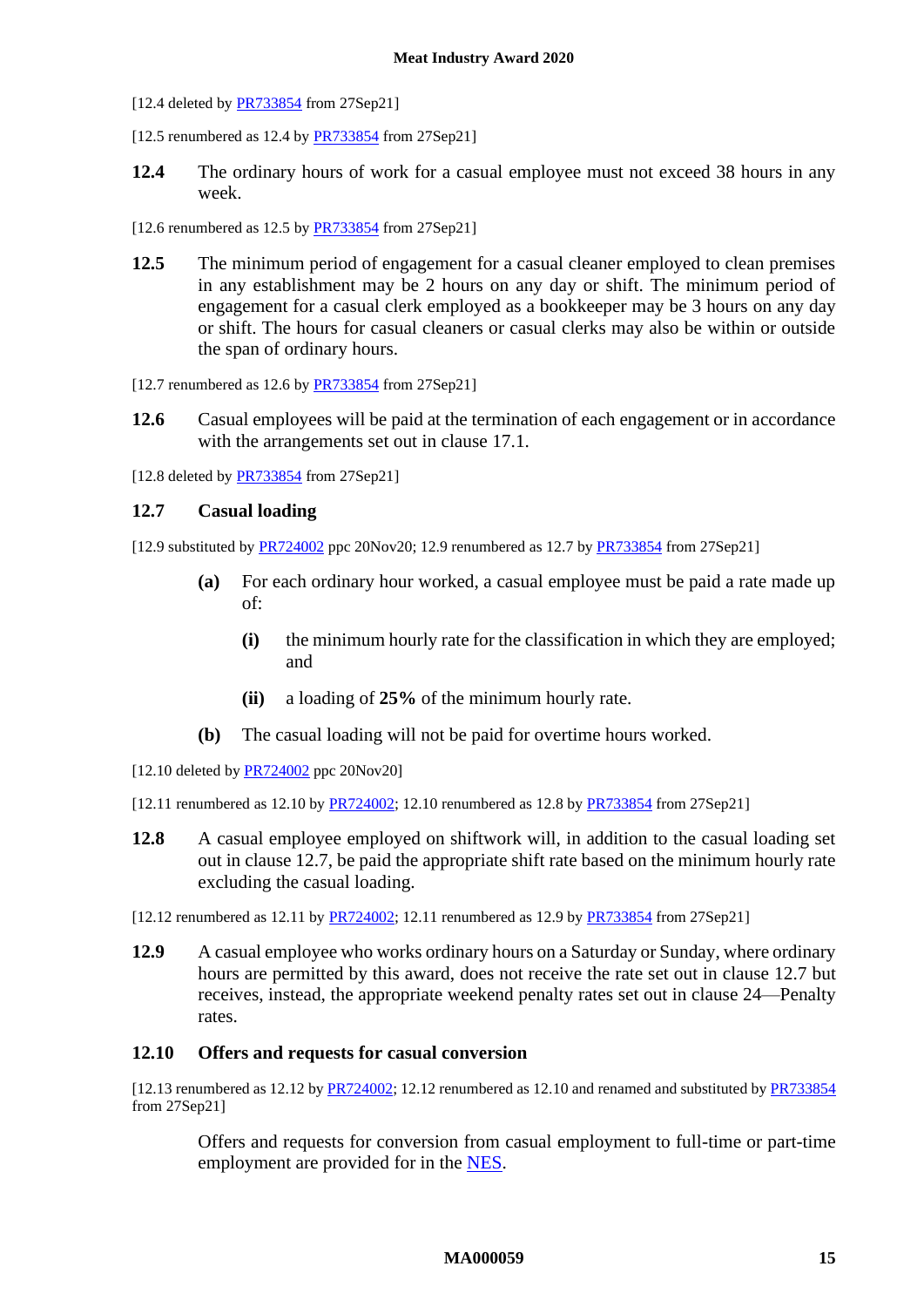[12.4 deleted by PR733854 from 27Sep21]

[12.5 renumbered as 12.4 by PR733854 from 27Sep21]

**12.4** The ordinary hours of work for a casual employee must not exceed 38 hours in any week.

[12.6 renumbered as 12.5 by PR733854 from 27Sep21]

**12.5** The minimum period of engagement for a casual cleaner employed to clean premises in any establishment may be 2 hours on any day or shift. The minimum period of engagement for a casual clerk employed as a bookkeeper may be 3 hours on any day or shift. The hours for casual cleaners or casual clerks may also be within or outside the span of ordinary hours.

[12.7 renumbered as 12.6 by PR733854 from 27Sep21]

**12.6** Casual employees will be paid at the termination of each engagement or in accordance with the arrangements set out in clause 17.1.

[12.8 deleted by PR733854 from 27Sep21]

### 12.7 Casual loading

[12.9 substituted by PR724002 ppc 20Nov20; 12.9 renumbered as 12.7 by PR733854 from 27Sep21]

**(a)** For each ordinary hour worked, a casual employee must be paid a rate made up of:

**(i)** the minimum hourly rate for the classification in which they are employed; and

**(ii)** a loading of **25%** of the minimum hourly rate.

**(b)** The casual loading will not be paid for overtime hours worked.

[12.10 deleted by PR724002 ppc 20Nov20]

[12.11 renumbered as 12.10 by PR724002; 12.10 renumbered as 12.8 by PR733854 from 27Sep21]

**12.8** A casual employee employed on shiftwork will, in addition to the casual loading set out in clause 12.7, be paid the appropriate shift rate based on the minimum hourly rate excluding the casual loading.

[12.12 renumbered as 12.11 by PR724002; 12.11 renumbered as 12.9 by PR733854 from 27Sep21]

**12.9** A casual employee who works ordinary hours on a Saturday or Sunday, where ordinary hours are permitted by this award, does not receive the rate set out in clause 12.7 but receives, instead, the appropriate weekend penalty rates set out in clause 24—Penalty rates.

### 12.10 Offers and requests for casual conversion

[12.13 renumbered as 12.12 by PR724002; 12.12 renumbered as 12.10 and renamed and substituted by PR733854 from 27Sep21]

Offers and requests for conversion from casual employment to full-time or part-time employment are provided for in the NES.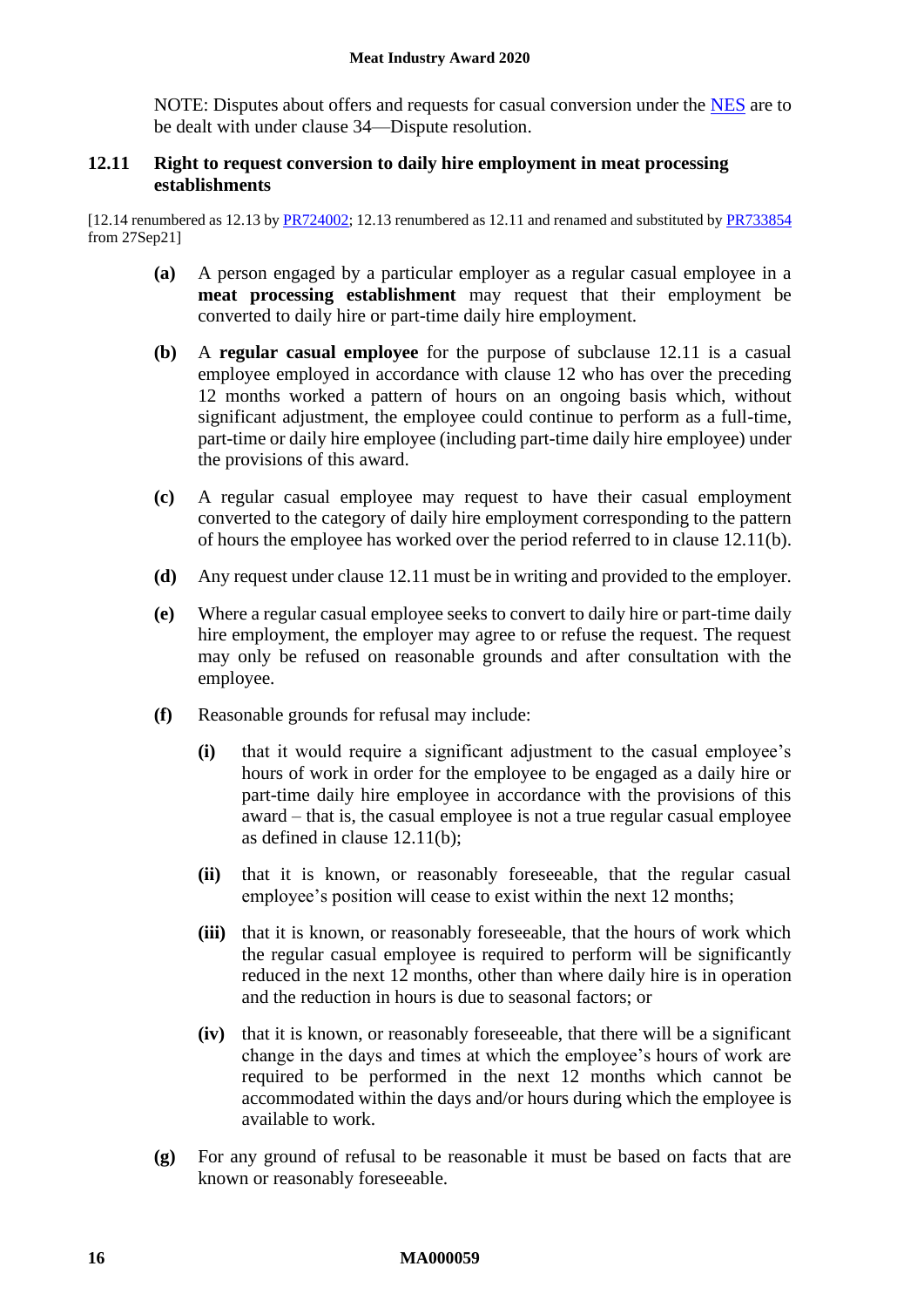NOTE: Disputes about offers and requests for casual conversion under the NES are to be dealt with under clause 34—Dispute resolution.

### 12.11 Right to request conversion to daily hire employment in meat processing establishments

[12.14 renumbered as 12.13 by PR724002; 12.13 renumbered as 12.11 and renamed and substituted by PR733854 from 27Sep21]

**(a)** A person engaged by a particular employer as a regular casual employee in a **meat processing establishment** may request that their employment be converted to daily hire or part-time daily hire employment.

**(b)** A **regular casual employee** for the purpose of subclause 12.11 is a casual employee employed in accordance with clause 12 who has over the preceding 12 months worked a pattern of hours on an ongoing basis which, without significant adjustment, the employee could continue to perform as a full-time, part-time or daily hire employee (including part-time daily hire employee) under the provisions of this award.

**(c)** A regular casual employee may request to have their casual employment converted to the category of daily hire employment corresponding to the pattern of hours the employee has worked over the period referred to in clause 12.11(b).

**(d)** Any request under clause 12.11 must be in writing and provided to the employer.

**(e)** Where a regular casual employee seeks to convert to daily hire or part-time daily hire employment, the employer may agree to or refuse the request. The request may only be refused on reasonable grounds and after consultation with the employee.

**(f)** Reasonable grounds for refusal may include:

- **(i)** that it would require a significant adjustment to the casual employee's hours of work in order for the employee to be engaged as a daily hire or part-time daily hire employee in accordance with the provisions of this award – that is, the casual employee is not a true regular casual employee as defined in clause 12.11(b);

- **(ii)** that it is known, or reasonably foreseeable, that the regular casual employee's position will cease to exist within the next 12 months;

- **(iii)** that it is known, or reasonably foreseeable, that the hours of work which the regular casual employee is required to perform will be significantly reduced in the next 12 months, other than where daily hire is in operation and the reduction in hours is due to seasonal factors; or

- **(iv)** that it is known, or reasonably foreseeable, that there will be a significant change in the days and times at which the employee's hours of work are required to be performed in the next 12 months which cannot be accommodated within the days and/or hours during which the employee is available to work.

**(g)** For any ground of refusal to be reasonable it must be based on facts that are known or reasonably foreseeable.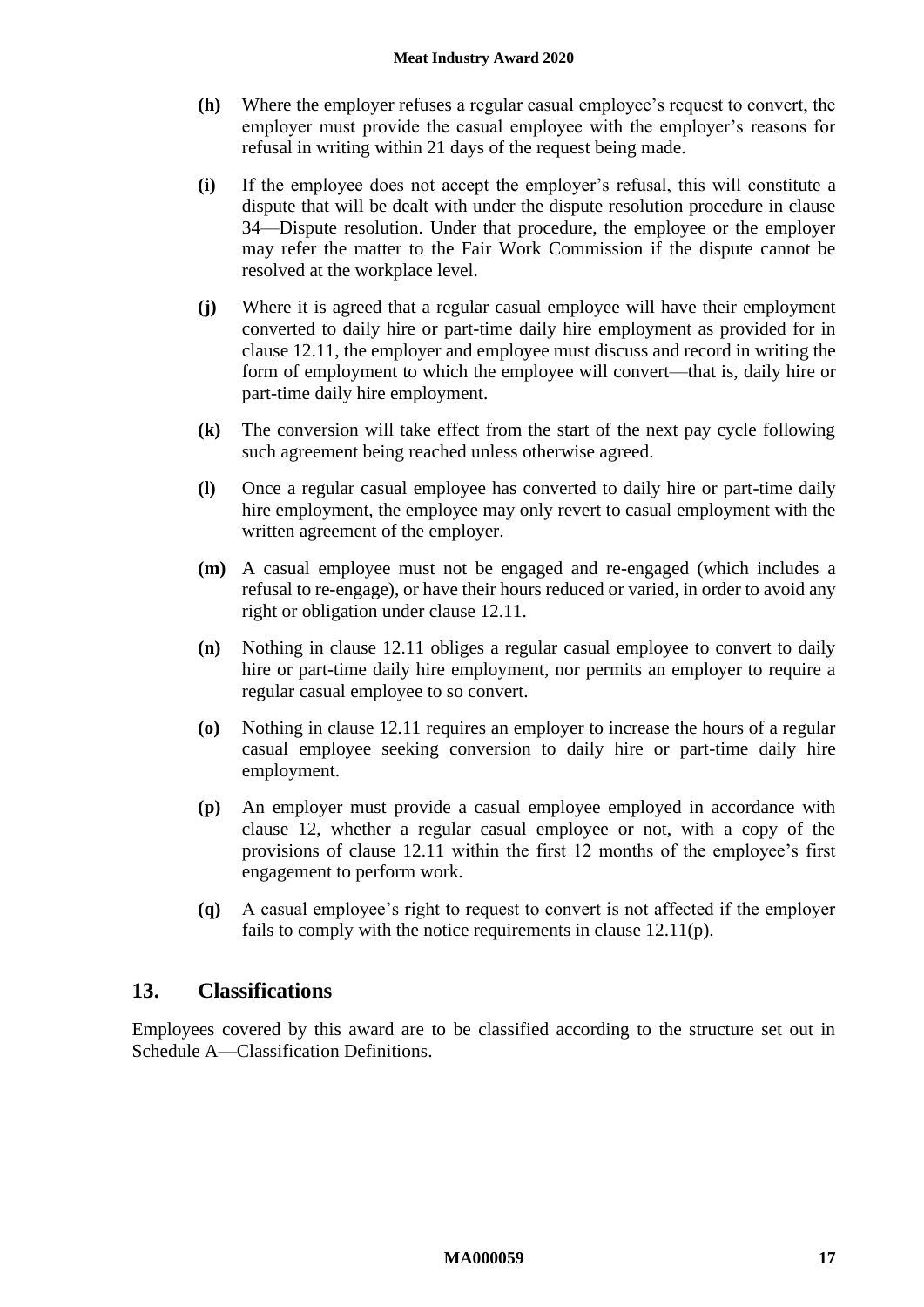**(h)** Where the employer refuses a regular casual employee's request to convert, the employer must provide the casual employee with the employer's reasons for refusal in writing within 21 days of the request being made.

**(i)** If the employee does not accept the employer's refusal, this will constitute a dispute that will be dealt with under the dispute resolution procedure in clause 34—Dispute resolution. Under that procedure, the employee or the employer may refer the matter to the Fair Work Commission if the dispute cannot be resolved at the workplace level.

**(j)** Where it is agreed that a regular casual employee will have their employment converted to daily hire or part-time daily hire employment as provided for in clause 12.11, the employer and employee must discuss and record in writing the form of employment to which the employee will convert—that is, daily hire or part-time daily hire employment.

**(k)** The conversion will take effect from the start of the next pay cycle following such agreement being reached unless otherwise agreed.

**(l)** Once a regular casual employee has converted to daily hire or part-time daily hire employment, the employee may only revert to casual employment with the written agreement of the employer.

**(m)** A casual employee must not be engaged and re-engaged (which includes a refusal to re-engage), or have their hours reduced or varied, in order to avoid any right or obligation under clause 12.11.

**(n)** Nothing in clause 12.11 obliges a regular casual employee to convert to daily hire or part-time daily hire employment, nor permits an employer to require a regular casual employee to so convert.

**(o)** Nothing in clause 12.11 requires an employer to increase the hours of a regular casual employee seeking conversion to daily hire or part-time daily hire employment.

**(p)** An employer must provide a casual employee employed in accordance with clause 12, whether a regular casual employee or not, with a copy of the provisions of clause 12.11 within the first 12 months of the employee's first engagement to perform work.

**(q)** A casual employee's right to request to convert is not affected if the employer fails to comply with the notice requirements in clause 12.11(p).

## 13. Classifications

Employees covered by this award are to be classified according to the structure set out in Schedule A—Classification Definitions.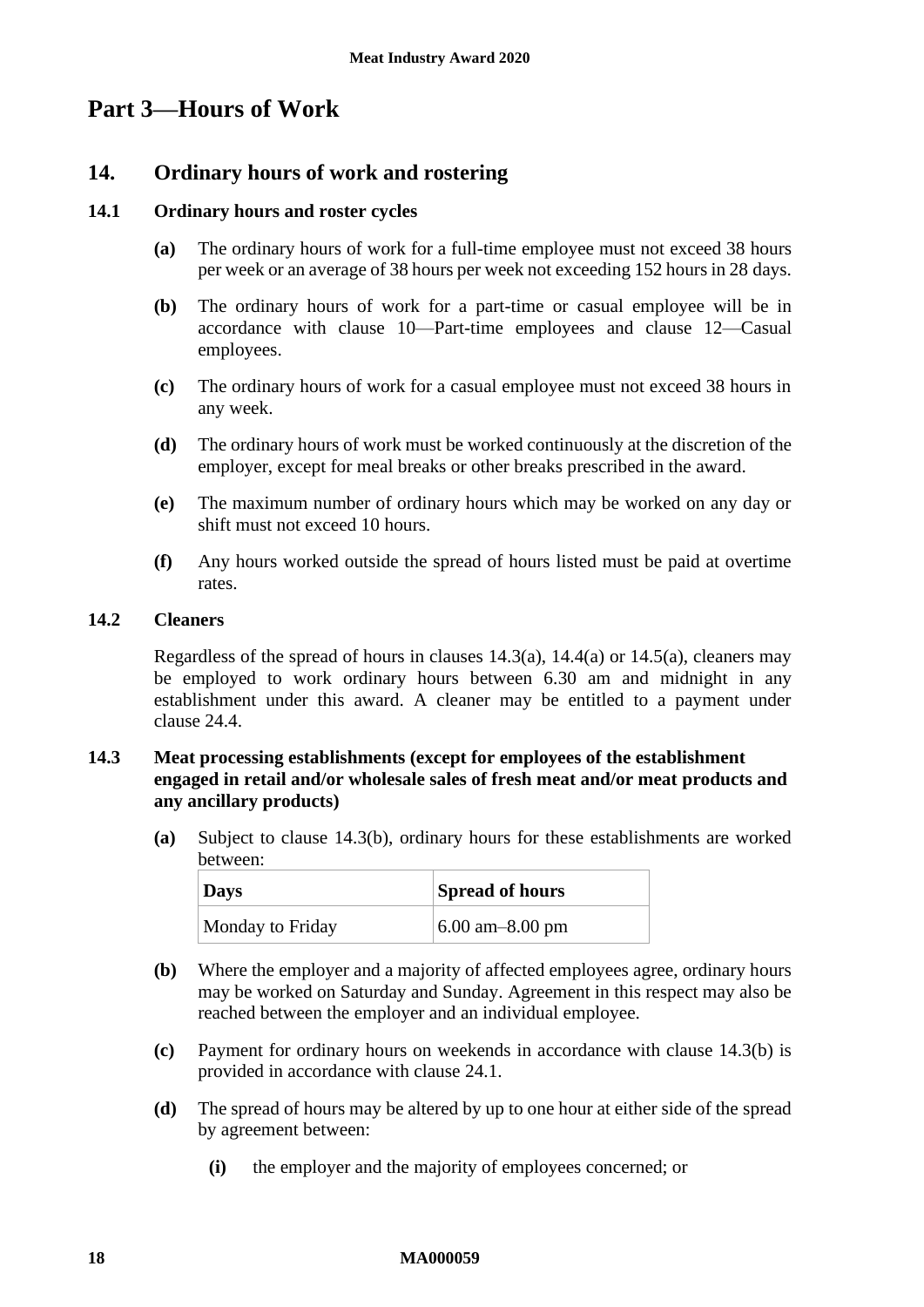# Part 3—Hours of Work

## 14. Ordinary hours of work and rostering

### 14.1 Ordinary hours and roster cycles

**(a)** The ordinary hours of work for a full-time employee must not exceed 38 hours per week or an average of 38 hours per week not exceeding 152 hours in 28 days.

**(b)** The ordinary hours of work for a part-time or casual employee will be in accordance with clause 10—Part-time employees and clause 12—Casual employees.

**(c)** The ordinary hours of work for a casual employee must not exceed 38 hours in any week.

**(d)** The ordinary hours of work must be worked continuously at the discretion of the employer, except for meal breaks or other breaks prescribed in the award.

**(e)** The maximum number of ordinary hours which may be worked on any day or shift must not exceed 10 hours.

**(f)** Any hours worked outside the spread of hours listed must be paid at overtime rates.

### 14.2 Cleaners

Regardless of the spread of hours in clauses 14.3(a), 14.4(a) or 14.5(a), cleaners may be employed to work ordinary hours between 6.30 am and midnight in any establishment under this award. A cleaner may be entitled to a payment under clause 24.4.

### 14.3 Meat processing establishments (except for employees of the establishment engaged in retail and/or wholesale sales of fresh meat and/or meat products and any ancillary products)

**(a)** Subject to clause 14.3(b), ordinary hours for these establishments are worked between:

| Days | Spread of hours |
|---|---|
| Monday to Friday | 6.00 am–8.00 pm |

**(b)** Where the employer and a majority of affected employees agree, ordinary hours may be worked on Saturday and Sunday. Agreement in this respect may also be reached between the employer and an individual employee.

**(c)** Payment for ordinary hours on weekends in accordance with clause 14.3(b) is provided in accordance with clause 24.1.

**(d)** The spread of hours may be altered by up to one hour at either side of the spread by agreement between:

- **(i)** the employer and the majority of employees concerned; or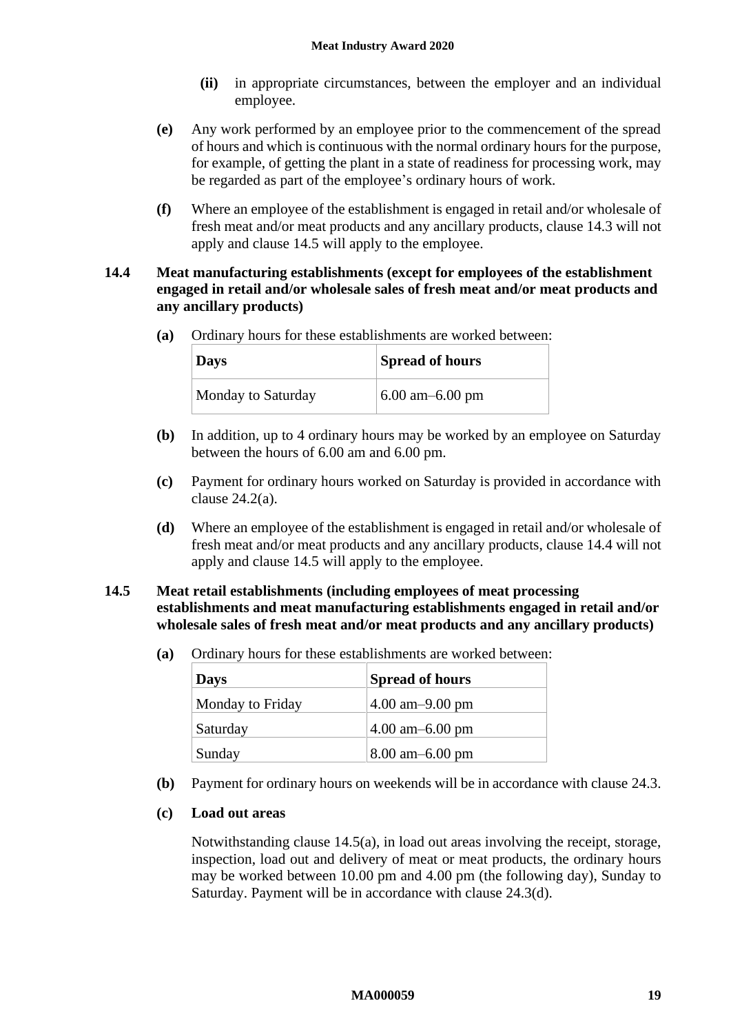**(ii)** in appropriate circumstances, between the employer and an individual employee.

**(e)** Any work performed by an employee prior to the commencement of the spread of hours and which is continuous with the normal ordinary hours for the purpose, for example, of getting the plant in a state of readiness for processing work, may be regarded as part of the employee's ordinary hours of work.

**(f)** Where an employee of the establishment is engaged in retail and/or wholesale of fresh meat and/or meat products and any ancillary products, clause 14.3 will not apply and clause 14.5 will apply to the employee.

### 14.4 Meat manufacturing establishments (except for employees of the establishment engaged in retail and/or wholesale sales of fresh meat and/or meat products and any ancillary products)

**(a)** Ordinary hours for these establishments are worked between:

| Days | Spread of hours |
|---|---|
| Monday to Saturday | 6.00 am–6.00 pm |

**(b)** In addition, up to 4 ordinary hours may be worked by an employee on Saturday between the hours of 6.00 am and 6.00 pm.

**(c)** Payment for ordinary hours worked on Saturday is provided in accordance with clause 24.2(a).

**(d)** Where an employee of the establishment is engaged in retail and/or wholesale of fresh meat and/or meat products and any ancillary products, clause 14.4 will not apply and clause 14.5 will apply to the employee.

### 14.5 Meat retail establishments (including employees of meat processing establishments and meat manufacturing establishments engaged in retail and/or wholesale sales of fresh meat and/or meat products and any ancillary products)

**(a)** Ordinary hours for these establishments are worked between:

| Days | Spread of hours |
|---|---|
| Monday to Friday | 4.00 am–9.00 pm |
| Saturday | 4.00 am–6.00 pm |
| Sunday | 8.00 am–6.00 pm |

**(b)** Payment for ordinary hours on weekends will be in accordance with clause 24.3.

**(c) Load out areas**

Notwithstanding clause 14.5(a), in load out areas involving the receipt, storage, inspection, load out and delivery of meat or meat products, the ordinary hours may be worked between 10.00 pm and 4.00 pm (the following day), Sunday to Saturday. Payment will be in accordance with clause 24.3(d).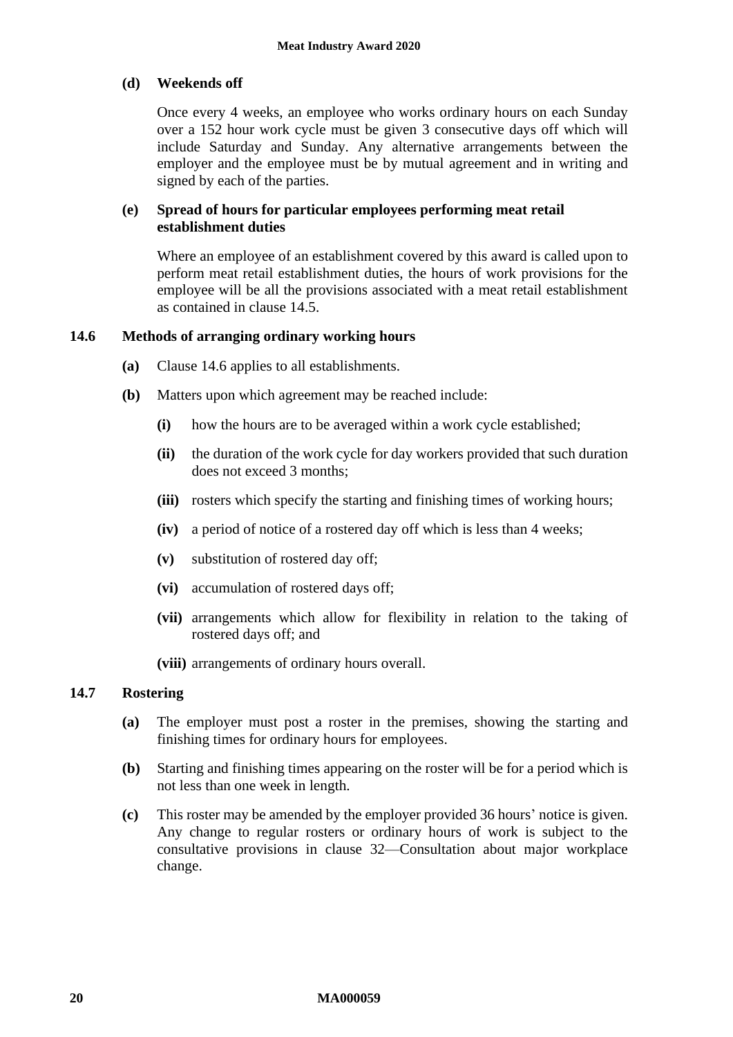**(d) Weekends off**

Once every 4 weeks, an employee who works ordinary hours on each Sunday over a 152 hour work cycle must be given 3 consecutive days off which will include Saturday and Sunday. Any alternative arrangements between the employer and the employee must be by mutual agreement and in writing and signed by each of the parties.

**(e) Spread of hours for particular employees performing meat retail establishment duties**

Where an employee of an establishment covered by this award is called upon to perform meat retail establishment duties, the hours of work provisions for the employee will be all the provisions associated with a meat retail establishment as contained in clause 14.5.

### 14.6 Methods of arranging ordinary working hours

**(a)** Clause 14.6 applies to all establishments.

**(b)** Matters upon which agreement may be reached include:

- **(i)** how the hours are to be averaged within a work cycle established;
- **(ii)** the duration of the work cycle for day workers provided that such duration does not exceed 3 months;
- **(iii)** rosters which specify the starting and finishing times of working hours;
- **(iv)** a period of notice of a rostered day off which is less than 4 weeks;
- **(v)** substitution of rostered day off;
- **(vi)** accumulation of rostered days off;
- **(vii)** arrangements which allow for flexibility in relation to the taking of rostered days off; and
- **(viii)** arrangements of ordinary hours overall.

### 14.7 Rostering

**(a)** The employer must post a roster in the premises, showing the starting and finishing times for ordinary hours for employees.

**(b)** Starting and finishing times appearing on the roster will be for a period which is not less than one week in length.

**(c)** This roster may be amended by the employer provided 36 hours' notice is given. Any change to regular rosters or ordinary hours of work is subject to the consultative provisions in clause 32—Consultation about major workplace change.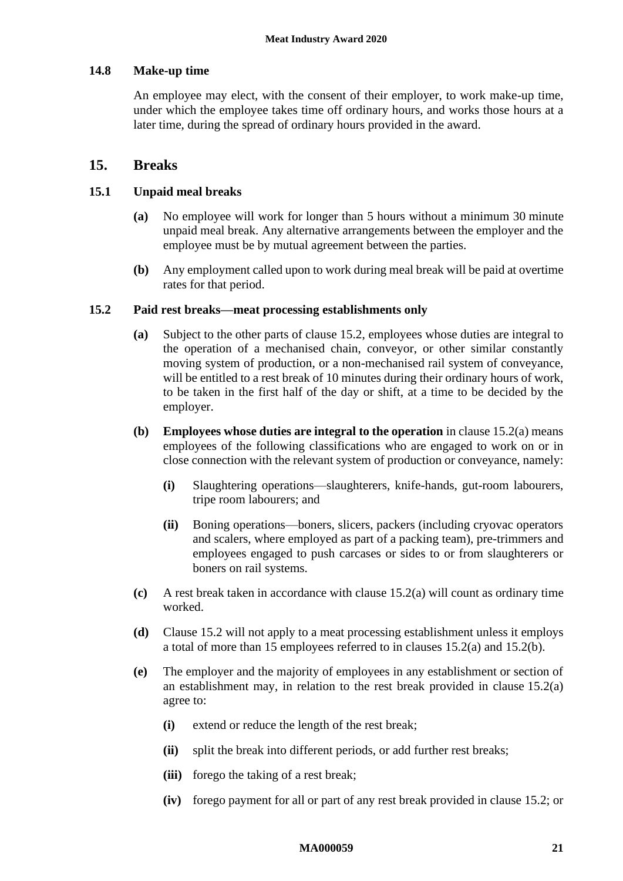### 14.8 Make-up time

An employee may elect, with the consent of their employer, to work make-up time, under which the employee takes time off ordinary hours, and works those hours at a later time, during the spread of ordinary hours provided in the award.

## 15. Breaks

### 15.1 Unpaid meal breaks

**(a)** No employee will work for longer than 5 hours without a minimum 30 minute unpaid meal break. Any alternative arrangements between the employer and the employee must be by mutual agreement between the parties.

**(b)** Any employment called upon to work during meal break will be paid at overtime rates for that period.

### 15.2 Paid rest breaks—meat processing establishments only

**(a)** Subject to the other parts of clause 15.2, employees whose duties are integral to the operation of a mechanised chain, conveyor, or other similar constantly moving system of production, or a non-mechanised rail system of conveyance, will be entitled to a rest break of 10 minutes during their ordinary hours of work, to be taken in the first half of the day or shift, at a time to be decided by the employer.

**(b)** **Employees whose duties are integral to the operation** in clause 15.2(a) means employees of the following classifications who are engaged to work on or in close connection with the relevant system of production or conveyance, namely:

- **(i)** Slaughtering operations—slaughterers, knife-hands, gut-room labourers, tripe room labourers; and
- **(ii)** Boning operations—boners, slicers, packers (including cryovac operators and scalers, where employed as part of a packing team), pre-trimmers and employees engaged to push carcases or sides to or from slaughterers or boners on rail systems.

**(c)** A rest break taken in accordance with clause 15.2(a) will count as ordinary time worked.

**(d)** Clause 15.2 will not apply to a meat processing establishment unless it employs a total of more than 15 employees referred to in clauses 15.2(a) and 15.2(b).

**(e)** The employer and the majority of employees in any establishment or section of an establishment may, in relation to the rest break provided in clause 15.2(a) agree to:

- **(i)** extend or reduce the length of the rest break;
- **(ii)** split the break into different periods, or add further rest breaks;
- **(iii)** forego the taking of a rest break;
- **(iv)** forego payment for all or part of any rest break provided in clause 15.2; or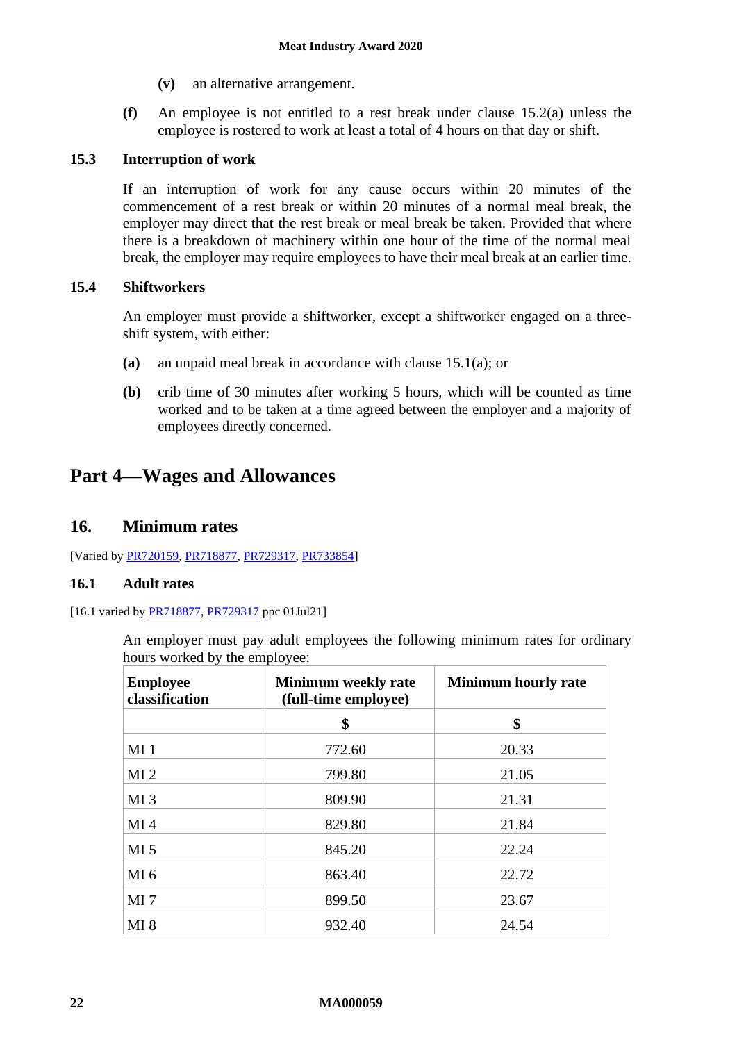**(v)** an alternative arrangement.

**(f)** An employee is not entitled to a rest break under clause 15.2(a) unless the employee is rostered to work at least a total of 4 hours on that day or shift.

### 15.3 Interruption of work

If an interruption of work for any cause occurs within 20 minutes of the commencement of a rest break or within 20 minutes of a normal meal break, the employer may direct that the rest break or meal break be taken. Provided that where there is a breakdown of machinery within one hour of the time of the normal meal break, the employer may require employees to have their meal break at an earlier time.

### 15.4 Shiftworkers

An employer must provide a shiftworker, except a shiftworker engaged on a three-shift system, with either:

**(a)** an unpaid meal break in accordance with clause 15.1(a); or

**(b)** crib time of 30 minutes after working 5 hours, which will be counted as time worked and to be taken at a time agreed between the employer and a majority of employees directly concerned.

# Part 4—Wages and Allowances

## 16. Minimum rates

[Varied by PR720159, PR718877, PR729317, PR733854]

### 16.1 Adult rates

[16.1 varied by PR718877, PR729317 ppc 01Jul21]

An employer must pay adult employees the following minimum rates for ordinary hours worked by the employee:

| Employee classification | Minimum weekly rate (full-time employee) | Minimum hourly rate |
|---|---|---|
| | $ | $ |
| MI 1 | 772.60 | 20.33 |
| MI 2 | 799.80 | 21.05 |
| MI 3 | 809.90 | 21.31 |
| MI 4 | 829.80 | 21.84 |
| MI 5 | 845.20 | 22.24 |
| MI 6 | 863.40 | 22.72 |
| MI 7 | 899.50 | 23.67 |
| MI 8 | 932.40 | 24.54 |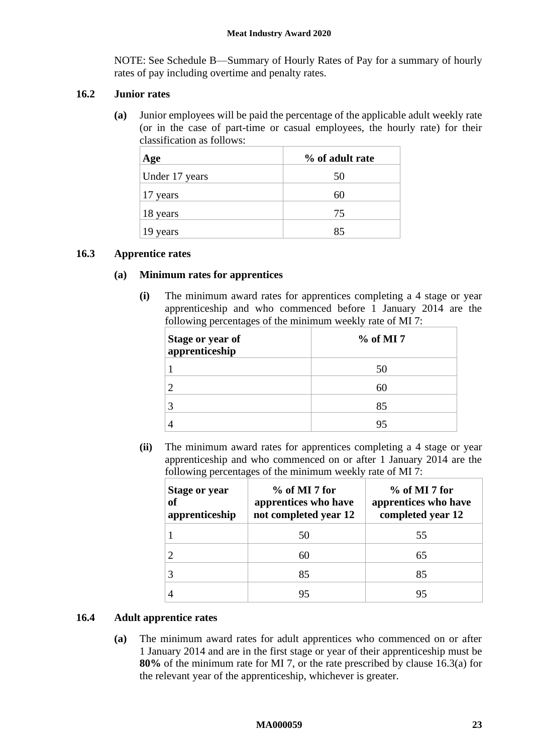NOTE: See Schedule B—Summary of Hourly Rates of Pay for a summary of hourly rates of pay including overtime and penalty rates.

### 16.2 Junior rates

**(a)** Junior employees will be paid the percentage of the applicable adult weekly rate (or in the case of part-time or casual employees, the hourly rate) for their classification as follows:

| Age | % of adult rate |
|---|---|
| Under 17 years | 50 |
| 17 years | 60 |
| 18 years | 75 |
| 19 years | 85 |

### 16.3 Apprentice rates

**(a) Minimum rates for apprentices**

**(i)** The minimum award rates for apprentices completing a 4 stage or year apprenticeship and who commenced before 1 January 2014 are the following percentages of the minimum weekly rate of MI 7:

| Stage or year of apprenticeship | % of MI 7 |
|---|---|
| 1 | 50 |
| 2 | 60 |
| 3 | 85 |
| 4 | 95 |

**(ii)** The minimum award rates for apprentices completing a 4 stage or year apprenticeship and who commenced on or after 1 January 2014 are the following percentages of the minimum weekly rate of MI 7:

| Stage or year of apprenticeship | % of MI 7 for apprentices who have not completed year 12 | % of MI 7 for apprentices who have completed year 12 |
|---|---|---|
| 1 | 50 | 55 |
| 2 | 60 | 65 |
| 3 | 85 | 85 |
| 4 | 95 | 95 |

### 16.4 Adult apprentice rates

**(a)** The minimum award rates for adult apprentices who commenced on or after 1 January 2014 and are in the first stage or year of their apprenticeship must be **80%** of the minimum rate for MI 7, or the rate prescribed by clause 16.3(a) for the relevant year of the apprenticeship, whichever is greater.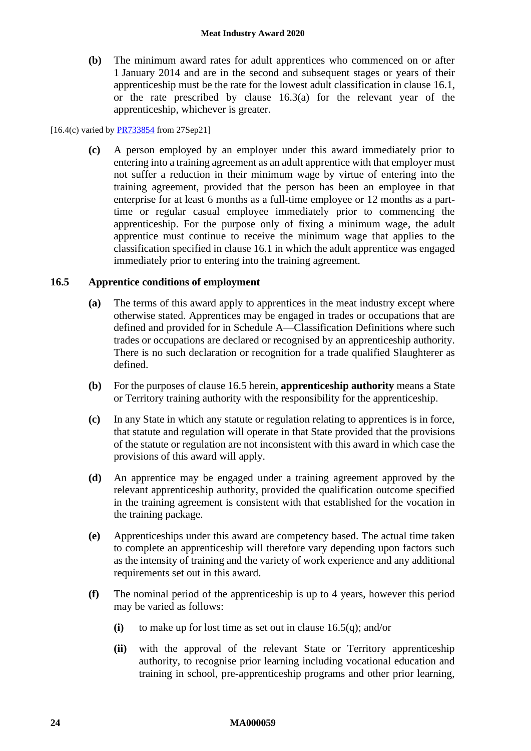**(b)** The minimum award rates for adult apprentices who commenced on or after 1 January 2014 and are in the second and subsequent stages or years of their apprenticeship must be the rate for the lowest adult classification in clause 16.1, or the rate prescribed by clause 16.3(a) for the relevant year of the apprenticeship, whichever is greater.

[16.4(c) varied by PR733854 from 27Sep21]

**(c)** A person employed by an employer under this award immediately prior to entering into a training agreement as an adult apprentice with that employer must not suffer a reduction in their minimum wage by virtue of entering into the training agreement, provided that the person has been an employee in that enterprise for at least 6 months as a full-time employee or 12 months as a part-time or regular casual employee immediately prior to commencing the apprenticeship. For the purpose only of fixing a minimum wage, the adult apprentice must continue to receive the minimum wage that applies to the classification specified in clause 16.1 in which the adult apprentice was engaged immediately prior to entering into the training agreement.

### 16.5 Apprentice conditions of employment

**(a)** The terms of this award apply to apprentices in the meat industry except where otherwise stated. Apprentices may be engaged in trades or occupations that are defined and provided for in Schedule A—Classification Definitions where such trades or occupations are declared or recognised by an apprenticeship authority. There is no such declaration or recognition for a trade qualified Slaughterer as defined.

**(b)** For the purposes of clause 16.5 herein, **apprenticeship authority** means a State or Territory training authority with the responsibility for the apprenticeship.

**(c)** In any State in which any statute or regulation relating to apprentices is in force, that statute and regulation will operate in that State provided that the provisions of the statute or regulation are not inconsistent with this award in which case the provisions of this award will apply.

**(d)** An apprentice may be engaged under a training agreement approved by the relevant apprenticeship authority, provided the qualification outcome specified in the training agreement is consistent with that established for the vocation in the training package.

**(e)** Apprenticeships under this award are competency based. The actual time taken to complete an apprenticeship will therefore vary depending upon factors such as the intensity of training and the variety of work experience and any additional requirements set out in this award.

**(f)** The nominal period of the apprenticeship is up to 4 years, however this period may be varied as follows:

- **(i)** to make up for lost time as set out in clause 16.5(q); and/or
- **(ii)** with the approval of the relevant State or Territory apprenticeship authority, to recognise prior learning including vocational education and training in school, pre-apprenticeship programs and other prior learning,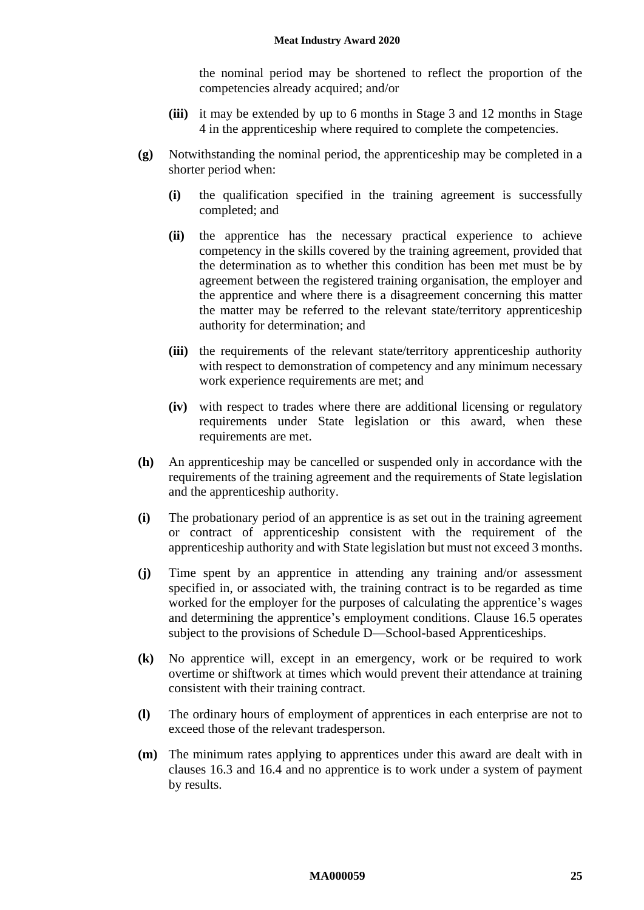the nominal period may be shortened to reflect the proportion of the competencies already acquired; and/or

**(iii)** it may be extended by up to 6 months in Stage 3 and 12 months in Stage 4 in the apprenticeship where required to complete the competencies.

**(g)** Notwithstanding the nominal period, the apprenticeship may be completed in a shorter period when:

**(i)** the qualification specified in the training agreement is successfully completed; and

**(ii)** the apprentice has the necessary practical experience to achieve competency in the skills covered by the training agreement, provided that the determination as to whether this condition has been met must be by agreement between the registered training organisation, the employer and the apprentice and where there is a disagreement concerning this matter the matter may be referred to the relevant state/territory apprenticeship authority for determination; and

**(iii)** the requirements of the relevant state/territory apprenticeship authority with respect to demonstration of competency and any minimum necessary work experience requirements are met; and

**(iv)** with respect to trades where there are additional licensing or regulatory requirements under State legislation or this award, when these requirements are met.

**(h)** An apprenticeship may be cancelled or suspended only in accordance with the requirements of the training agreement and the requirements of State legislation and the apprenticeship authority.

**(i)** The probationary period of an apprentice is as set out in the training agreement or contract of apprenticeship consistent with the requirement of the apprenticeship authority and with State legislation but must not exceed 3 months.

**(j)** Time spent by an apprentice in attending any training and/or assessment specified in, or associated with, the training contract is to be regarded as time worked for the employer for the purposes of calculating the apprentice's wages and determining the apprentice's employment conditions. Clause 16.5 operates subject to the provisions of Schedule D—School-based Apprenticeships.

**(k)** No apprentice will, except in an emergency, work or be required to work overtime or shiftwork at times which would prevent their attendance at training consistent with their training contract.

**(l)** The ordinary hours of employment of apprentices in each enterprise are not to exceed those of the relevant tradesperson.

**(m)** The minimum rates applying to apprentices under this award are dealt with in clauses 16.3 and 16.4 and no apprentice is to work under a system of payment by results.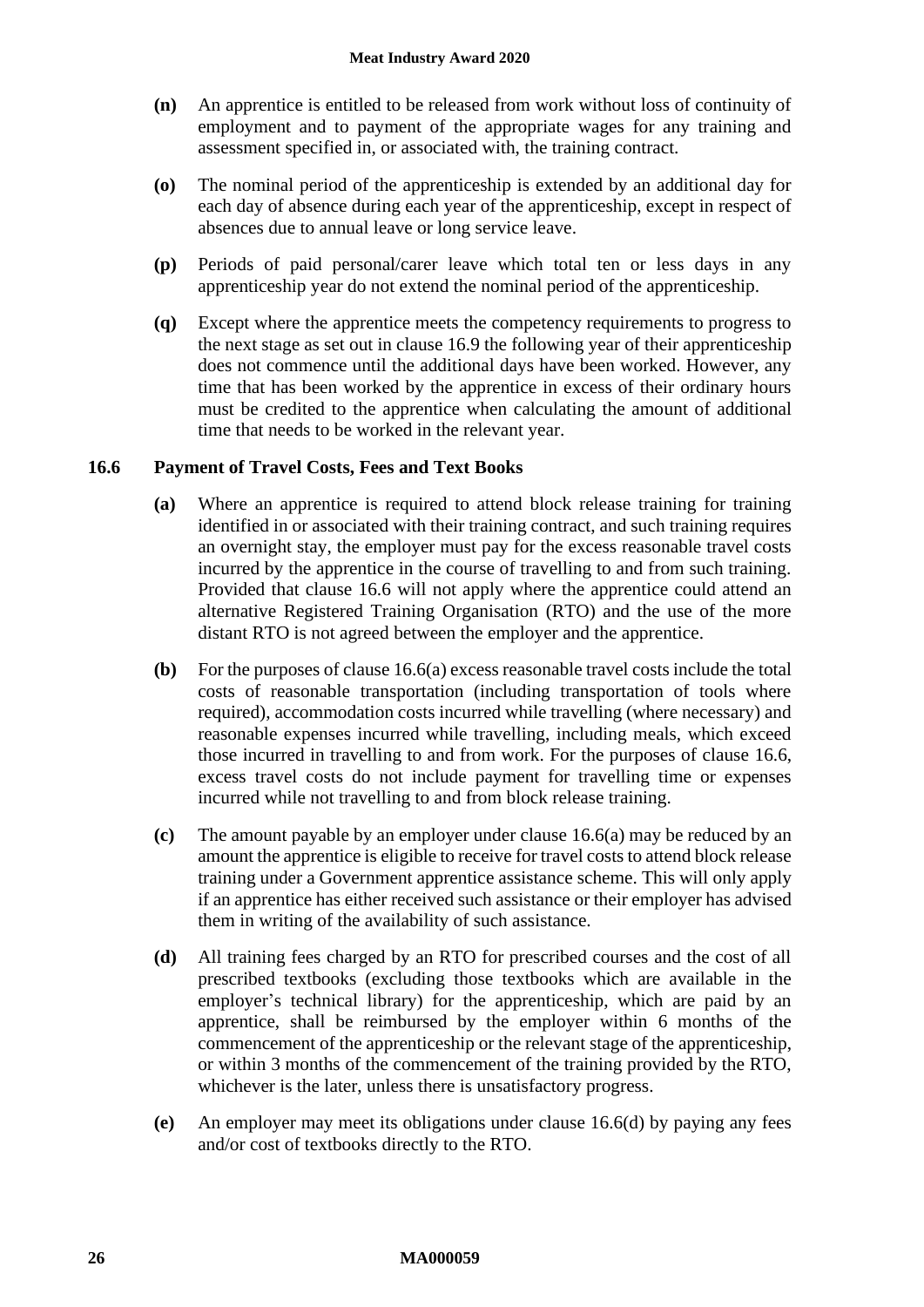**(n)** An apprentice is entitled to be released from work without loss of continuity of employment and to payment of the appropriate wages for any training and assessment specified in, or associated with, the training contract.

**(o)** The nominal period of the apprenticeship is extended by an additional day for each day of absence during each year of the apprenticeship, except in respect of absences due to annual leave or long service leave.

**(p)** Periods of paid personal/carer leave which total ten or less days in any apprenticeship year do not extend the nominal period of the apprenticeship.

**(q)** Except where the apprentice meets the competency requirements to progress to the next stage as set out in clause 16.9 the following year of their apprenticeship does not commence until the additional days have been worked. However, any time that has been worked by the apprentice in excess of their ordinary hours must be credited to the apprentice when calculating the amount of additional time that needs to be worked in the relevant year.

### 16.6 Payment of Travel Costs, Fees and Text Books

**(a)** Where an apprentice is required to attend block release training for training identified in or associated with their training contract, and such training requires an overnight stay, the employer must pay for the excess reasonable travel costs incurred by the apprentice in the course of travelling to and from such training. Provided that clause 16.6 will not apply where the apprentice could attend an alternative Registered Training Organisation (RTO) and the use of the more distant RTO is not agreed between the employer and the apprentice.

**(b)** For the purposes of clause 16.6(a) excess reasonable travel costs include the total costs of reasonable transportation (including transportation of tools where required), accommodation costs incurred while travelling (where necessary) and reasonable expenses incurred while travelling, including meals, which exceed those incurred in travelling to and from work. For the purposes of clause 16.6, excess travel costs do not include payment for travelling time or expenses incurred while not travelling to and from block release training.

**(c)** The amount payable by an employer under clause 16.6(a) may be reduced by an amount the apprentice is eligible to receive for travel costs to attend block release training under a Government apprentice assistance scheme. This will only apply if an apprentice has either received such assistance or their employer has advised them in writing of the availability of such assistance.

**(d)** All training fees charged by an RTO for prescribed courses and the cost of all prescribed textbooks (excluding those textbooks which are available in the employer's technical library) for the apprenticeship, which are paid by an apprentice, shall be reimbursed by the employer within 6 months of the commencement of the apprenticeship or the relevant stage of the apprenticeship, or within 3 months of the commencement of the training provided by the RTO, whichever is the later, unless there is unsatisfactory progress.

**(e)** An employer may meet its obligations under clause 16.6(d) by paying any fees and/or cost of textbooks directly to the RTO.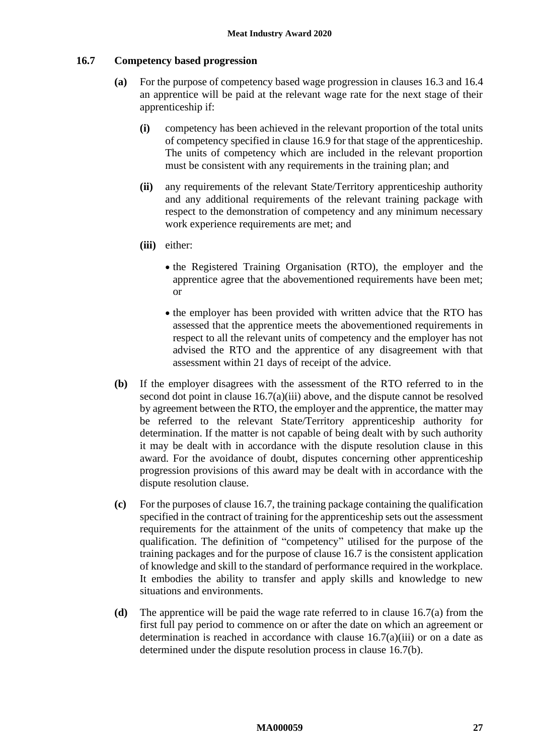### 16.7 Competency based progression

**(a)** For the purpose of competency based wage progression in clauses 16.3 and 16.4 an apprentice will be paid at the relevant wage rate for the next stage of their apprenticeship if:

**(i)** competency has been achieved in the relevant proportion of the total units of competency specified in clause 16.9 for that stage of the apprenticeship. The units of competency which are included in the relevant proportion must be consistent with any requirements in the training plan; and

**(ii)** any requirements of the relevant State/Territory apprenticeship authority and any additional requirements of the relevant training package with respect to the demonstration of competency and any minimum necessary work experience requirements are met; and

**(iii)** either:

- the Registered Training Organisation (RTO), the employer and the apprentice agree that the abovementioned requirements have been met; or
- the employer has been provided with written advice that the RTO has assessed that the apprentice meets the abovementioned requirements in respect to all the relevant units of competency and the employer has not advised the RTO and the apprentice of any disagreement with that assessment within 21 days of receipt of the advice.

**(b)** If the employer disagrees with the assessment of the RTO referred to in the second dot point in clause 16.7(a)(iii) above, and the dispute cannot be resolved by agreement between the RTO, the employer and the apprentice, the matter may be referred to the relevant State/Territory apprenticeship authority for determination. If the matter is not capable of being dealt with by such authority it may be dealt with in accordance with the dispute resolution clause in this award. For the avoidance of doubt, disputes concerning other apprenticeship progression provisions of this award may be dealt with in accordance with the dispute resolution clause.

**(c)** For the purposes of clause 16.7, the training package containing the qualification specified in the contract of training for the apprenticeship sets out the assessment requirements for the attainment of the units of competency that make up the qualification. The definition of "competency" utilised for the purpose of the training packages and for the purpose of clause 16.7 is the consistent application of knowledge and skill to the standard of performance required in the workplace. It embodies the ability to transfer and apply skills and knowledge to new situations and environments.

**(d)** The apprentice will be paid the wage rate referred to in clause 16.7(a) from the first full pay period to commence on or after the date on which an agreement or determination is reached in accordance with clause 16.7(a)(iii) or on a date as determined under the dispute resolution process in clause 16.7(b).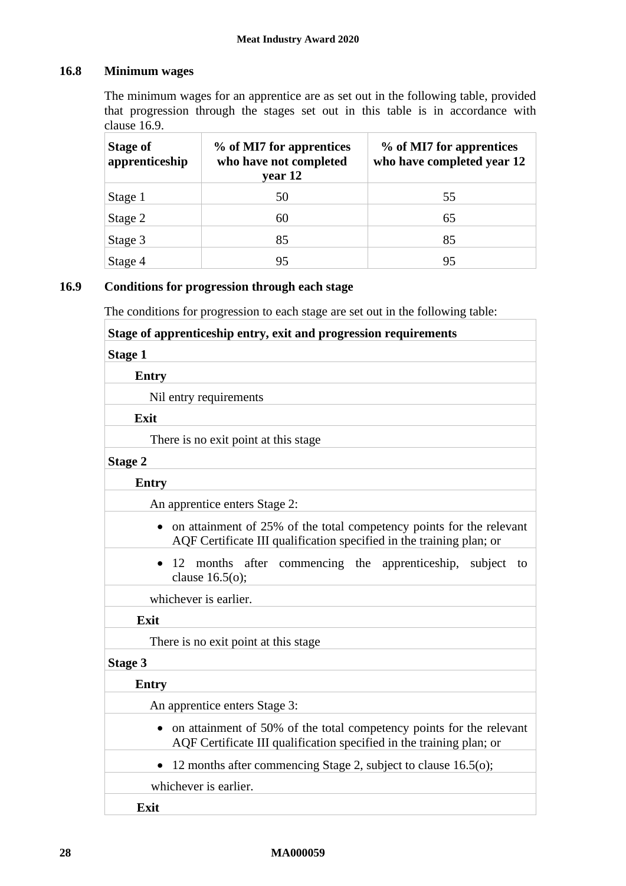### 16.8 Minimum wages

The minimum wages for an apprentice are as set out in the following table, provided that progression through the stages set out in this table is in accordance with clause 16.9.

| Stage of apprenticeship | % of MI7 for apprentices who have not completed year 12 | % of MI7 for apprentices who have completed year 12 |
|---|---|---|
| Stage 1 | 50 | 55 |
| Stage 2 | 60 | 65 |
| Stage 3 | 85 | 85 |
| Stage 4 | 95 | 95 |

### 16.9 Conditions for progression through each stage

The conditions for progression to each stage are set out in the following table:

| Stage of apprenticeship entry, exit and progression requirements |
|---|
| **Stage 1** |
| **Entry** |
| Nil entry requirements |
| **Exit** |
| There is no exit point at this stage |
| **Stage 2** |
| **Entry** |
| An apprentice enters Stage 2: |
| • on attainment of 25% of the total competency points for the relevant AQF Certificate III qualification specified in the training plan; or |
| • 12 months after commencing the apprenticeship, subject to clause 16.5(o); |
| whichever is earlier. |
| **Exit** |
| There is no exit point at this stage |
| **Stage 3** |
| **Entry** |
| An apprentice enters Stage 3: |
| • on attainment of 50% of the total competency points for the relevant AQF Certificate III qualification specified in the training plan; or |
| • 12 months after commencing Stage 2, subject to clause 16.5(o); |
| whichever is earlier. |
| **Exit** |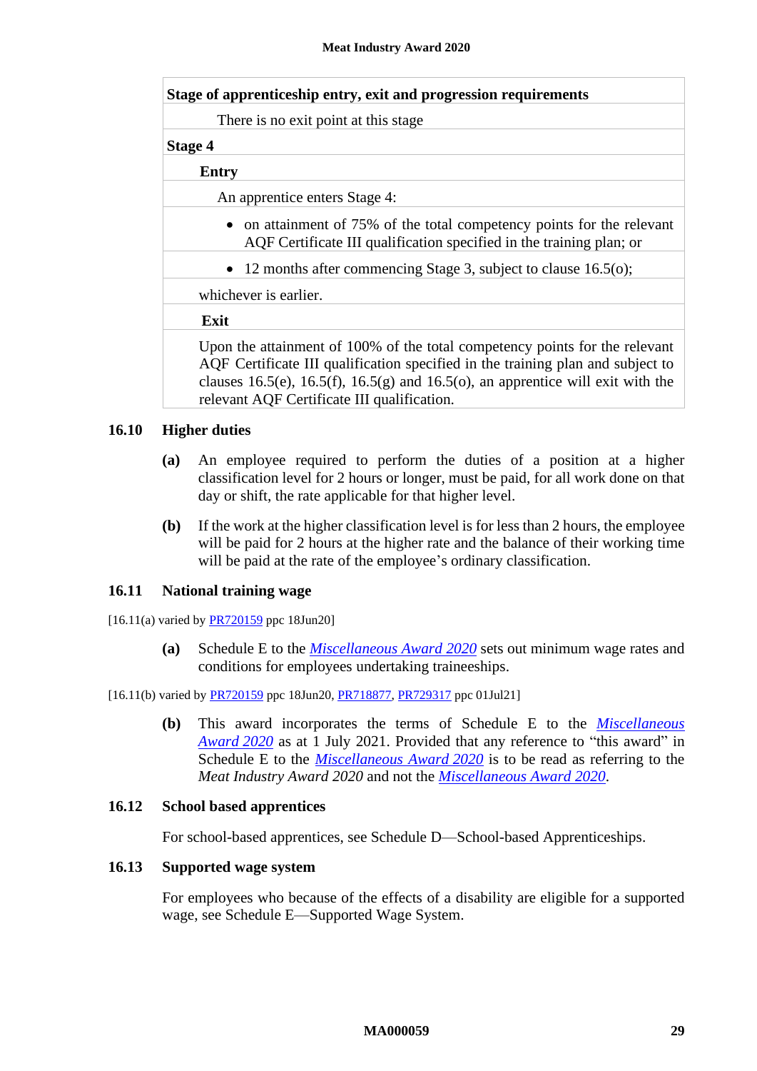| Stage of apprenticeship entry, exit and progression requirements |
|---|
| There is no exit point at this stage |
| **Stage 4** |
| **Entry** |
| An apprentice enters Stage 4: |
| • on attainment of 75% of the total competency points for the relevant AQF Certificate III qualification specified in the training plan; or |
| • 12 months after commencing Stage 3, subject to clause 16.5(o); |
| whichever is earlier. |
| **Exit** |
| Upon the attainment of 100% of the total competency points for the relevant AQF Certificate III qualification specified in the training plan and subject to clauses 16.5(e), 16.5(f), 16.5(g) and 16.5(o), an apprentice will exit with the relevant AQF Certificate III qualification. |

### 16.10 Higher duties

**(a)** An employee required to perform the duties of a position at a higher classification level for 2 hours or longer, must be paid, for all work done on that day or shift, the rate applicable for that higher level.

**(b)** If the work at the higher classification level is for less than 2 hours, the employee will be paid for 2 hours at the higher rate and the balance of their working time will be paid at the rate of the employee's ordinary classification.

### 16.11 National training wage

[16.11(a) varied by PR720159 ppc 18Jun20]

**(a)** Schedule E to the *Miscellaneous Award 2020* sets out minimum wage rates and conditions for employees undertaking traineeships.

[16.11(b) varied by PR720159 ppc 18Jun20, PR718877, PR729317 ppc 01Jul21]

**(b)** This award incorporates the terms of Schedule E to the *Miscellaneous Award 2020* as at 1 July 2021. Provided that any reference to "this award" in Schedule E to the *Miscellaneous Award 2020* is to be read as referring to the *Meat Industry Award 2020* and not the *Miscellaneous Award 2020*.

### 16.12 School based apprentices

For school-based apprentices, see Schedule D—School-based Apprenticeships.

### 16.13 Supported wage system

For employees who because of the effects of a disability are eligible for a supported wage, see Schedule E—Supported Wage System.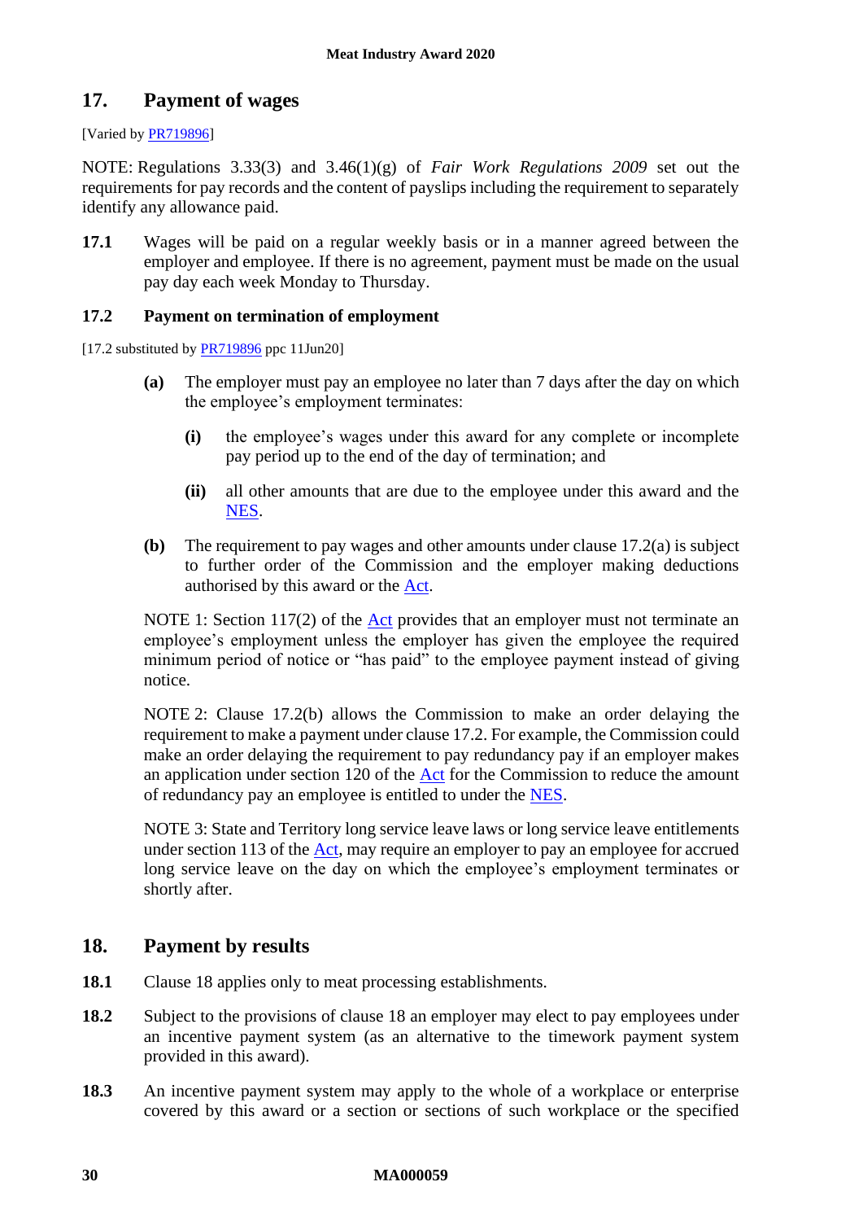## 17. Payment of wages

[Varied by PR719896]

NOTE: Regulations 3.33(3) and 3.46(1)(g) of *Fair Work Regulations 2009* set out the requirements for pay records and the content of payslips including the requirement to separately identify any allowance paid.

**17.1** Wages will be paid on a regular weekly basis or in a manner agreed between the employer and employee. If there is no agreement, payment must be made on the usual pay day each week Monday to Thursday.

### 17.2 Payment on termination of employment

[17.2 substituted by PR719896 ppc 11Jun20]

**(a)** The employer must pay an employee no later than 7 days after the day on which the employee's employment terminates:

**(i)** the employee's wages under this award for any complete or incomplete pay period up to the end of the day of termination; and

**(ii)** all other amounts that are due to the employee under this award and the NES.

**(b)** The requirement to pay wages and other amounts under clause 17.2(a) is subject to further order of the Commission and the employer making deductions authorised by this award or the Act.

NOTE 1: Section 117(2) of the Act provides that an employer must not terminate an employee's employment unless the employer has given the employee the required minimum period of notice or "has paid" to the employee payment instead of giving notice.

NOTE 2: Clause 17.2(b) allows the Commission to make an order delaying the requirement to make a payment under clause 17.2. For example, the Commission could make an order delaying the requirement to pay redundancy pay if an employer makes an application under section 120 of the Act for the Commission to reduce the amount of redundancy pay an employee is entitled to under the NES.

NOTE 3: State and Territory long service leave laws or long service leave entitlements under section 113 of the Act, may require an employer to pay an employee for accrued long service leave on the day on which the employee's employment terminates or shortly after.

## 18. Payment by results

**18.1** Clause 18 applies only to meat processing establishments.

**18.2** Subject to the provisions of clause 18 an employer may elect to pay employees under an incentive payment system (as an alternative to the timework payment system provided in this award).

**18.3** An incentive payment system may apply to the whole of a workplace or enterprise covered by this award or a section or sections of such workplace or the specified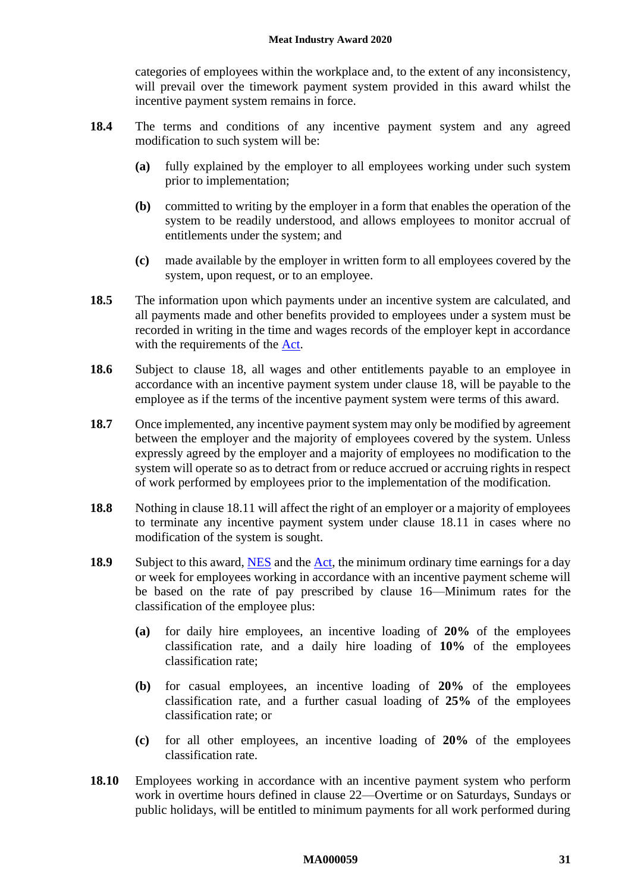categories of employees within the workplace and, to the extent of any inconsistency, will prevail over the timework payment system provided in this award whilst the incentive payment system remains in force.

**18.4** The terms and conditions of any incentive payment system and any agreed modification to such system will be:

**(a)** fully explained by the employer to all employees working under such system prior to implementation;

**(b)** committed to writing by the employer in a form that enables the operation of the system to be readily understood, and allows employees to monitor accrual of entitlements under the system; and

**(c)** made available by the employer in written form to all employees covered by the system, upon request, or to an employee.

**18.5** The information upon which payments under an incentive system are calculated, and all payments made and other benefits provided to employees under a system must be recorded in writing in the time and wages records of the employer kept in accordance with the requirements of the Act.

**18.6** Subject to clause 18, all wages and other entitlements payable to an employee in accordance with an incentive payment system under clause 18, will be payable to the employee as if the terms of the incentive payment system were terms of this award.

**18.7** Once implemented, any incentive payment system may only be modified by agreement between the employer and the majority of employees covered by the system. Unless expressly agreed by the employer and a majority of employees no modification to the system will operate so as to detract from or reduce accrued or accruing rights in respect of work performed by employees prior to the implementation of the modification.

**18.8** Nothing in clause 18.11 will affect the right of an employer or a majority of employees to terminate any incentive payment system under clause 18.11 in cases where no modification of the system is sought.

**18.9** Subject to this award, NES and the Act, the minimum ordinary time earnings for a day or week for employees working in accordance with an incentive payment scheme will be based on the rate of pay prescribed by clause 16—Minimum rates for the classification of the employee plus:

**(a)** for daily hire employees, an incentive loading of **20%** of the employees classification rate, and a daily hire loading of **10%** of the employees classification rate;

**(b)** for casual employees, an incentive loading of **20%** of the employees classification rate, and a further casual loading of **25%** of the employees classification rate; or

**(c)** for all other employees, an incentive loading of **20%** of the employees classification rate.

**18.10** Employees working in accordance with an incentive payment system who perform work in overtime hours defined in clause 22—Overtime or on Saturdays, Sundays or public holidays, will be entitled to minimum payments for all work performed during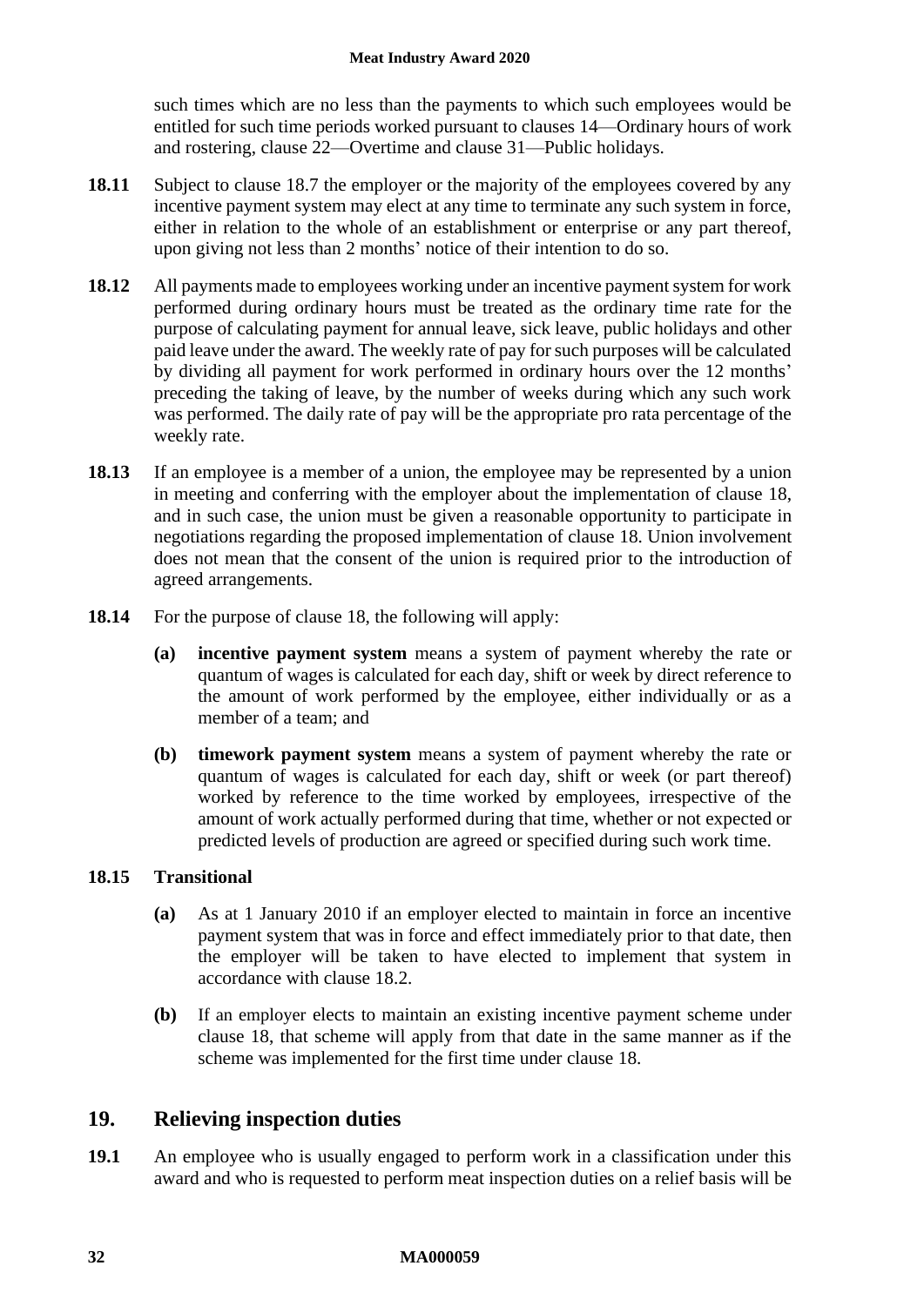such times which are no less than the payments to which such employees would be entitled for such time periods worked pursuant to clauses 14—Ordinary hours of work and rostering, clause 22—Overtime and clause 31—Public holidays.

**18.11** Subject to clause 18.7 the employer or the majority of the employees covered by any incentive payment system may elect at any time to terminate any such system in force, either in relation to the whole of an establishment or enterprise or any part thereof, upon giving not less than 2 months' notice of their intention to do so.

**18.12** All payments made to employees working under an incentive payment system for work performed during ordinary hours must be treated as the ordinary time rate for the purpose of calculating payment for annual leave, sick leave, public holidays and other paid leave under the award. The weekly rate of pay for such purposes will be calculated by dividing all payment for work performed in ordinary hours over the 12 months' preceding the taking of leave, by the number of weeks during which any such work was performed. The daily rate of pay will be the appropriate pro rata percentage of the weekly rate.

**18.13** If an employee is a member of a union, the employee may be represented by a union in meeting and conferring with the employer about the implementation of clause 18, and in such case, the union must be given a reasonable opportunity to participate in negotiations regarding the proposed implementation of clause 18. Union involvement does not mean that the consent of the union is required prior to the introduction of agreed arrangements.

**18.14** For the purpose of clause 18, the following will apply:

- **(a)** **incentive payment system** means a system of payment whereby the rate or quantum of wages is calculated for each day, shift or week by direct reference to the amount of work performed by the employee, either individually or as a member of a team; and

- **(b)** **timework payment system** means a system of payment whereby the rate or quantum of wages is calculated for each day, shift or week (or part thereof) worked by reference to the time worked by employees, irrespective of the amount of work actually performed during that time, whether or not expected or predicted levels of production are agreed or specified during such work time.

**18.15 Transitional**

- **(a)** As at 1 January 2010 if an employer elected to maintain in force an incentive payment system that was in force and effect immediately prior to that date, then the employer will be taken to have elected to implement that system in accordance with clause 18.2.

- **(b)** If an employer elects to maintain an existing incentive payment scheme under clause 18, that scheme will apply from that date in the same manner as if the scheme was implemented for the first time under clause 18.

## 19. Relieving inspection duties

**19.1** An employee who is usually engaged to perform work in a classification under this award and who is requested to perform meat inspection duties on a relief basis will be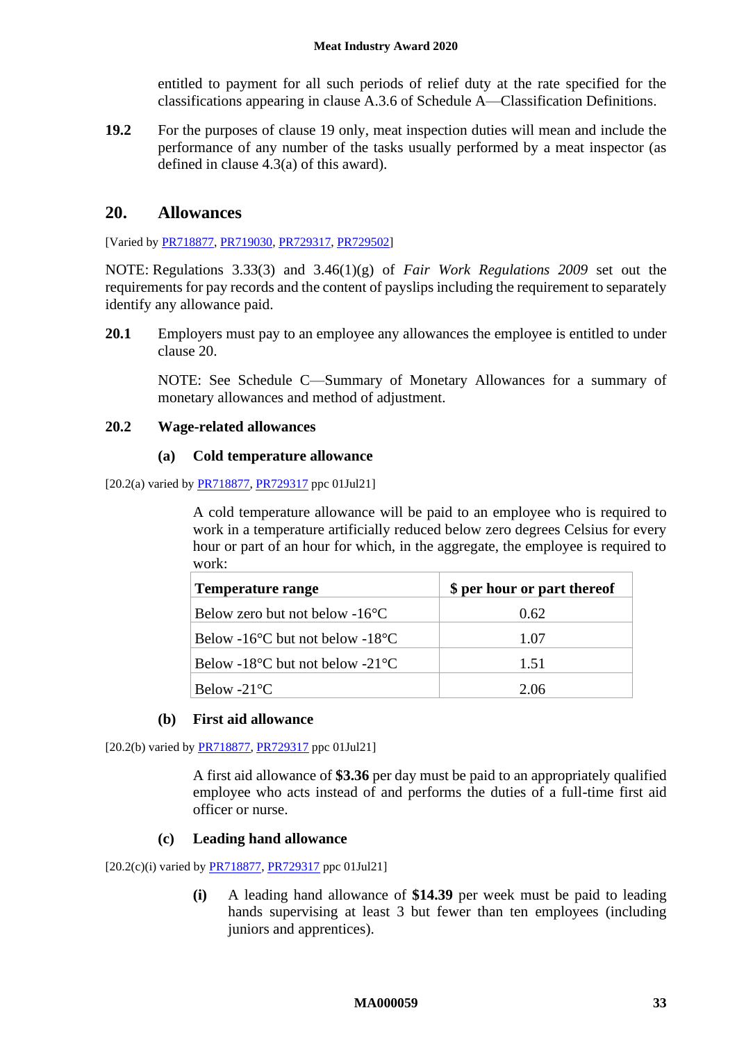entitled to payment for all such periods of relief duty at the rate specified for the classifications appearing in clause A.3.6 of Schedule A—Classification Definitions.

**19.2** For the purposes of clause 19 only, meat inspection duties will mean and include the performance of any number of the tasks usually performed by a meat inspector (as defined in clause 4.3(a) of this award).

## 20. Allowances

[Varied by PR718877, PR719030, PR729317, PR729502]

NOTE: Regulations 3.33(3) and 3.46(1)(g) of *Fair Work Regulations 2009* set out the requirements for pay records and the content of payslips including the requirement to separately identify any allowance paid.

**20.1** Employers must pay to an employee any allowances the employee is entitled to under clause 20.

NOTE: See Schedule C—Summary of Monetary Allowances for a summary of monetary allowances and method of adjustment.

**20.2 Wage-related allowances**

**(a) Cold temperature allowance**

[20.2(a) varied by PR718877, PR729317 ppc 01Jul21]

A cold temperature allowance will be paid to an employee who is required to work in a temperature artificially reduced below zero degrees Celsius for every hour or part of an hour for which, in the aggregate, the employee is required to work:

| Temperature range | $ per hour or part thereof |
|---|---|
| Below zero but not below -16°C | 0.62 |
| Below -16°C but not below -18°C | 1.07 |
| Below -18°C but not below -21°C | 1.51 |
| Below -21°C | 2.06 |

**(b) First aid allowance**

[20.2(b) varied by PR718877, PR729317 ppc 01Jul21]

A first aid allowance of **$3.36** per day must be paid to an appropriately qualified employee who acts instead of and performs the duties of a full-time first aid officer or nurse.

**(c) Leading hand allowance**

[20.2(c)(i) varied by PR718877, PR729317 ppc 01Jul21]

**(i)** A leading hand allowance of **$14.39** per week must be paid to leading hands supervising at least 3 but fewer than ten employees (including juniors and apprentices).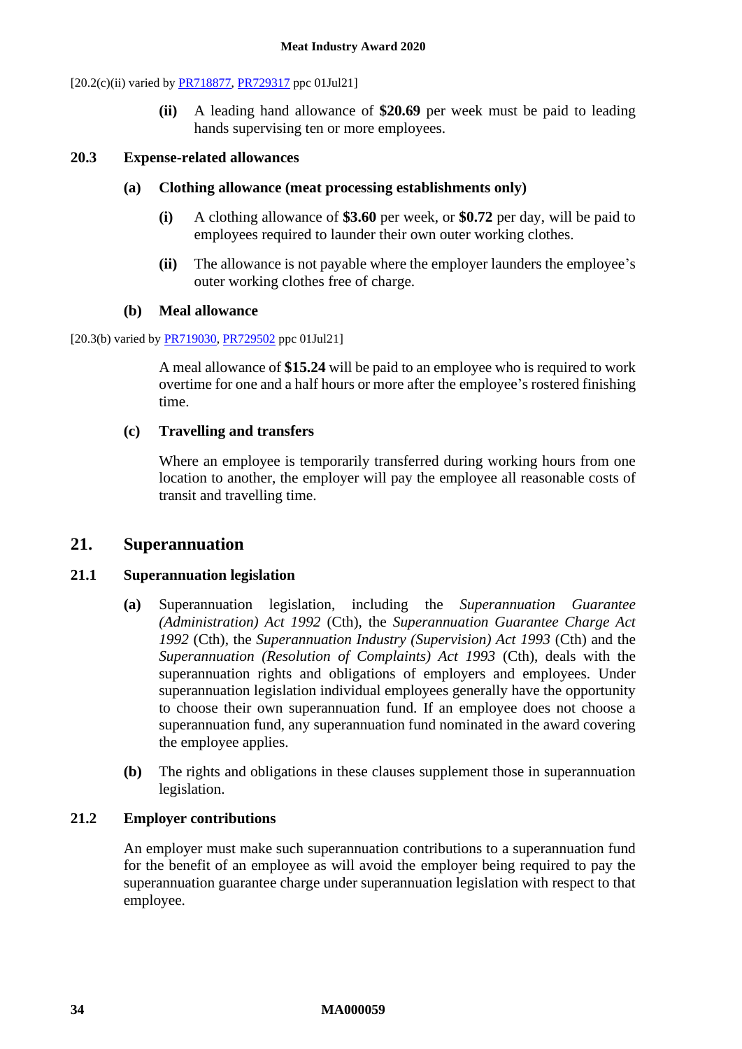[20.2(c)(ii) varied by PR718877, PR729317 ppc 01Jul21]

**(ii)** A leading hand allowance of **$20.69** per week must be paid to leading hands supervising ten or more employees.

### 20.3 Expense-related allowances

#### (a) Clothing allowance (meat processing establishments only)

**(i)** A clothing allowance of **$3.60** per week, or **$0.72** per day, will be paid to employees required to launder their own outer working clothes.

**(ii)** The allowance is not payable where the employer launders the employee's outer working clothes free of charge.

#### (b) Meal allowance

[20.3(b) varied by PR719030, PR729502 ppc 01Jul21]

A meal allowance of **$15.24** will be paid to an employee who is required to work overtime for one and a half hours or more after the employee's rostered finishing time.

#### (c) Travelling and transfers

Where an employee is temporarily transferred during working hours from one location to another, the employer will pay the employee all reasonable costs of transit and travelling time.

## 21. Superannuation

### 21.1 Superannuation legislation

**(a)** Superannuation legislation, including the *Superannuation Guarantee (Administration) Act 1992* (Cth), the *Superannuation Guarantee Charge Act 1992* (Cth), the *Superannuation Industry (Supervision) Act 1993* (Cth) and the *Superannuation (Resolution of Complaints) Act 1993* (Cth), deals with the superannuation rights and obligations of employers and employees. Under superannuation legislation individual employees generally have the opportunity to choose their own superannuation fund. If an employee does not choose a superannuation fund, any superannuation fund nominated in the award covering the employee applies.

**(b)** The rights and obligations in these clauses supplement those in superannuation legislation.

### 21.2 Employer contributions

An employer must make such superannuation contributions to a superannuation fund for the benefit of an employee as will avoid the employer being required to pay the superannuation guarantee charge under superannuation legislation with respect to that employee.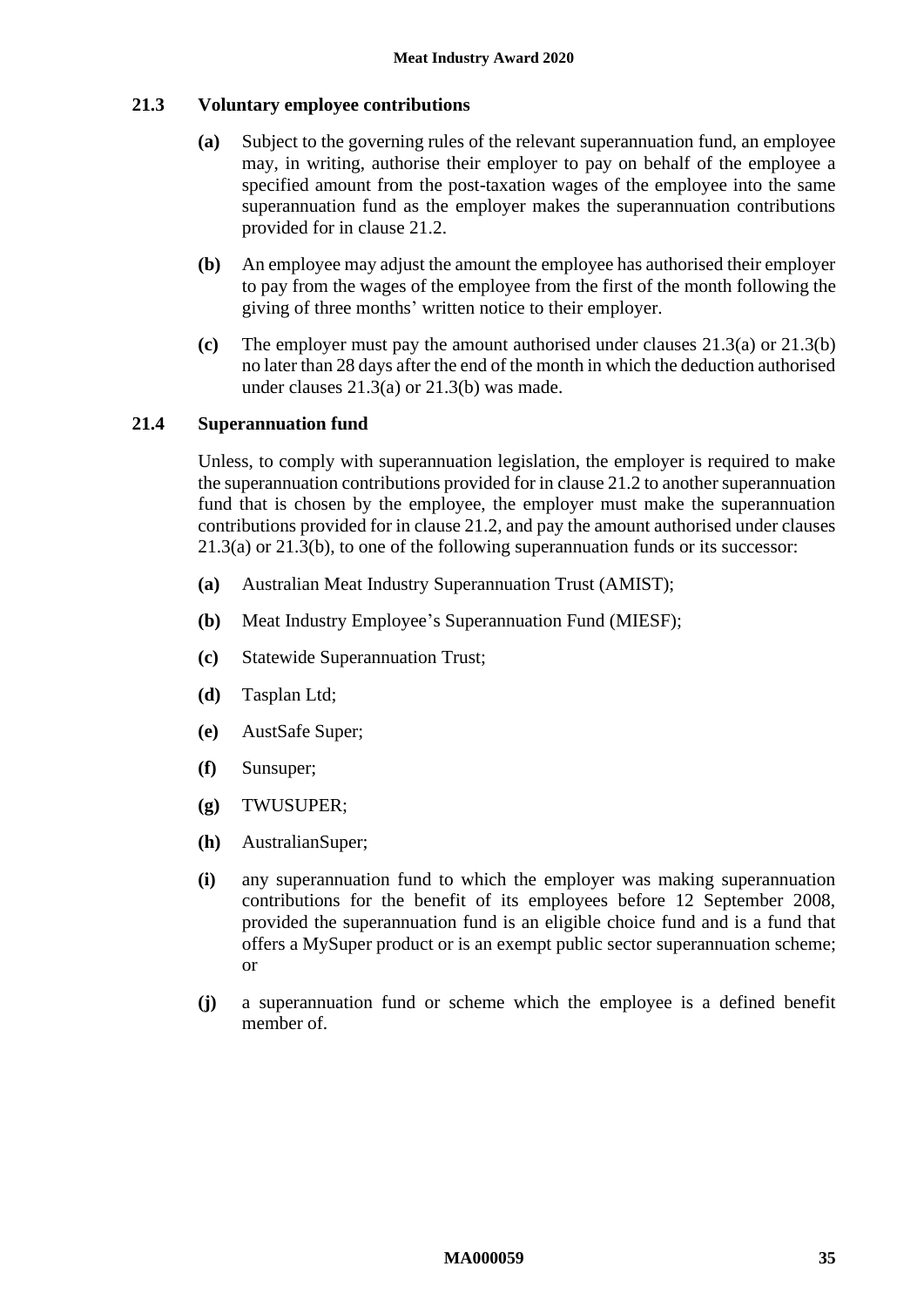### 21.3 Voluntary employee contributions

**(a)** Subject to the governing rules of the relevant superannuation fund, an employee may, in writing, authorise their employer to pay on behalf of the employee a specified amount from the post-taxation wages of the employee into the same superannuation fund as the employer makes the superannuation contributions provided for in clause 21.2.

**(b)** An employee may adjust the amount the employee has authorised their employer to pay from the wages of the employee from the first of the month following the giving of three months' written notice to their employer.

**(c)** The employer must pay the amount authorised under clauses 21.3(a) or 21.3(b) no later than 28 days after the end of the month in which the deduction authorised under clauses 21.3(a) or 21.3(b) was made.

### 21.4 Superannuation fund

Unless, to comply with superannuation legislation, the employer is required to make the superannuation contributions provided for in clause 21.2 to another superannuation fund that is chosen by the employee, the employer must make the superannuation contributions provided for in clause 21.2, and pay the amount authorised under clauses 21.3(a) or 21.3(b), to one of the following superannuation funds or its successor:

**(a)** Australian Meat Industry Superannuation Trust (AMIST);

**(b)** Meat Industry Employee's Superannuation Fund (MIESF);

**(c)** Statewide Superannuation Trust;

**(d)** Tasplan Ltd;

**(e)** AustSafe Super;

**(f)** Sunsuper;

**(g)** TWUSUPER;

**(h)** AustralianSuper;

**(i)** any superannuation fund to which the employer was making superannuation contributions for the benefit of its employees before 12 September 2008, provided the superannuation fund is an eligible choice fund and is a fund that offers a MySuper product or is an exempt public sector superannuation scheme; or

**(j)** a superannuation fund or scheme which the employee is a defined benefit member of.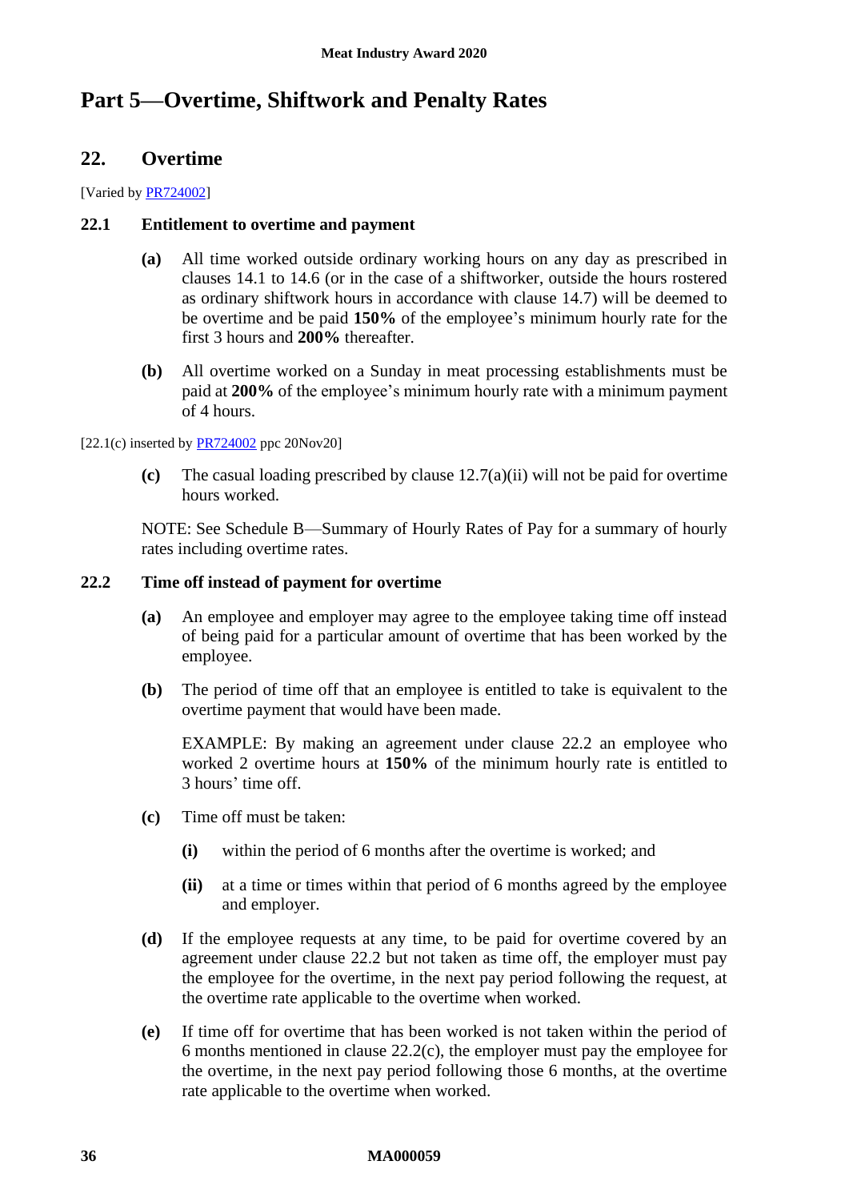# Part 5—Overtime, Shiftwork and Penalty Rates

## 22. Overtime

[Varied by PR724002]

### 22.1 Entitlement to overtime and payment

**(a)** All time worked outside ordinary working hours on any day as prescribed in clauses 14.1 to 14.6 (or in the case of a shiftworker, outside the hours rostered as ordinary shiftwork hours in accordance with clause 14.7) will be deemed to be overtime and be paid **150%** of the employee's minimum hourly rate for the first 3 hours and **200%** thereafter.

**(b)** All overtime worked on a Sunday in meat processing establishments must be paid at **200%** of the employee's minimum hourly rate with a minimum payment of 4 hours.

[22.1(c) inserted by PR724002 ppc 20Nov20]

**(c)** The casual loading prescribed by clause 12.7(a)(ii) will not be paid for overtime hours worked.

NOTE: See Schedule B—Summary of Hourly Rates of Pay for a summary of hourly rates including overtime rates.

### 22.2 Time off instead of payment for overtime

**(a)** An employee and employer may agree to the employee taking time off instead of being paid for a particular amount of overtime that has been worked by the employee.

**(b)** The period of time off that an employee is entitled to take is equivalent to the overtime payment that would have been made.

EXAMPLE: By making an agreement under clause 22.2 an employee who worked 2 overtime hours at **150%** of the minimum hourly rate is entitled to 3 hours' time off.

**(c)** Time off must be taken:

- **(i)** within the period of 6 months after the overtime is worked; and
- **(ii)** at a time or times within that period of 6 months agreed by the employee and employer.

**(d)** If the employee requests at any time, to be paid for overtime covered by an agreement under clause 22.2 but not taken as time off, the employer must pay the employee for the overtime, in the next pay period following the request, at the overtime rate applicable to the overtime when worked.

**(e)** If time off for overtime that has been worked is not taken within the period of 6 months mentioned in clause 22.2(c), the employer must pay the employee for the overtime, in the next pay period following those 6 months, at the overtime rate applicable to the overtime when worked.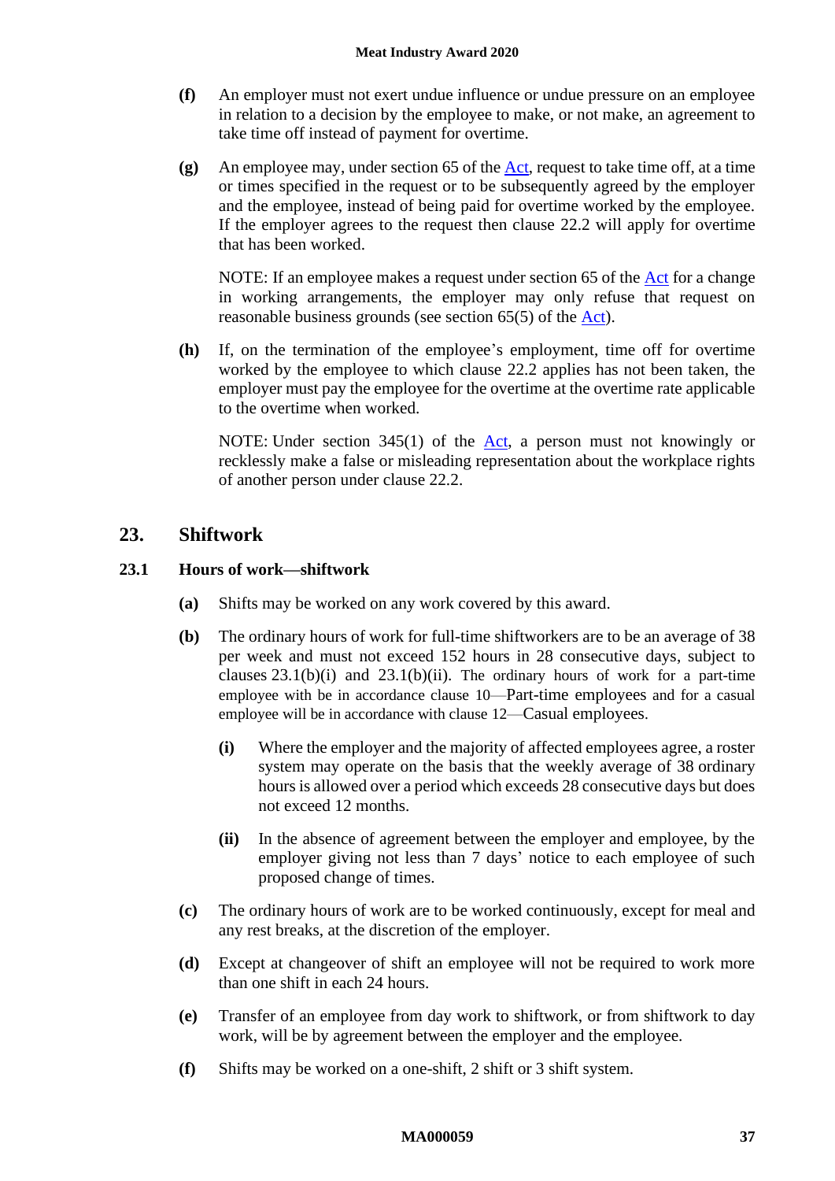**(f)** An employer must not exert undue influence or undue pressure on an employee in relation to a decision by the employee to make, or not make, an agreement to take time off instead of payment for overtime.

**(g)** An employee may, under section 65 of the Act, request to take time off, at a time or times specified in the request or to be subsequently agreed by the employer and the employee, instead of being paid for overtime worked by the employee. If the employer agrees to the request then clause 22.2 will apply for overtime that has been worked.

NOTE: If an employee makes a request under section 65 of the Act for a change in working arrangements, the employer may only refuse that request on reasonable business grounds (see section 65(5) of the Act).

**(h)** If, on the termination of the employee's employment, time off for overtime worked by the employee to which clause 22.2 applies has not been taken, the employer must pay the employee for the overtime at the overtime rate applicable to the overtime when worked.

NOTE: Under section 345(1) of the Act, a person must not knowingly or recklessly make a false or misleading representation about the workplace rights of another person under clause 22.2.

## 23. Shiftwork

### 23.1 Hours of work—shiftwork

**(a)** Shifts may be worked on any work covered by this award.

**(b)** The ordinary hours of work for full-time shiftworkers are to be an average of 38 per week and must not exceed 152 hours in 28 consecutive days, subject to clauses 23.1(b)(i) and 23.1(b)(ii). The ordinary hours of work for a part-time employee with be in accordance clause 10—Part-time employees and for a casual employee will be in accordance with clause 12—Casual employees.

> **(i)** Where the employer and the majority of affected employees agree, a roster system may operate on the basis that the weekly average of 38 ordinary hours is allowed over a period which exceeds 28 consecutive days but does not exceed 12 months.
>
> **(ii)** In the absence of agreement between the employer and employee, by the employer giving not less than 7 days' notice to each employee of such proposed change of times.

**(c)** The ordinary hours of work are to be worked continuously, except for meal and any rest breaks, at the discretion of the employer.

**(d)** Except at changeover of shift an employee will not be required to work more than one shift in each 24 hours.

**(e)** Transfer of an employee from day work to shiftwork, or from shiftwork to day work, will be by agreement between the employer and the employee.

**(f)** Shifts may be worked on a one-shift, 2 shift or 3 shift system.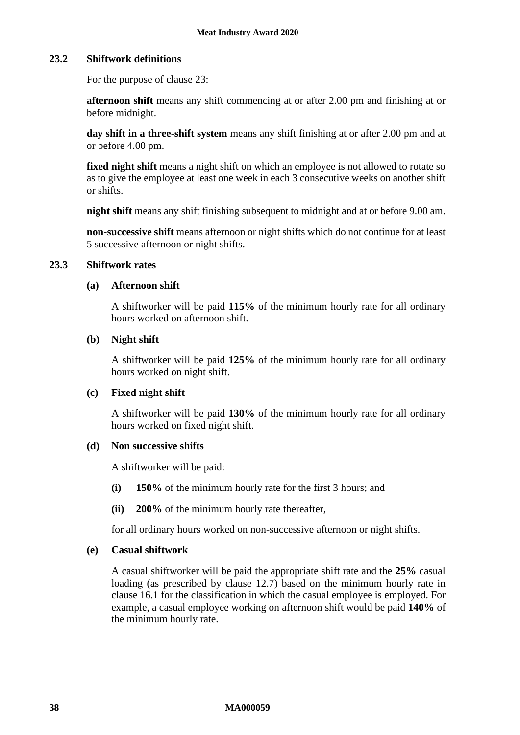### 23.2 Shiftwork definitions

For the purpose of clause 23:

**afternoon shift** means any shift commencing at or after 2.00 pm and finishing at or before midnight.

**day shift in a three-shift system** means any shift finishing at or after 2.00 pm and at or before 4.00 pm.

**fixed night shift** means a night shift on which an employee is not allowed to rotate so as to give the employee at least one week in each 3 consecutive weeks on another shift or shifts.

**night shift** means any shift finishing subsequent to midnight and at or before 9.00 am.

**non-successive shift** means afternoon or night shifts which do not continue for at least 5 successive afternoon or night shifts.

### 23.3 Shiftwork rates

**(a) Afternoon shift**

A shiftworker will be paid **115%** of the minimum hourly rate for all ordinary hours worked on afternoon shift.

**(b) Night shift**

A shiftworker will be paid **125%** of the minimum hourly rate for all ordinary hours worked on night shift.

**(c) Fixed night shift**

A shiftworker will be paid **130%** of the minimum hourly rate for all ordinary hours worked on fixed night shift.

**(d) Non successive shifts**

A shiftworker will be paid:

- **(i)** **150%** of the minimum hourly rate for the first 3 hours; and
- **(ii)** **200%** of the minimum hourly rate thereafter,

for all ordinary hours worked on non-successive afternoon or night shifts.

**(e) Casual shiftwork**

A casual shiftworker will be paid the appropriate shift rate and the **25%** casual loading (as prescribed by clause 12.7) based on the minimum hourly rate in clause 16.1 for the classification in which the casual employee is employed. For example, a casual employee working on afternoon shift would be paid **140%** of the minimum hourly rate.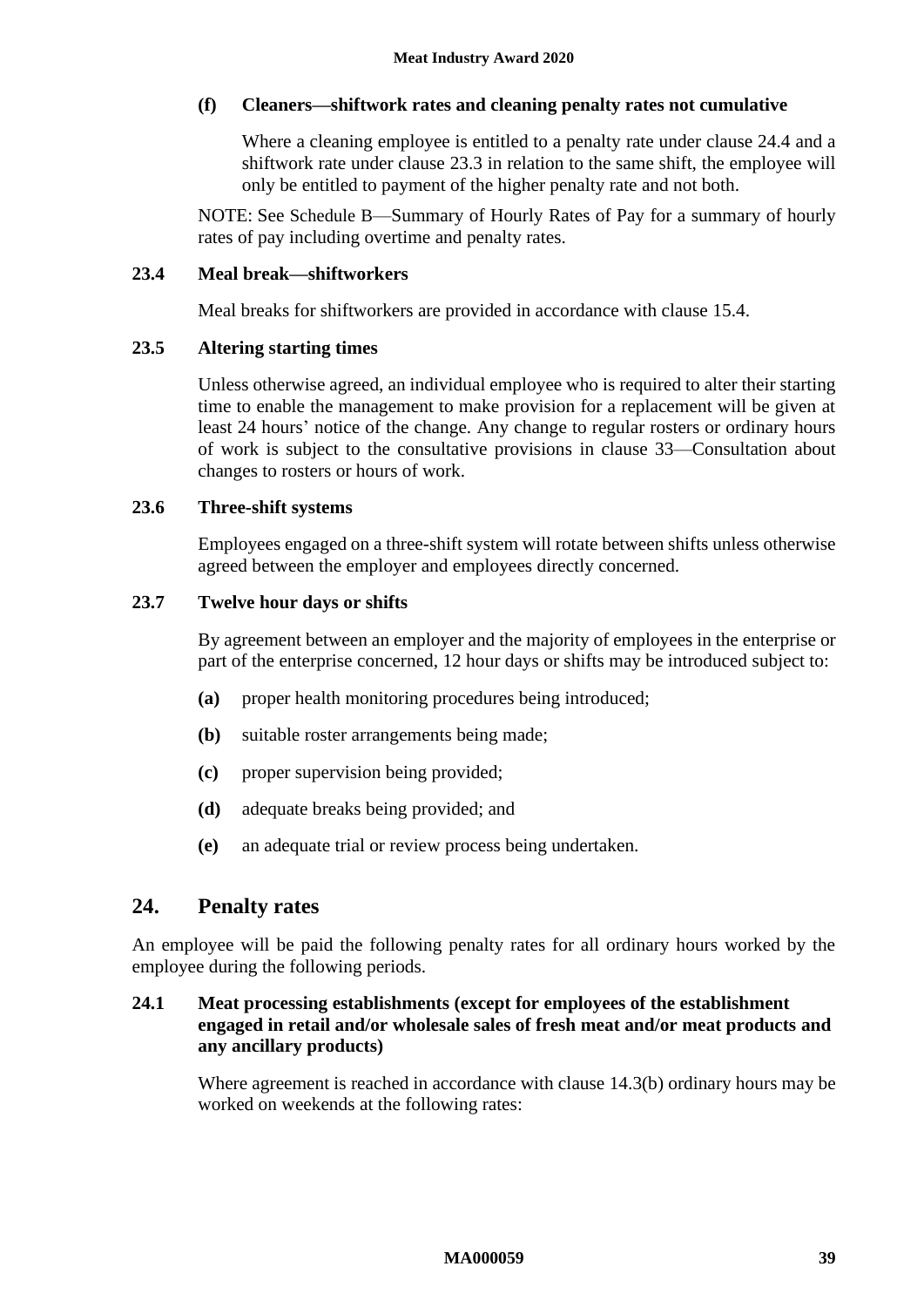**(f) Cleaners—shiftwork rates and cleaning penalty rates not cumulative**

Where a cleaning employee is entitled to a penalty rate under clause 24.4 and a shiftwork rate under clause 23.3 in relation to the same shift, the employee will only be entitled to payment of the higher penalty rate and not both.

NOTE: See Schedule B—Summary of Hourly Rates of Pay for a summary of hourly rates of pay including overtime and penalty rates.

### 23.4 Meal break—shiftworkers

Meal breaks for shiftworkers are provided in accordance with clause 15.4.

### 23.5 Altering starting times

Unless otherwise agreed, an individual employee who is required to alter their starting time to enable the management to make provision for a replacement will be given at least 24 hours' notice of the change. Any change to regular rosters or ordinary hours of work is subject to the consultative provisions in clause 33—Consultation about changes to rosters or hours of work.

### 23.6 Three-shift systems

Employees engaged on a three-shift system will rotate between shifts unless otherwise agreed between the employer and employees directly concerned.

### 23.7 Twelve hour days or shifts

By agreement between an employer and the majority of employees in the enterprise or part of the enterprise concerned, 12 hour days or shifts may be introduced subject to:

**(a)** proper health monitoring procedures being introduced;

**(b)** suitable roster arrangements being made;

**(c)** proper supervision being provided;

**(d)** adequate breaks being provided; and

**(e)** an adequate trial or review process being undertaken.

## 24. Penalty rates

An employee will be paid the following penalty rates for all ordinary hours worked by the employee during the following periods.

### 24.1 Meat processing establishments (except for employees of the establishment engaged in retail and/or wholesale sales of fresh meat and/or meat products and any ancillary products)

Where agreement is reached in accordance with clause 14.3(b) ordinary hours may be worked on weekends at the following rates: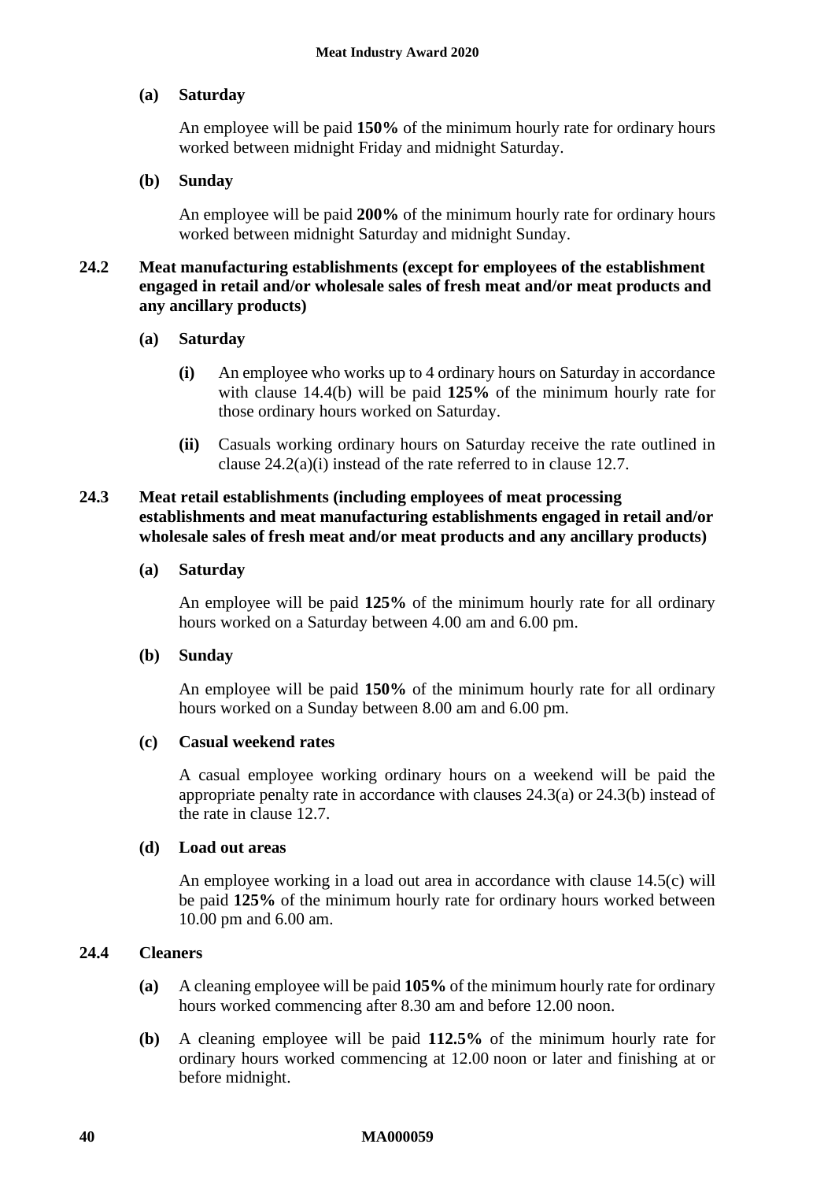**(a) Saturday**

An employee will be paid **150%** of the minimum hourly rate for ordinary hours worked between midnight Friday and midnight Saturday.

**(b) Sunday**

An employee will be paid **200%** of the minimum hourly rate for ordinary hours worked between midnight Saturday and midnight Sunday.

### 24.2 Meat manufacturing establishments (except for employees of the establishment engaged in retail and/or wholesale sales of fresh meat and/or meat products and any ancillary products)

**(a) Saturday**

**(i)** An employee who works up to 4 ordinary hours on Saturday in accordance with clause 14.4(b) will be paid **125%** of the minimum hourly rate for those ordinary hours worked on Saturday.

**(ii)** Casuals working ordinary hours on Saturday receive the rate outlined in clause 24.2(a)(i) instead of the rate referred to in clause 12.7.

### 24.3 Meat retail establishments (including employees of meat processing establishments and meat manufacturing establishments engaged in retail and/or wholesale sales of fresh meat and/or meat products and any ancillary products)

**(a) Saturday**

An employee will be paid **125%** of the minimum hourly rate for all ordinary hours worked on a Saturday between 4.00 am and 6.00 pm.

**(b) Sunday**

An employee will be paid **150%** of the minimum hourly rate for all ordinary hours worked on a Sunday between 8.00 am and 6.00 pm.

**(c) Casual weekend rates**

A casual employee working ordinary hours on a weekend will be paid the appropriate penalty rate in accordance with clauses 24.3(a) or 24.3(b) instead of the rate in clause 12.7.

**(d) Load out areas**

An employee working in a load out area in accordance with clause 14.5(c) will be paid **125%** of the minimum hourly rate for ordinary hours worked between 10.00 pm and 6.00 am.

### 24.4 Cleaners

**(a)** A cleaning employee will be paid **105%** of the minimum hourly rate for ordinary hours worked commencing after 8.30 am and before 12.00 noon.

**(b)** A cleaning employee will be paid **112.5%** of the minimum hourly rate for ordinary hours worked commencing at 12.00 noon or later and finishing at or before midnight.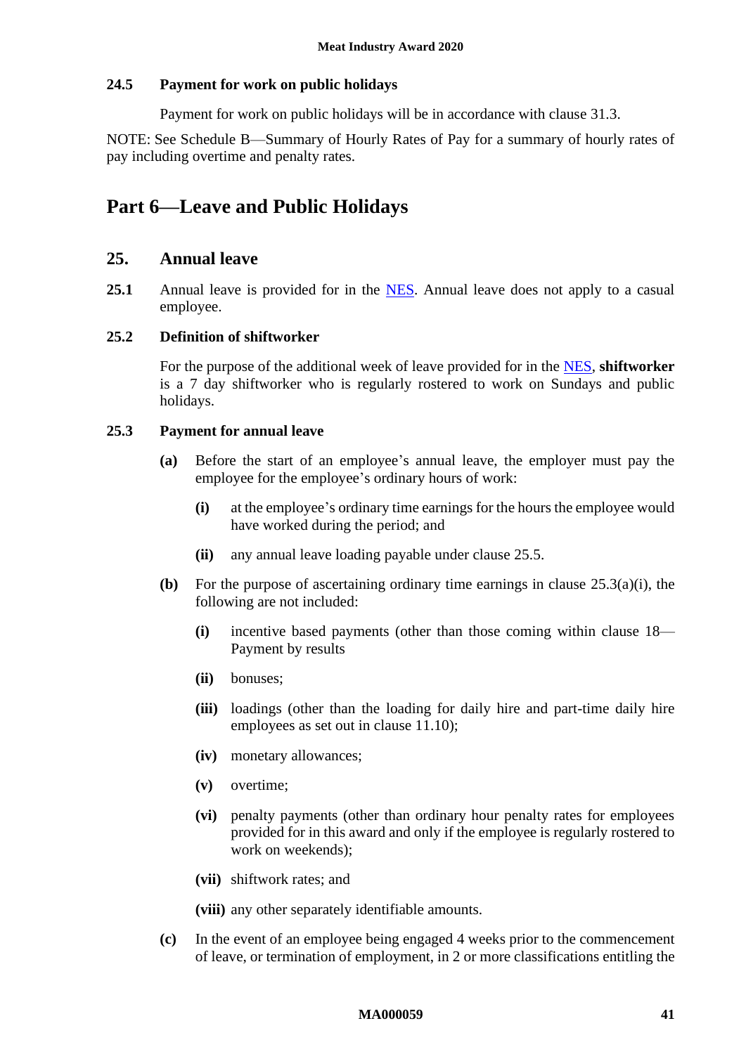### 24.5 Payment for work on public holidays

Payment for work on public holidays will be in accordance with clause 31.3.

NOTE: See Schedule B—Summary of Hourly Rates of Pay for a summary of hourly rates of pay including overtime and penalty rates.

# Part 6—Leave and Public Holidays

## 25. Annual leave

**25.1** Annual leave is provided for in the NES. Annual leave does not apply to a casual employee.

### 25.2 Definition of shiftworker

For the purpose of the additional week of leave provided for in the NES, **shiftworker** is a 7 day shiftworker who is regularly rostered to work on Sundays and public holidays.

### 25.3 Payment for annual leave

**(a)** Before the start of an employee's annual leave, the employer must pay the employee for the employee's ordinary hours of work:

- **(i)** at the employee's ordinary time earnings for the hours the employee would have worked during the period; and
- **(ii)** any annual leave loading payable under clause 25.5.

**(b)** For the purpose of ascertaining ordinary time earnings in clause 25.3(a)(i), the following are not included:

- **(i)** incentive based payments (other than those coming within clause 18—Payment by results
- **(ii)** bonuses;
- **(iii)** loadings (other than the loading for daily hire and part-time daily hire employees as set out in clause 11.10);
- **(iv)** monetary allowances;
- **(v)** overtime;
- **(vi)** penalty payments (other than ordinary hour penalty rates for employees provided for in this award and only if the employee is regularly rostered to work on weekends);
- **(vii)** shiftwork rates; and
- **(viii)** any other separately identifiable amounts.

**(c)** In the event of an employee being engaged 4 weeks prior to the commencement of leave, or termination of employment, in 2 or more classifications entitling the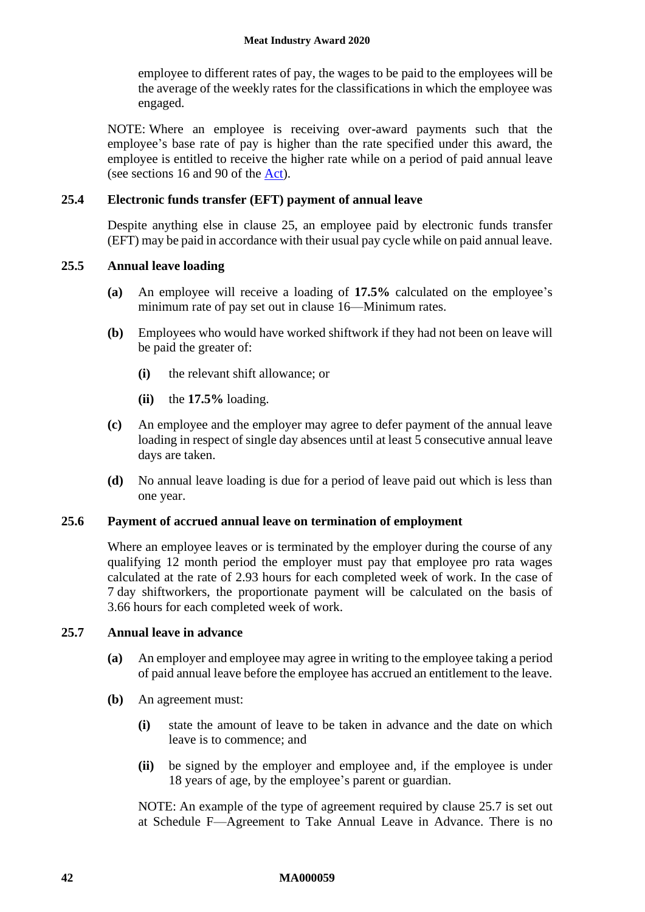employee to different rates of pay, the wages to be paid to the employees will be the average of the weekly rates for the classifications in which the employee was engaged.

NOTE: Where an employee is receiving over-award payments such that the employee's base rate of pay is higher than the rate specified under this award, the employee is entitled to receive the higher rate while on a period of paid annual leave (see sections 16 and 90 of the Act).

### 25.4 Electronic funds transfer (EFT) payment of annual leave

Despite anything else in clause 25, an employee paid by electronic funds transfer (EFT) may be paid in accordance with their usual pay cycle while on paid annual leave.

### 25.5 Annual leave loading

**(a)** An employee will receive a loading of **17.5%** calculated on the employee's minimum rate of pay set out in clause 16—Minimum rates.

**(b)** Employees who would have worked shiftwork if they had not been on leave will be paid the greater of:

- **(i)** the relevant shift allowance; or
- **(ii)** the **17.5%** loading.

**(c)** An employee and the employer may agree to defer payment of the annual leave loading in respect of single day absences until at least 5 consecutive annual leave days are taken.

**(d)** No annual leave loading is due for a period of leave paid out which is less than one year.

### 25.6 Payment of accrued annual leave on termination of employment

Where an employee leaves or is terminated by the employer during the course of any qualifying 12 month period the employer must pay that employee pro rata wages calculated at the rate of 2.93 hours for each completed week of work. In the case of 7 day shiftworkers, the proportionate payment will be calculated on the basis of 3.66 hours for each completed week of work.

### 25.7 Annual leave in advance

**(a)** An employer and employee may agree in writing to the employee taking a period of paid annual leave before the employee has accrued an entitlement to the leave.

**(b)** An agreement must:

- **(i)** state the amount of leave to be taken in advance and the date on which leave is to commence; and
- **(ii)** be signed by the employer and employee and, if the employee is under 18 years of age, by the employee's parent or guardian.

NOTE: An example of the type of agreement required by clause 25.7 is set out at Schedule F—Agreement to Take Annual Leave in Advance. There is no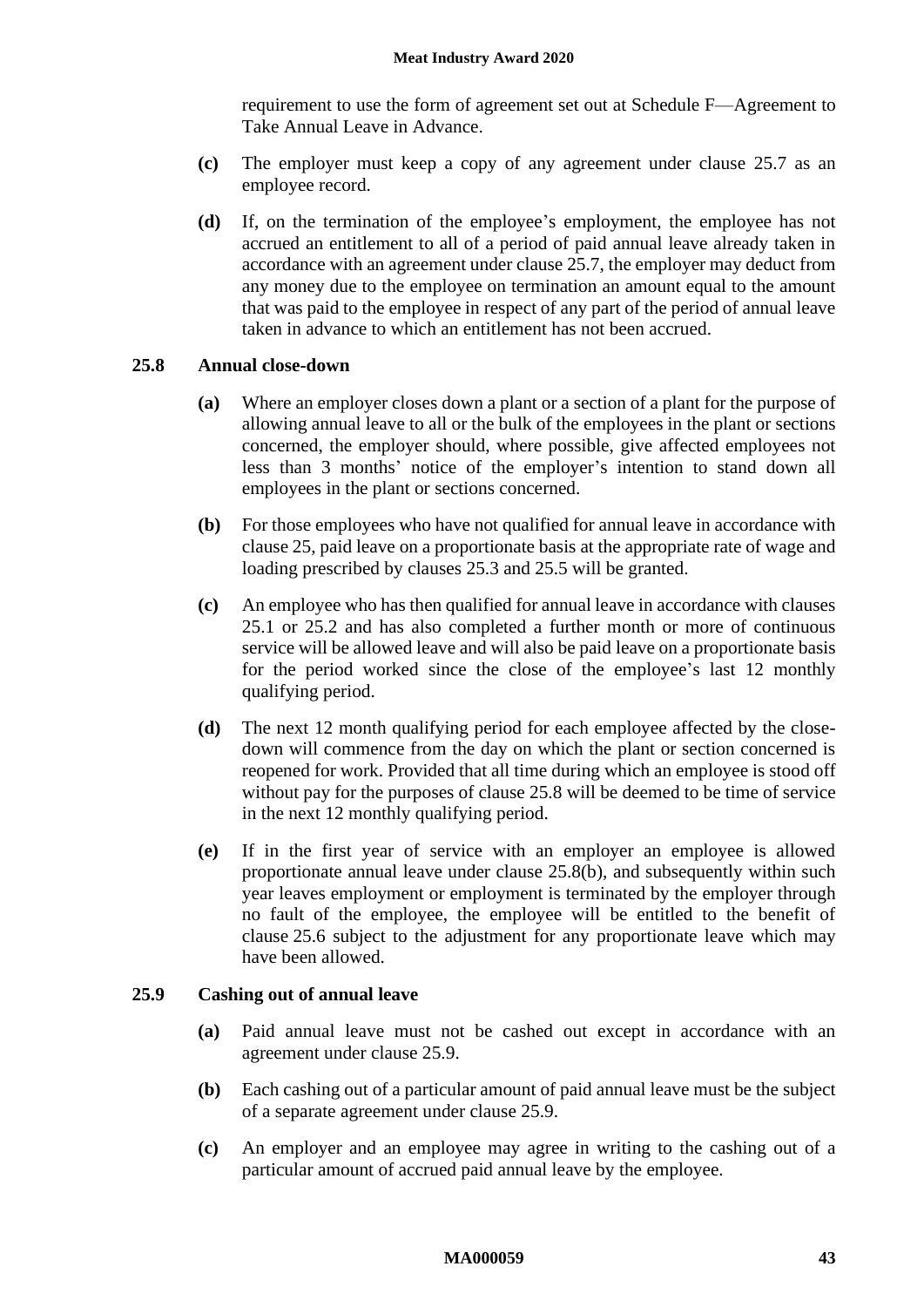requirement to use the form of agreement set out at Schedule F—Agreement to Take Annual Leave in Advance.

**(c)** The employer must keep a copy of any agreement under clause 25.7 as an employee record.

**(d)** If, on the termination of the employee's employment, the employee has not accrued an entitlement to all of a period of paid annual leave already taken in accordance with an agreement under clause 25.7, the employer may deduct from any money due to the employee on termination an amount equal to the amount that was paid to the employee in respect of any part of the period of annual leave taken in advance to which an entitlement has not been accrued.

### 25.8 Annual close-down

**(a)** Where an employer closes down a plant or a section of a plant for the purpose of allowing annual leave to all or the bulk of the employees in the plant or sections concerned, the employer should, where possible, give affected employees not less than 3 months' notice of the employer's intention to stand down all employees in the plant or sections concerned.

**(b)** For those employees who have not qualified for annual leave in accordance with clause 25, paid leave on a proportionate basis at the appropriate rate of wage and loading prescribed by clauses 25.3 and 25.5 will be granted.

**(c)** An employee who has then qualified for annual leave in accordance with clauses 25.1 or 25.2 and has also completed a further month or more of continuous service will be allowed leave and will also be paid leave on a proportionate basis for the period worked since the close of the employee's last 12 monthly qualifying period.

**(d)** The next 12 month qualifying period for each employee affected by the close-down will commence from the day on which the plant or section concerned is reopened for work. Provided that all time during which an employee is stood off without pay for the purposes of clause 25.8 will be deemed to be time of service in the next 12 monthly qualifying period.

**(e)** If in the first year of service with an employer an employee is allowed proportionate annual leave under clause 25.8(b), and subsequently within such year leaves employment or employment is terminated by the employer through no fault of the employee, the employee will be entitled to the benefit of clause 25.6 subject to the adjustment for any proportionate leave which may have been allowed.

### 25.9 Cashing out of annual leave

**(a)** Paid annual leave must not be cashed out except in accordance with an agreement under clause 25.9.

**(b)** Each cashing out of a particular amount of paid annual leave must be the subject of a separate agreement under clause 25.9.

**(c)** An employer and an employee may agree in writing to the cashing out of a particular amount of accrued paid annual leave by the employee.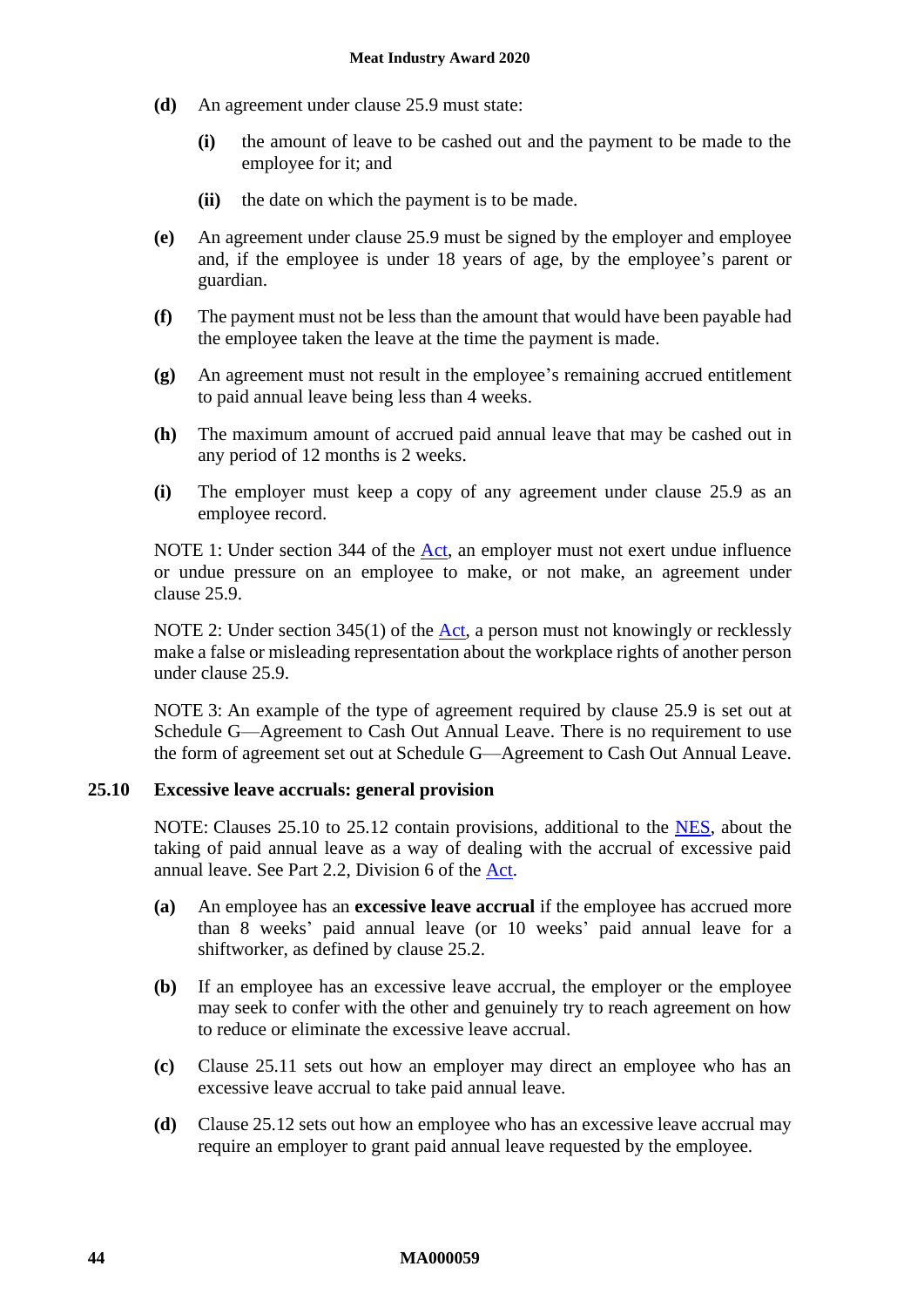**(d)** An agreement under clause 25.9 must state:

**(i)** the amount of leave to be cashed out and the payment to be made to the employee for it; and

**(ii)** the date on which the payment is to be made.

**(e)** An agreement under clause 25.9 must be signed by the employer and employee and, if the employee is under 18 years of age, by the employee's parent or guardian.

**(f)** The payment must not be less than the amount that would have been payable had the employee taken the leave at the time the payment is made.

**(g)** An agreement must not result in the employee's remaining accrued entitlement to paid annual leave being less than 4 weeks.

**(h)** The maximum amount of accrued paid annual leave that may be cashed out in any period of 12 months is 2 weeks.

**(i)** The employer must keep a copy of any agreement under clause 25.9 as an employee record.

NOTE 1: Under section 344 of the Act, an employer must not exert undue influence or undue pressure on an employee to make, or not make, an agreement under clause 25.9.

NOTE 2: Under section 345(1) of the Act, a person must not knowingly or recklessly make a false or misleading representation about the workplace rights of another person under clause 25.9.

NOTE 3: An example of the type of agreement required by clause 25.9 is set out at Schedule G—Agreement to Cash Out Annual Leave. There is no requirement to use the form of agreement set out at Schedule G—Agreement to Cash Out Annual Leave.

### 25.10 Excessive leave accruals: general provision

NOTE: Clauses 25.10 to 25.12 contain provisions, additional to the NES, about the taking of paid annual leave as a way of dealing with the accrual of excessive paid annual leave. See Part 2.2, Division 6 of the Act.

**(a)** An employee has an **excessive leave accrual** if the employee has accrued more than 8 weeks' paid annual leave (or 10 weeks' paid annual leave for a shiftworker, as defined by clause 25.2.

**(b)** If an employee has an excessive leave accrual, the employer or the employee may seek to confer with the other and genuinely try to reach agreement on how to reduce or eliminate the excessive leave accrual.

**(c)** Clause 25.11 sets out how an employer may direct an employee who has an excessive leave accrual to take paid annual leave.

**(d)** Clause 25.12 sets out how an employee who has an excessive leave accrual may require an employer to grant paid annual leave requested by the employee.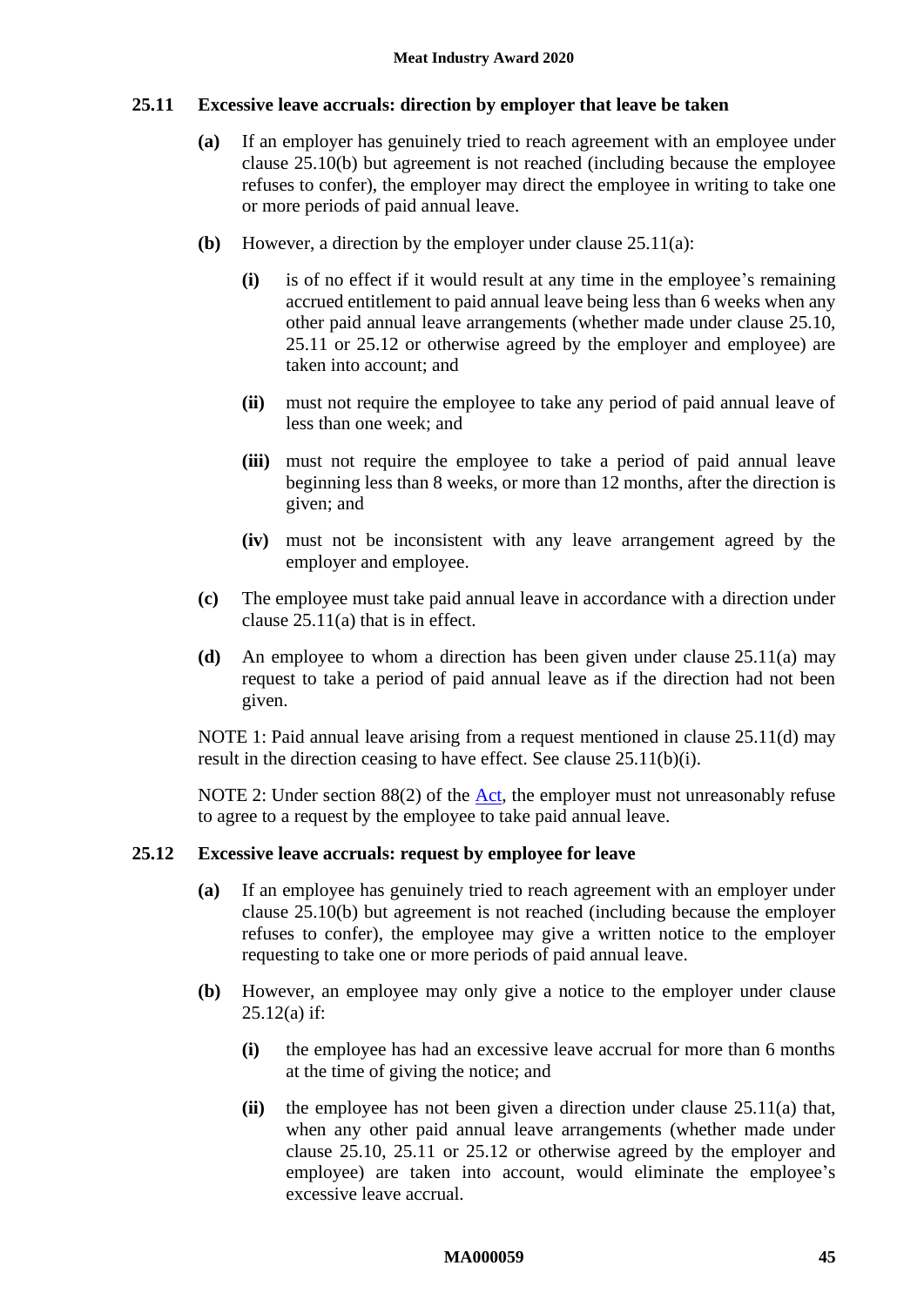### 25.11 Excessive leave accruals: direction by employer that leave be taken

**(a)** If an employer has genuinely tried to reach agreement with an employee under clause 25.10(b) but agreement is not reached (including because the employee refuses to confer), the employer may direct the employee in writing to take one or more periods of paid annual leave.

**(b)** However, a direction by the employer under clause 25.11(a):

- **(i)** is of no effect if it would result at any time in the employee's remaining accrued entitlement to paid annual leave being less than 6 weeks when any other paid annual leave arrangements (whether made under clause 25.10, 25.11 or 25.12 or otherwise agreed by the employer and employee) are taken into account; and
- **(ii)** must not require the employee to take any period of paid annual leave of less than one week; and
- **(iii)** must not require the employee to take a period of paid annual leave beginning less than 8 weeks, or more than 12 months, after the direction is given; and
- **(iv)** must not be inconsistent with any leave arrangement agreed by the employer and employee.

**(c)** The employee must take paid annual leave in accordance with a direction under clause 25.11(a) that is in effect.

**(d)** An employee to whom a direction has been given under clause 25.11(a) may request to take a period of paid annual leave as if the direction had not been given.

NOTE 1: Paid annual leave arising from a request mentioned in clause 25.11(d) may result in the direction ceasing to have effect. See clause 25.11(b)(i).

NOTE 2: Under section 88(2) of the Act, the employer must not unreasonably refuse to agree to a request by the employee to take paid annual leave.

### 25.12 Excessive leave accruals: request by employee for leave

**(a)** If an employee has genuinely tried to reach agreement with an employer under clause 25.10(b) but agreement is not reached (including because the employer refuses to confer), the employee may give a written notice to the employer requesting to take one or more periods of paid annual leave.

**(b)** However, an employee may only give a notice to the employer under clause 25.12(a) if:

- **(i)** the employee has had an excessive leave accrual for more than 6 months at the time of giving the notice; and
- **(ii)** the employee has not been given a direction under clause 25.11(a) that, when any other paid annual leave arrangements (whether made under clause 25.10, 25.11 or 25.12 or otherwise agreed by the employer and employee) are taken into account, would eliminate the employee's excessive leave accrual.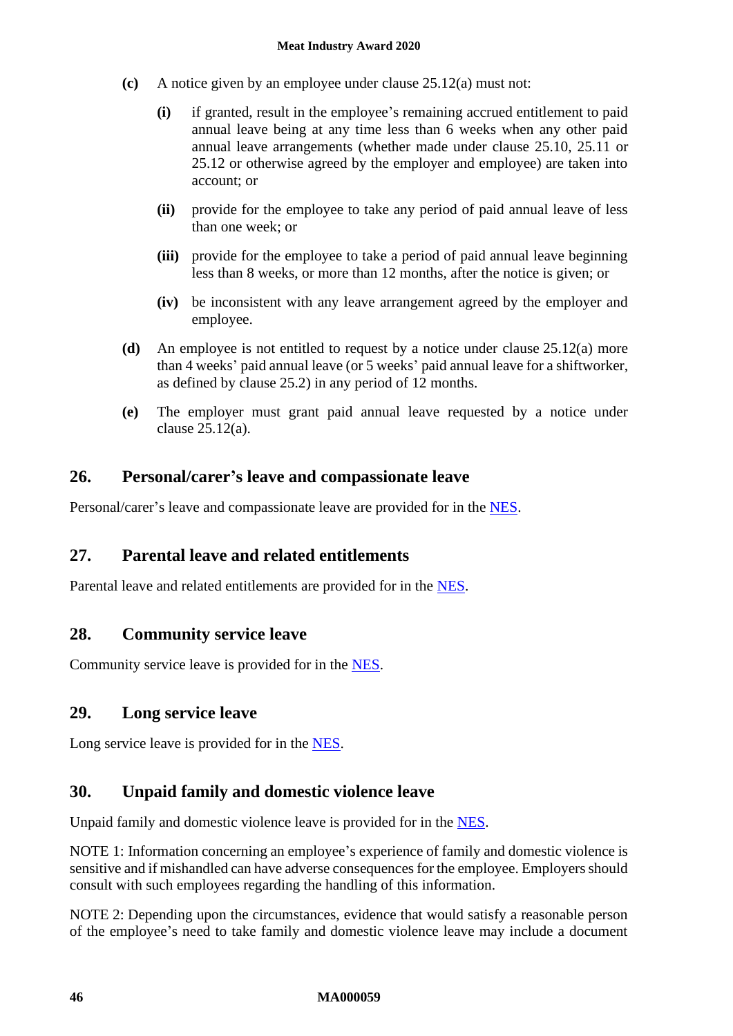**(c)** A notice given by an employee under clause 25.12(a) must not:

- **(i)** if granted, result in the employee's remaining accrued entitlement to paid annual leave being at any time less than 6 weeks when any other paid annual leave arrangements (whether made under clause 25.10, 25.11 or 25.12 or otherwise agreed by the employer and employee) are taken into account; or

- **(ii)** provide for the employee to take any period of paid annual leave of less than one week; or

- **(iii)** provide for the employee to take a period of paid annual leave beginning less than 8 weeks, or more than 12 months, after the notice is given; or

- **(iv)** be inconsistent with any leave arrangement agreed by the employer and employee.

**(d)** An employee is not entitled to request by a notice under clause 25.12(a) more than 4 weeks' paid annual leave (or 5 weeks' paid annual leave for a shiftworker, as defined by clause 25.2) in any period of 12 months.

**(e)** The employer must grant paid annual leave requested by a notice under clause 25.12(a).

## 26. Personal/carer's leave and compassionate leave

Personal/carer's leave and compassionate leave are provided for in the NES.

## 27. Parental leave and related entitlements

Parental leave and related entitlements are provided for in the NES.

## 28. Community service leave

Community service leave is provided for in the NES.

## 29. Long service leave

Long service leave is provided for in the NES.

## 30. Unpaid family and domestic violence leave

Unpaid family and domestic violence leave is provided for in the NES.

NOTE 1: Information concerning an employee's experience of family and domestic violence is sensitive and if mishandled can have adverse consequences for the employee. Employers should consult with such employees regarding the handling of this information.

NOTE 2: Depending upon the circumstances, evidence that would satisfy a reasonable person of the employee's need to take family and domestic violence leave may include a document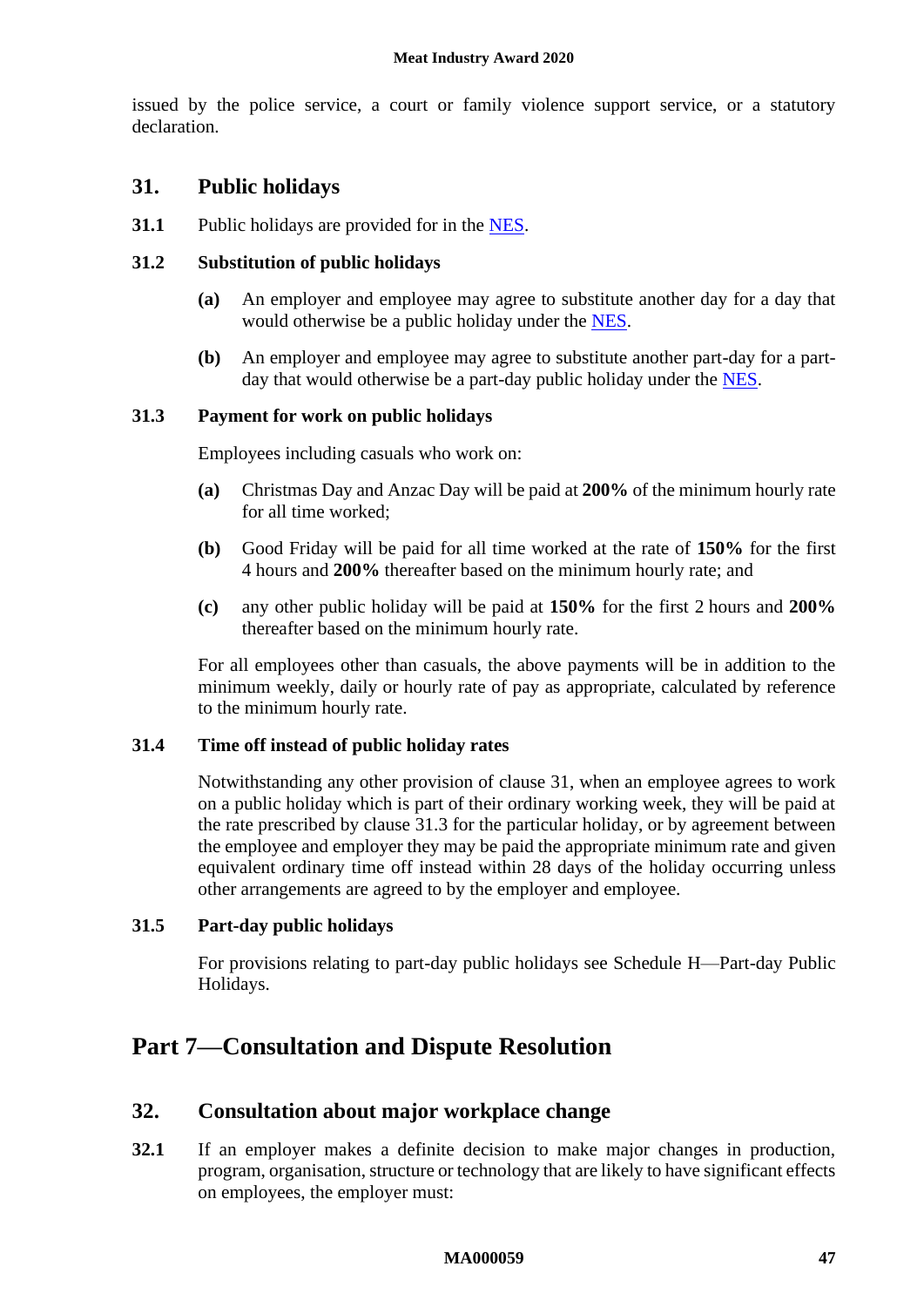issued by the police service, a court or family violence support service, or a statutory declaration.

## 31. Public holidays

**31.1** Public holidays are provided for in the NES.

### 31.2 Substitution of public holidays

**(a)** An employer and employee may agree to substitute another day for a day that would otherwise be a public holiday under the NES.

**(b)** An employer and employee may agree to substitute another part-day for a part-day that would otherwise be a part-day public holiday under the NES.

### 31.3 Payment for work on public holidays

Employees including casuals who work on:

**(a)** Christmas Day and Anzac Day will be paid at **200%** of the minimum hourly rate for all time worked;

**(b)** Good Friday will be paid for all time worked at the rate of **150%** for the first 4 hours and **200%** thereafter based on the minimum hourly rate; and

**(c)** any other public holiday will be paid at **150%** for the first 2 hours and **200%** thereafter based on the minimum hourly rate.

For all employees other than casuals, the above payments will be in addition to the minimum weekly, daily or hourly rate of pay as appropriate, calculated by reference to the minimum hourly rate.

### 31.4 Time off instead of public holiday rates

Notwithstanding any other provision of clause 31, when an employee agrees to work on a public holiday which is part of their ordinary working week, they will be paid at the rate prescribed by clause 31.3 for the particular holiday, or by agreement between the employee and employer they may be paid the appropriate minimum rate and given equivalent ordinary time off instead within 28 days of the holiday occurring unless other arrangements are agreed to by the employer and employee.

### 31.5 Part-day public holidays

For provisions relating to part-day public holidays see Schedule H—Part-day Public Holidays.

# Part 7—Consultation and Dispute Resolution

## 32. Consultation about major workplace change

**32.1** If an employer makes a definite decision to make major changes in production, program, organisation, structure or technology that are likely to have significant effects on employees, the employer must: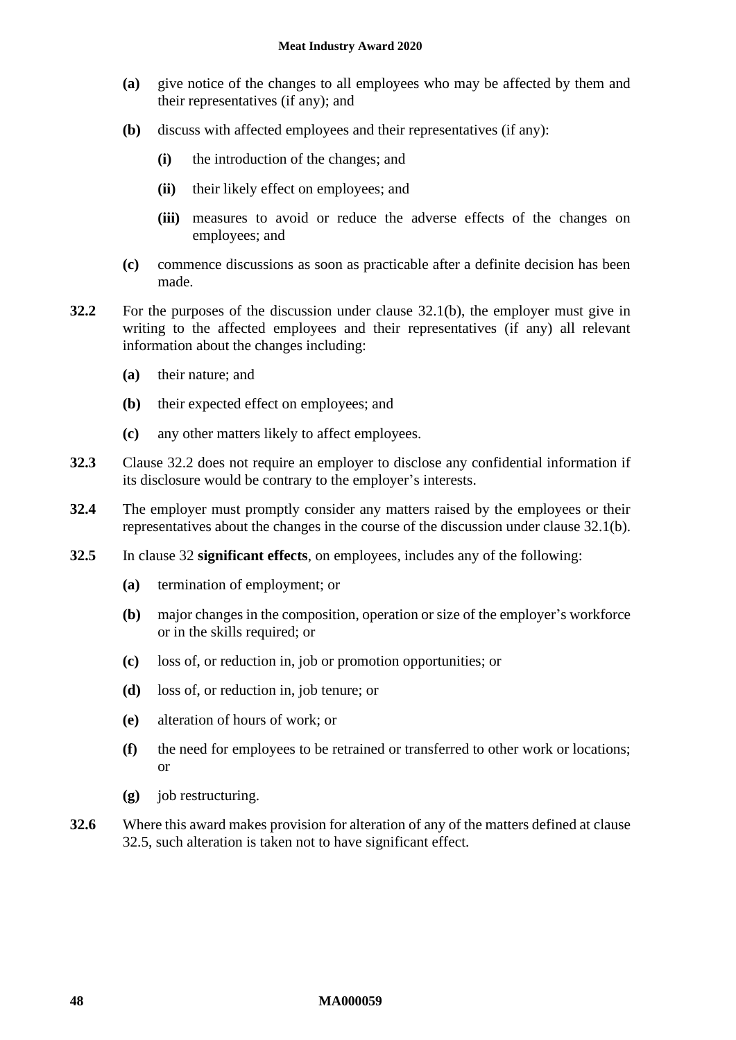**(a)** give notice of the changes to all employees who may be affected by them and their representatives (if any); and

**(b)** discuss with affected employees and their representatives (if any):

- **(i)** the introduction of the changes; and
- **(ii)** their likely effect on employees; and
- **(iii)** measures to avoid or reduce the adverse effects of the changes on employees; and

**(c)** commence discussions as soon as practicable after a definite decision has been made.

**32.2** For the purposes of the discussion under clause 32.1(b), the employer must give in writing to the affected employees and their representatives (if any) all relevant information about the changes including:

**(a)** their nature; and

**(b)** their expected effect on employees; and

**(c)** any other matters likely to affect employees.

**32.3** Clause 32.2 does not require an employer to disclose any confidential information if its disclosure would be contrary to the employer's interests.

**32.4** The employer must promptly consider any matters raised by the employees or their representatives about the changes in the course of the discussion under clause 32.1(b).

**32.5** In clause 32 **significant effects**, on employees, includes any of the following:

**(a)** termination of employment; or

**(b)** major changes in the composition, operation or size of the employer's workforce or in the skills required; or

**(c)** loss of, or reduction in, job or promotion opportunities; or

**(d)** loss of, or reduction in, job tenure; or

**(e)** alteration of hours of work; or

**(f)** the need for employees to be retrained or transferred to other work or locations; or

**(g)** job restructuring.

**32.6** Where this award makes provision for alteration of any of the matters defined at clause 32.5, such alteration is taken not to have significant effect.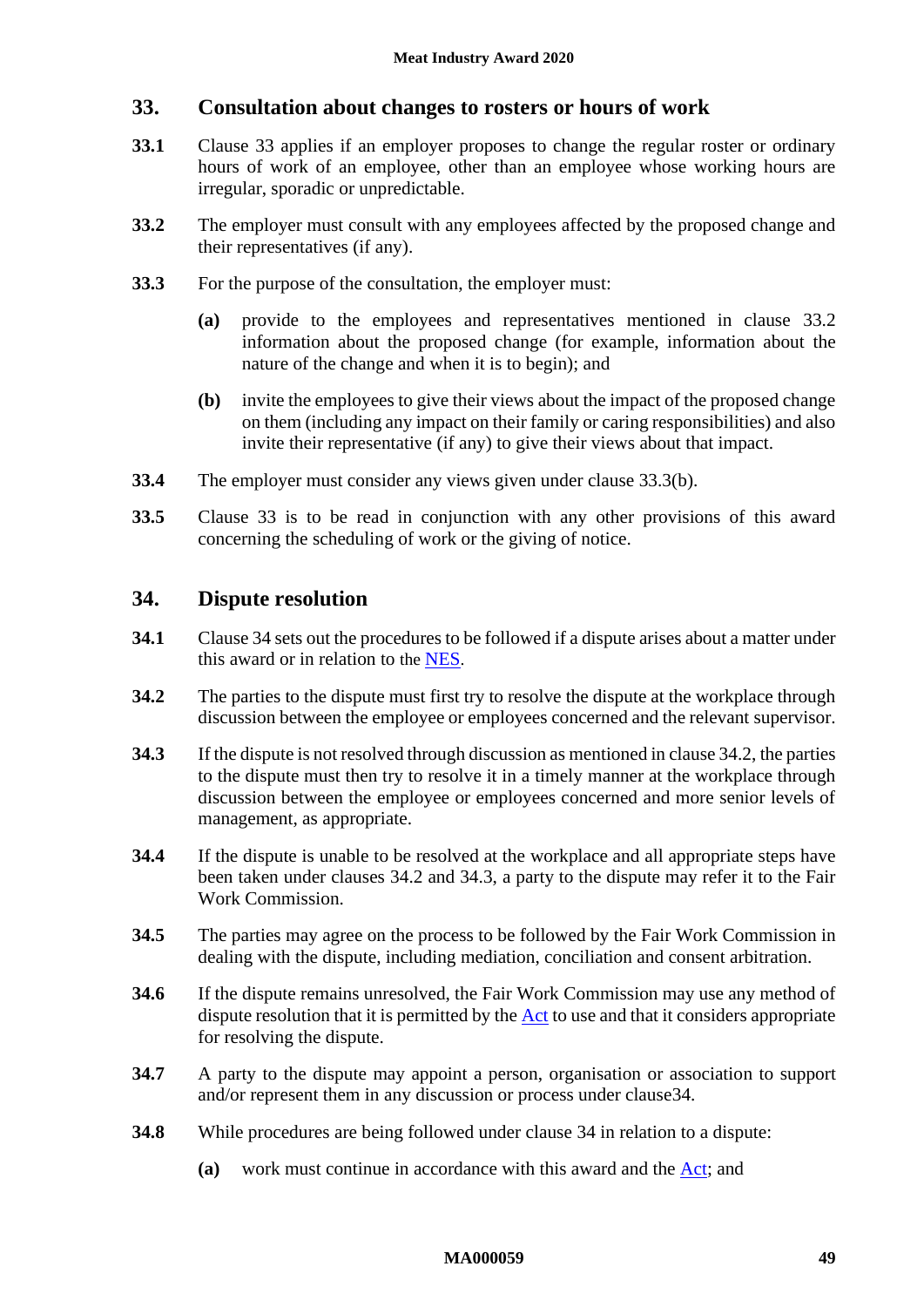## 33. Consultation about changes to rosters or hours of work

**33.1** Clause 33 applies if an employer proposes to change the regular roster or ordinary hours of work of an employee, other than an employee whose working hours are irregular, sporadic or unpredictable.

**33.2** The employer must consult with any employees affected by the proposed change and their representatives (if any).

**33.3** For the purpose of the consultation, the employer must:

**(a)** provide to the employees and representatives mentioned in clause 33.2 information about the proposed change (for example, information about the nature of the change and when it is to begin); and

**(b)** invite the employees to give their views about the impact of the proposed change on them (including any impact on their family or caring responsibilities) and also invite their representative (if any) to give their views about that impact.

**33.4** The employer must consider any views given under clause 33.3(b).

**33.5** Clause 33 is to be read in conjunction with any other provisions of this award concerning the scheduling of work or the giving of notice.

## 34. Dispute resolution

**34.1** Clause 34 sets out the procedures to be followed if a dispute arises about a matter under this award or in relation to the NES.

**34.2** The parties to the dispute must first try to resolve the dispute at the workplace through discussion between the employee or employees concerned and the relevant supervisor.

**34.3** If the dispute is not resolved through discussion as mentioned in clause 34.2, the parties to the dispute must then try to resolve it in a timely manner at the workplace through discussion between the employee or employees concerned and more senior levels of management, as appropriate.

**34.4** If the dispute is unable to be resolved at the workplace and all appropriate steps have been taken under clauses 34.2 and 34.3, a party to the dispute may refer it to the Fair Work Commission.

**34.5** The parties may agree on the process to be followed by the Fair Work Commission in dealing with the dispute, including mediation, conciliation and consent arbitration.

**34.6** If the dispute remains unresolved, the Fair Work Commission may use any method of dispute resolution that it is permitted by the Act to use and that it considers appropriate for resolving the dispute.

**34.7** A party to the dispute may appoint a person, organisation or association to support and/or represent them in any discussion or process under clause34.

**34.8** While procedures are being followed under clause 34 in relation to a dispute:

**(a)** work must continue in accordance with this award and the Act; and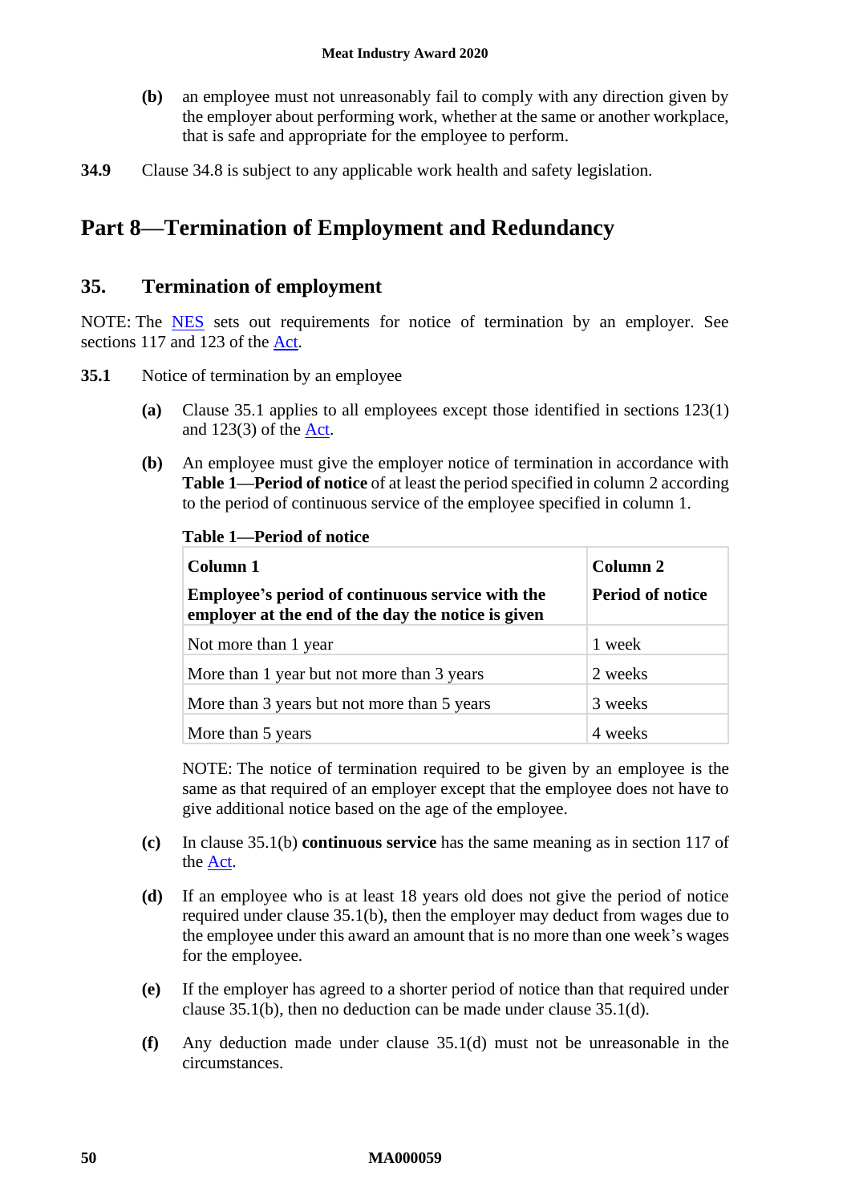**(b)** an employee must not unreasonably fail to comply with any direction given by the employer about performing work, whether at the same or another workplace, that is safe and appropriate for the employee to perform.

**34.9** Clause 34.8 is subject to any applicable work health and safety legislation.

# Part 8—Termination of Employment and Redundancy

## 35. Termination of employment

NOTE: The NES sets out requirements for notice of termination by an employer. See sections 117 and 123 of the Act.

**35.1** Notice of termination by an employee

**(a)** Clause 35.1 applies to all employees except those identified in sections 123(1) and 123(3) of the Act.

**(b)** An employee must give the employer notice of termination in accordance with **Table 1—Period of notice** of at least the period specified in column 2 according to the period of continuous service of the employee specified in column 1.

**Table 1—Period of notice**

| Column 1<br>Employee's period of continuous service with the employer at the end of the day the notice is given | Column 2<br>Period of notice |
|---|---|
| Not more than 1 year | 1 week |
| More than 1 year but not more than 3 years | 2 weeks |
| More than 3 years but not more than 5 years | 3 weeks |
| More than 5 years | 4 weeks |

NOTE: The notice of termination required to be given by an employee is the same as that required of an employer except that the employee does not have to give additional notice based on the age of the employee.

**(c)** In clause 35.1(b) **continuous service** has the same meaning as in section 117 of the Act.

**(d)** If an employee who is at least 18 years old does not give the period of notice required under clause 35.1(b), then the employer may deduct from wages due to the employee under this award an amount that is no more than one week's wages for the employee.

**(e)** If the employer has agreed to a shorter period of notice than that required under clause 35.1(b), then no deduction can be made under clause 35.1(d).

**(f)** Any deduction made under clause 35.1(d) must not be unreasonable in the circumstances.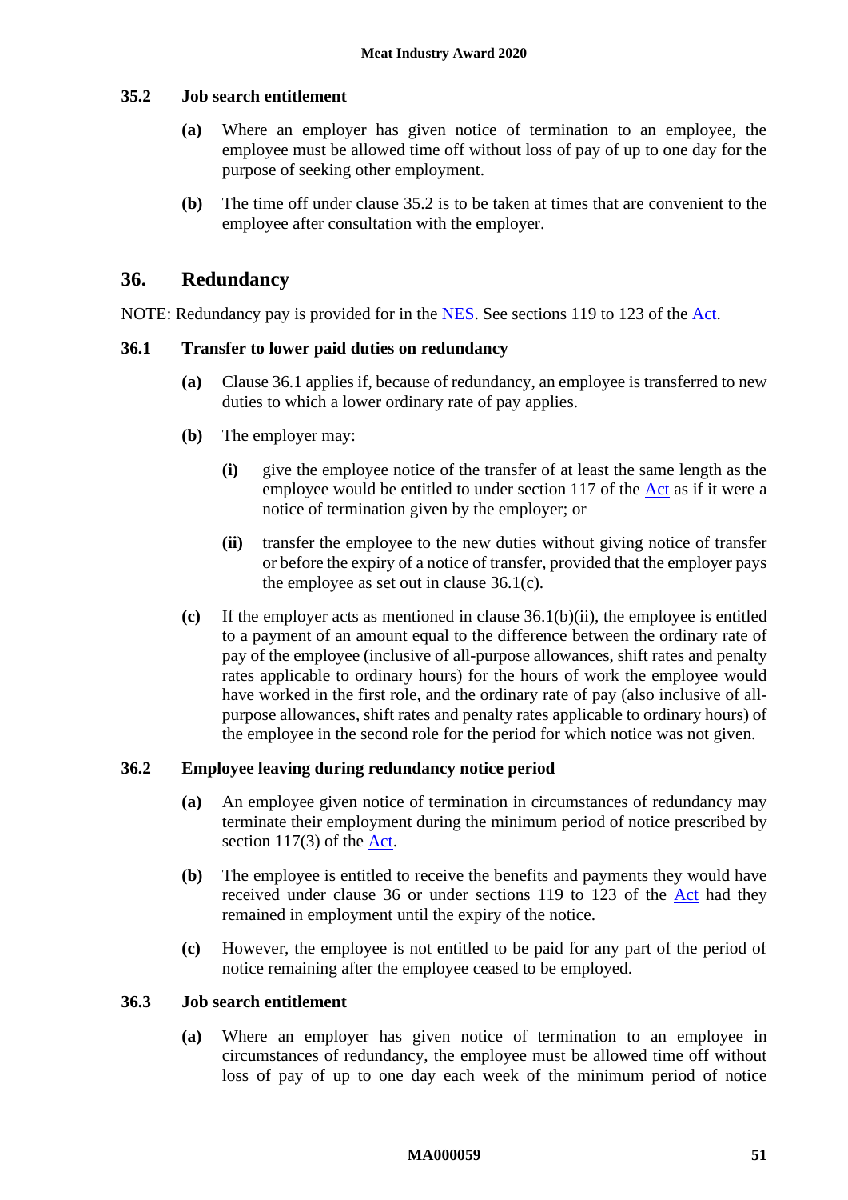### 35.2 Job search entitlement

**(a)** Where an employer has given notice of termination to an employee, the employee must be allowed time off without loss of pay of up to one day for the purpose of seeking other employment.

**(b)** The time off under clause 35.2 is to be taken at times that are convenient to the employee after consultation with the employer.

## 36. Redundancy

NOTE: Redundancy pay is provided for in the NES. See sections 119 to 123 of the Act.

### 36.1 Transfer to lower paid duties on redundancy

**(a)** Clause 36.1 applies if, because of redundancy, an employee is transferred to new duties to which a lower ordinary rate of pay applies.

**(b)** The employer may:

- **(i)** give the employee notice of the transfer of at least the same length as the employee would be entitled to under section 117 of the Act as if it were a notice of termination given by the employer; or
- **(ii)** transfer the employee to the new duties without giving notice of transfer or before the expiry of a notice of transfer, provided that the employer pays the employee as set out in clause 36.1(c).

**(c)** If the employer acts as mentioned in clause 36.1(b)(ii), the employee is entitled to a payment of an amount equal to the difference between the ordinary rate of pay of the employee (inclusive of all-purpose allowances, shift rates and penalty rates applicable to ordinary hours) for the hours of work the employee would have worked in the first role, and the ordinary rate of pay (also inclusive of all-purpose allowances, shift rates and penalty rates applicable to ordinary hours) of the employee in the second role for the period for which notice was not given.

### 36.2 Employee leaving during redundancy notice period

**(a)** An employee given notice of termination in circumstances of redundancy may terminate their employment during the minimum period of notice prescribed by section 117(3) of the Act.

**(b)** The employee is entitled to receive the benefits and payments they would have received under clause 36 or under sections 119 to 123 of the Act had they remained in employment until the expiry of the notice.

**(c)** However, the employee is not entitled to be paid for any part of the period of notice remaining after the employee ceased to be employed.

### 36.3 Job search entitlement

**(a)** Where an employer has given notice of termination to an employee in circumstances of redundancy, the employee must be allowed time off without loss of pay of up to one day each week of the minimum period of notice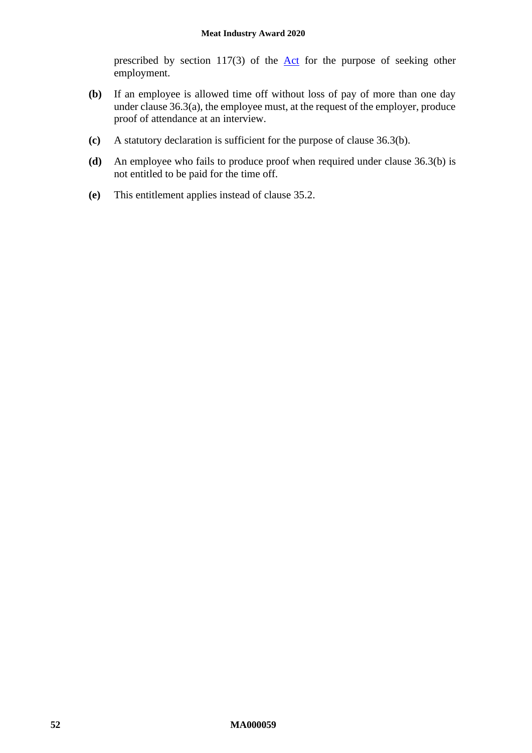prescribed by section 117(3) of the [Act](#) for the purpose of seeking other employment.

**(b)** If an employee is allowed time off without loss of pay of more than one day under clause 36.3(a), the employee must, at the request of the employer, produce proof of attendance at an interview.

**(c)** A statutory declaration is sufficient for the purpose of clause 36.3(b).

**(d)** An employee who fails to produce proof when required under clause 36.3(b) is not entitled to be paid for the time off.

**(e)** This entitlement applies instead of clause 35.2.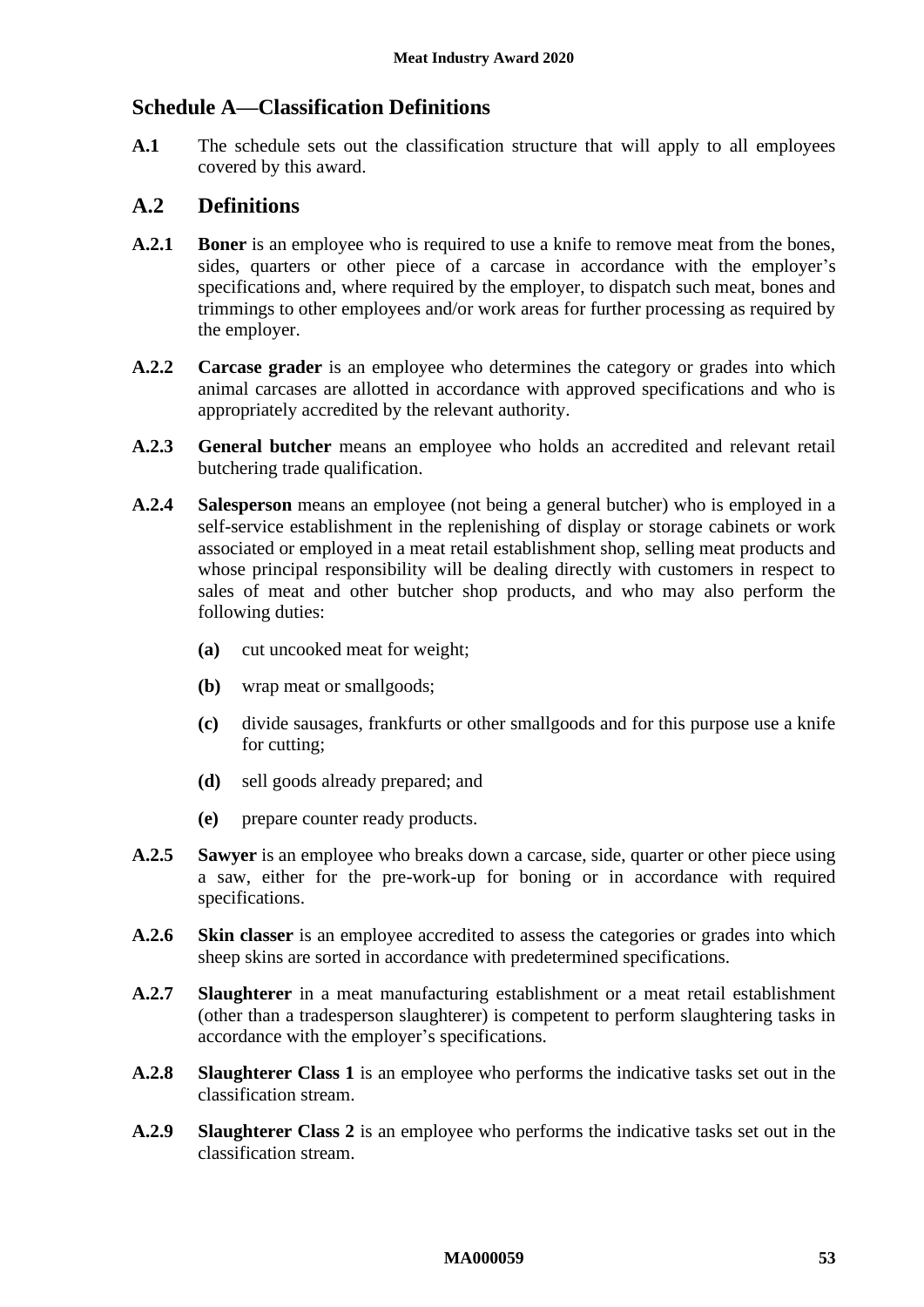## Schedule A—Classification Definitions

**A.1** The schedule sets out the classification structure that will apply to all employees covered by this award.

## A.2 Definitions

**A.2.1** **Boner** is an employee who is required to use a knife to remove meat from the bones, sides, quarters or other piece of a carcase in accordance with the employer's specifications and, where required by the employer, to dispatch such meat, bones and trimmings to other employees and/or work areas for further processing as required by the employer.

**A.2.2** **Carcase grader** is an employee who determines the category or grades into which animal carcases are allotted in accordance with approved specifications and who is appropriately accredited by the relevant authority.

**A.2.3** **General butcher** means an employee who holds an accredited and relevant retail butchering trade qualification.

**A.2.4** **Salesperson** means an employee (not being a general butcher) who is employed in a self-service establishment in the replenishing of display or storage cabinets or work associated or employed in a meat retail establishment shop, selling meat products and whose principal responsibility will be dealing directly with customers in respect to sales of meat and other butcher shop products, and who may also perform the following duties:

- **(a)** cut uncooked meat for weight;
- **(b)** wrap meat or smallgoods;
- **(c)** divide sausages, frankfurts or other smallgoods and for this purpose use a knife for cutting;
- **(d)** sell goods already prepared; and
- **(e)** prepare counter ready products.

**A.2.5** **Sawyer** is an employee who breaks down a carcase, side, quarter or other piece using a saw, either for the pre-work-up for boning or in accordance with required specifications.

**A.2.6** **Skin classer** is an employee accredited to assess the categories or grades into which sheep skins are sorted in accordance with predetermined specifications.

**A.2.7** **Slaughterer** in a meat manufacturing establishment or a meat retail establishment (other than a tradesperson slaughterer) is competent to perform slaughtering tasks in accordance with the employer's specifications.

**A.2.8** **Slaughterer Class 1** is an employee who performs the indicative tasks set out in the classification stream.

**A.2.9** **Slaughterer Class 2** is an employee who performs the indicative tasks set out in the classification stream.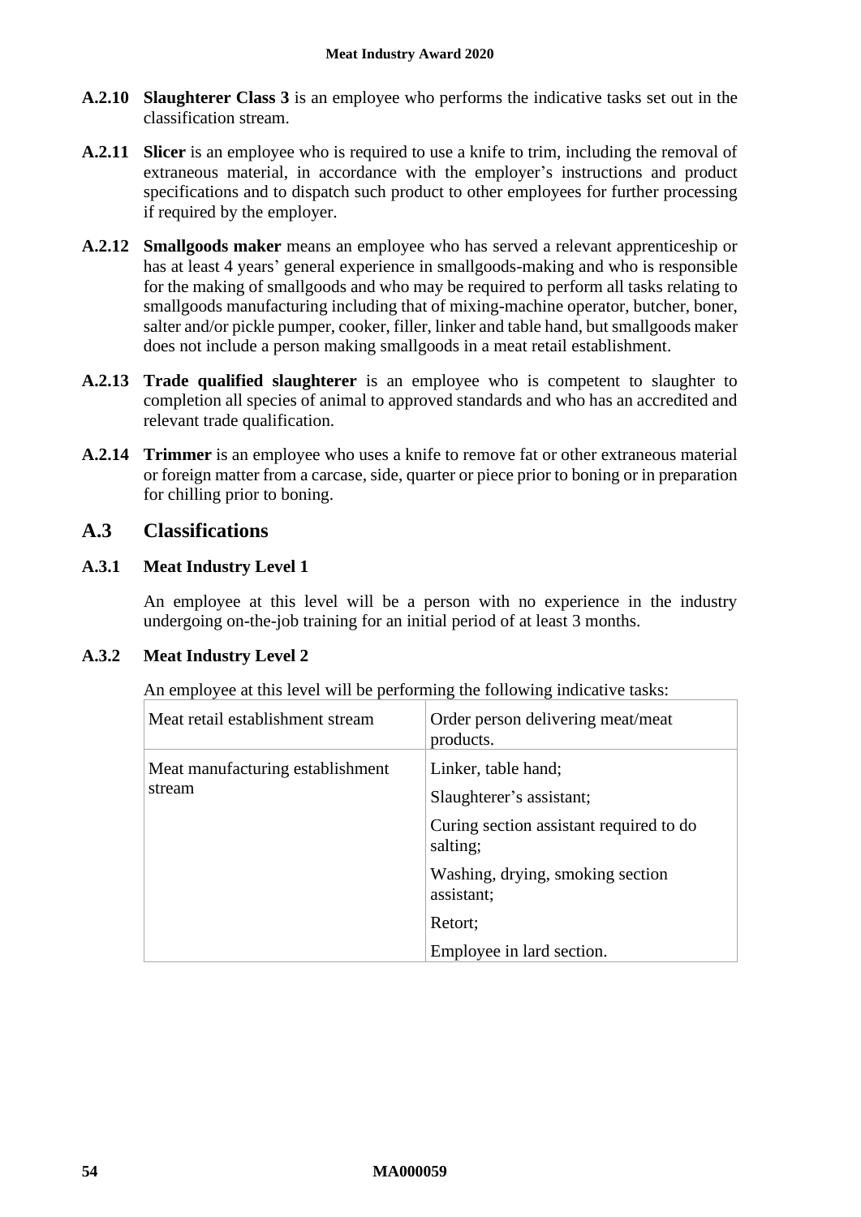**A.2.10 Slaughterer Class 3** is an employee who performs the indicative tasks set out in the classification stream.

**A.2.11 Slicer** is an employee who is required to use a knife to trim, including the removal of extraneous material, in accordance with the employer's instructions and product specifications and to dispatch such product to other employees for further processing if required by the employer.

**A.2.12 Smallgoods maker** means an employee who has served a relevant apprenticeship or has at least 4 years' general experience in smallgoods-making and who is responsible for the making of smallgoods and who may be required to perform all tasks relating to smallgoods manufacturing including that of mixing-machine operator, butcher, boner, salter and/or pickle pumper, cooker, filler, linker and table hand, but smallgoods maker does not include a person making smallgoods in a meat retail establishment.

**A.2.13 Trade qualified slaughterer** is an employee who is competent to slaughter to completion all species of animal to approved standards and who has an accredited and relevant trade qualification.

**A.2.14 Trimmer** is an employee who uses a knife to remove fat or other extraneous material or foreign matter from a carcase, side, quarter or piece prior to boning or in preparation for chilling prior to boning.

## A.3 Classifications

### A.3.1 Meat Industry Level 1

An employee at this level will be a person with no experience in the industry undergoing on-the-job training for an initial period of at least 3 months.

### A.3.2 Meat Industry Level 2

An employee at this level will be performing the following indicative tasks:

| | |
|---|---|
| Meat retail establishment stream | Order person delivering meat/meat products. |
| Meat manufacturing establishment stream | Linker, table hand;<br>Slaughterer's assistant;<br>Curing section assistant required to do salting;<br>Washing, drying, smoking section assistant;<br>Retort;<br>Employee in lard section. |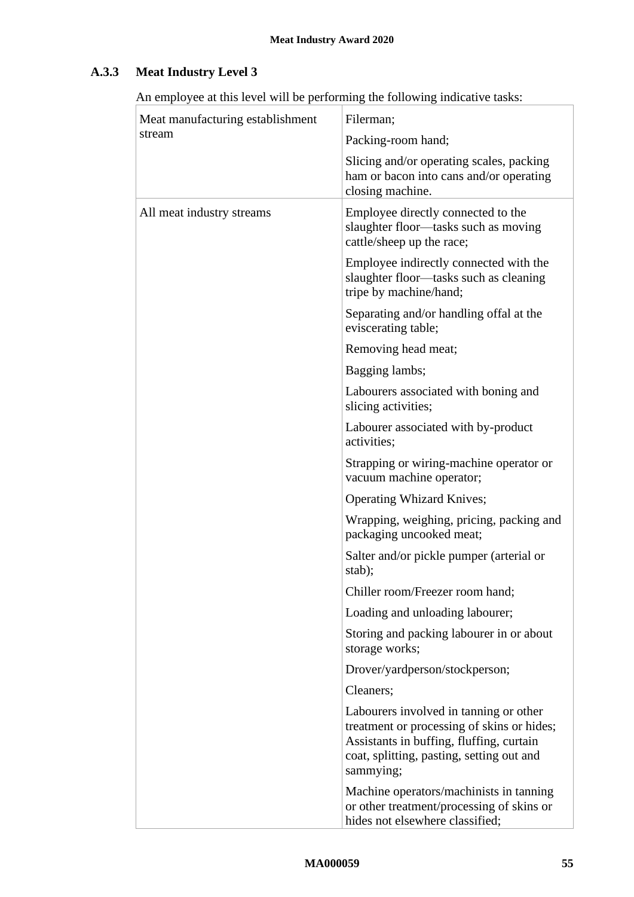### A.3.3 Meat Industry Level 3

An employee at this level will be performing the following indicative tasks:

| | |
|---|---|
| Meat manufacturing establishment stream | Filerman; |
| | Packing-room hand; |
| | Slicing and/or operating scales, packing ham or bacon into cans and/or operating closing machine. |
| All meat industry streams | Employee directly connected to the slaughter floor—tasks such as moving cattle/sheep up the race; |
| | Employee indirectly connected with the slaughter floor—tasks such as cleaning tripe by machine/hand; |
| | Separating and/or handling offal at the eviscerating table; |
| | Removing head meat; |
| | Bagging lambs; |
| | Labourers associated with boning and slicing activities; |
| | Labourer associated with by-product activities; |
| | Strapping or wiring-machine operator or vacuum machine operator; |
| | Operating Whizard Knives; |
| | Wrapping, weighing, pricing, packing and packaging uncooked meat; |
| | Salter and/or pickle pumper (arterial or stab); |
| | Chiller room/Freezer room hand; |
| | Loading and unloading labourer; |
| | Storing and packing labourer in or about storage works; |
| | Drover/yardperson/stockperson; |
| | Cleaners; |
| | Labourers involved in tanning or other treatment or processing of skins or hides; Assistants in buffing, fluffing, curtain coat, splitting, pasting, setting out and sammying; |
| | Machine operators/machinists in tanning or other treatment/processing of skins or hides not elsewhere classified; |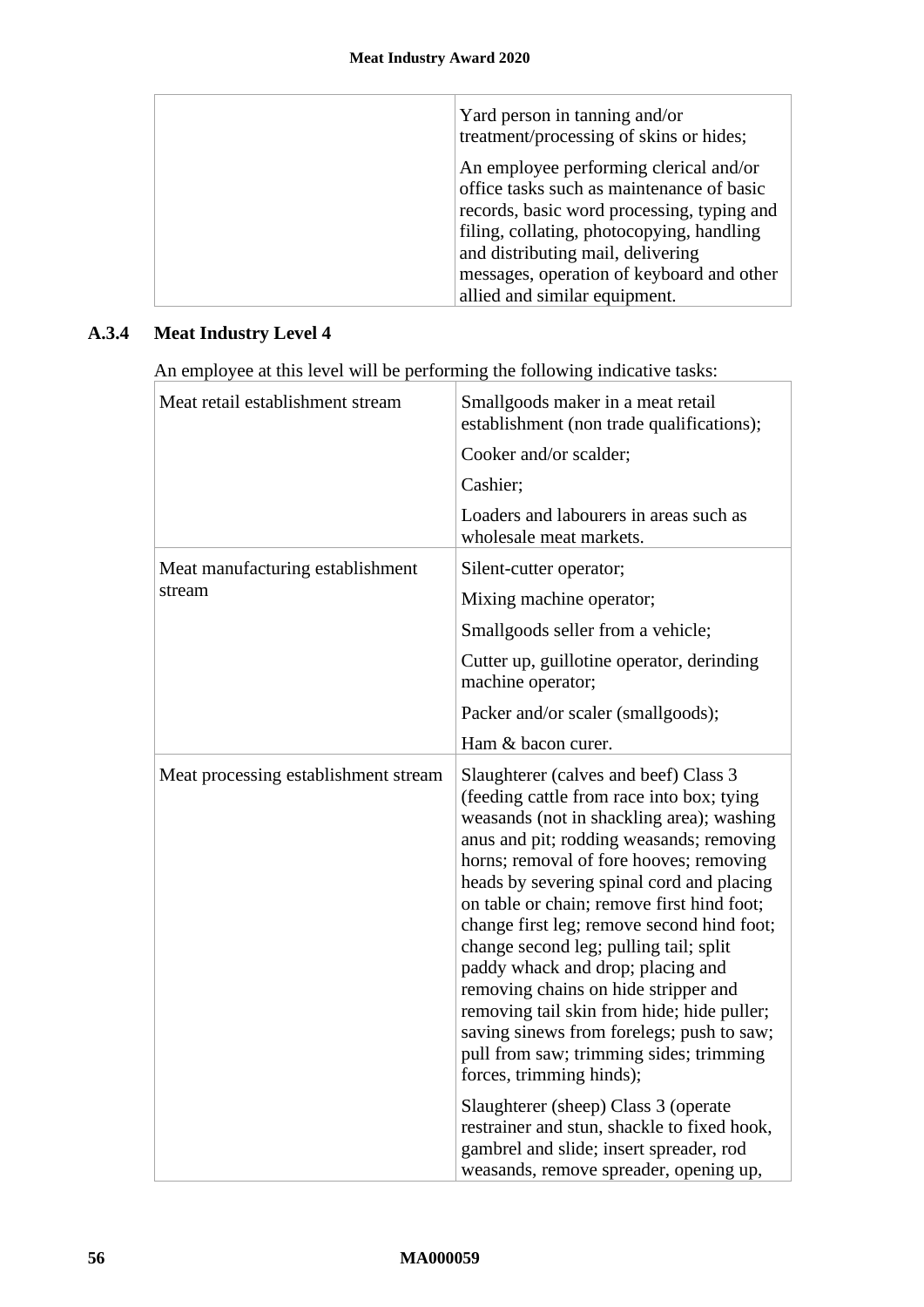| | |
|---|---|
| | Yard person in tanning and/or treatment/processing of skins or hides;<br><br>An employee performing clerical and/or office tasks such as maintenance of basic records, basic word processing, typing and filing, collating, photocopying, handling and distributing mail, delivering messages, operation of keyboard and other allied and similar equipment. |

### A.3.4 Meat Industry Level 4

An employee at this level will be performing the following indicative tasks:

| | |
|---|---|
| Meat retail establishment stream | Smallgoods maker in a meat retail establishment (non trade qualifications);<br><br>Cooker and/or scalder;<br><br>Cashier;<br><br>Loaders and labourers in areas such as wholesale meat markets. |
| Meat manufacturing establishment stream | Silent-cutter operator;<br><br>Mixing machine operator;<br><br>Smallgoods seller from a vehicle;<br><br>Cutter up, guillotine operator, derinding machine operator;<br><br>Packer and/or scaler (smallgoods);<br><br>Ham & bacon curer. |
| Meat processing establishment stream | Slaughterer (calves and beef) Class 3 (feeding cattle from race into box; tying weasands (not in shackling area); washing anus and pit; rodding weasands; removing horns; removal of fore hooves; removing heads by severing spinal cord and placing on table or chain; remove first hind foot; change first leg; remove second hind foot; change second leg; pulling tail; split paddy whack and drop; placing and removing chains on hide stripper and removing tail skin from hide; hide puller; saving sinews from forelegs; push to saw; pull from saw; trimming sides; trimming forces, trimming hinds);<br><br>Slaughterer (sheep) Class 3 (operate restrainer and stun, shackle to fixed hook, gambrel and slide; insert spreader, rod weasands, remove spreader, opening up, |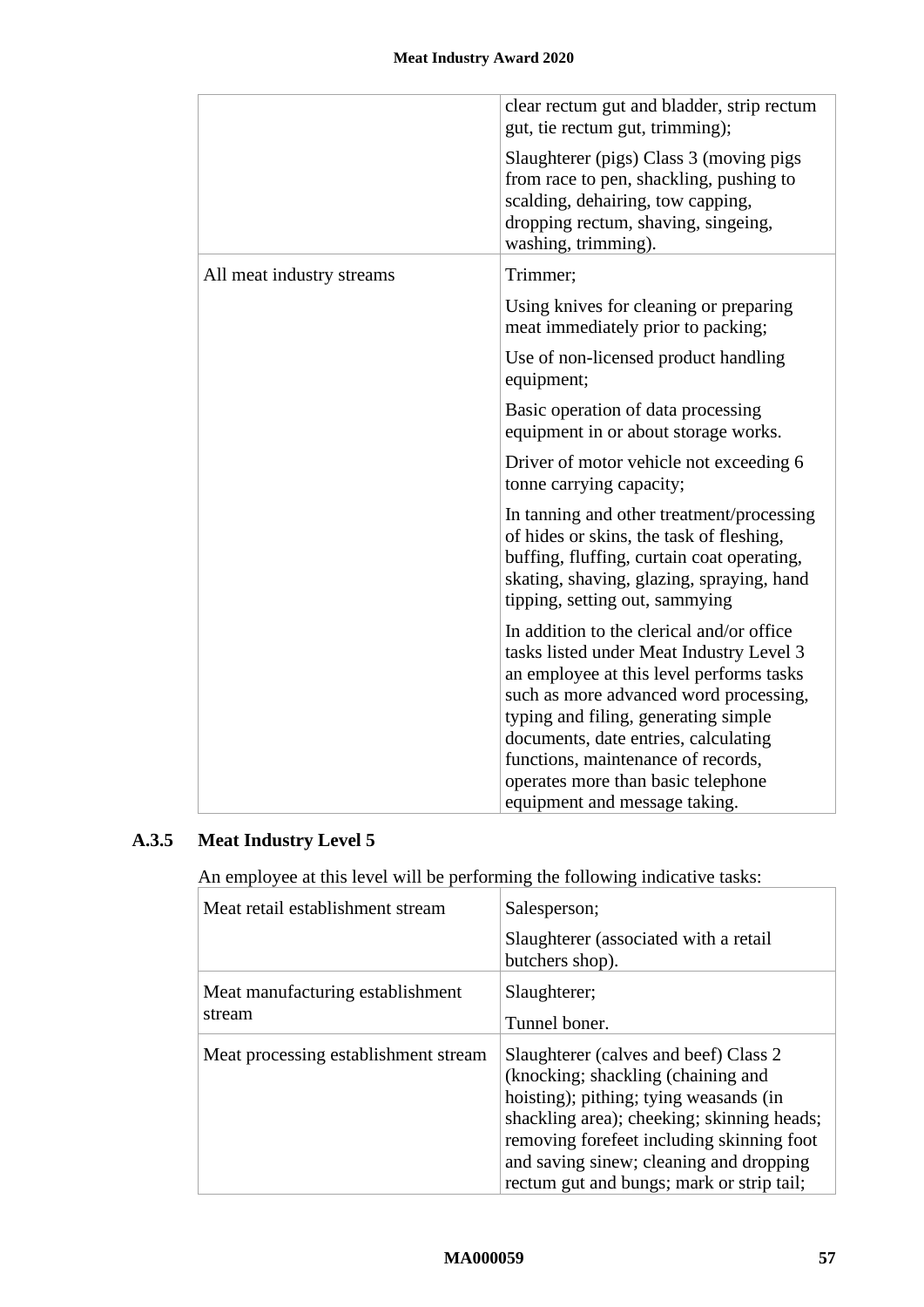| | |
|---|---|
| | clear rectum gut and bladder, strip rectum gut, tie rectum gut, trimming);<br><br>Slaughterer (pigs) Class 3 (moving pigs from race to pen, shackling, pushing to scalding, dehairing, tow capping, dropping rectum, shaving, singeing, washing, trimming). |
| All meat industry streams | Trimmer;<br><br>Using knives for cleaning or preparing meat immediately prior to packing;<br><br>Use of non-licensed product handling equipment;<br><br>Basic operation of data processing equipment in or about storage works.<br><br>Driver of motor vehicle not exceeding 6 tonne carrying capacity;<br><br>In tanning and other treatment/processing of hides or skins, the task of fleshing, buffing, fluffing, curtain coat operating, skating, shaving, glazing, spraying, hand tipping, setting out, sammying<br><br>In addition to the clerical and/or office tasks listed under Meat Industry Level 3 an employee at this level performs tasks such as more advanced word processing, typing and filing, generating simple documents, date entries, calculating functions, maintenance of records, operates more than basic telephone equipment and message taking. |

### A.3.5 Meat Industry Level 5

An employee at this level will be performing the following indicative tasks:

| | |
|---|---|
| Meat retail establishment stream | Salesperson;<br><br>Slaughterer (associated with a retail butchers shop). |
| Meat manufacturing establishment stream | Slaughterer;<br><br>Tunnel boner. |
| Meat processing establishment stream | Slaughterer (calves and beef) Class 2 (knocking; shackling (chaining and hoisting); pithing; tying weasands (in shackling area); cheeking; skinning heads; removing forefeet including skinning foot and saving sinew; cleaning and dropping rectum gut and bungs; mark or strip tail; |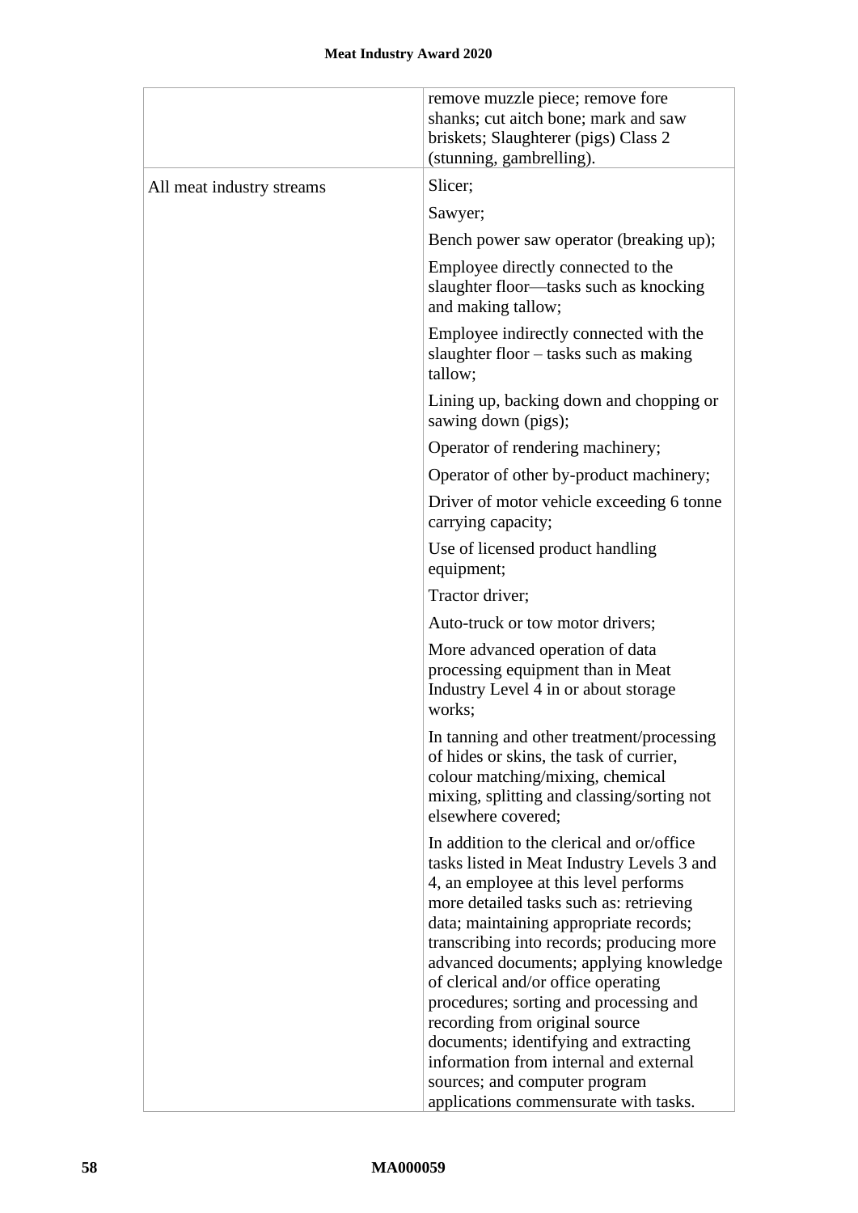| | |
|---|---|
| | remove muzzle piece; remove fore shanks; cut aitch bone; mark and saw briskets; Slaughterer (pigs) Class 2 (stunning, gambrelling). |
| All meat industry streams | Slicer;<br><br>Sawyer;<br><br>Bench power saw operator (breaking up);<br><br>Employee directly connected to the slaughter floor—tasks such as knocking and making tallow;<br><br>Employee indirectly connected with the slaughter floor – tasks such as making tallow;<br><br>Lining up, backing down and chopping or sawing down (pigs);<br><br>Operator of rendering machinery;<br><br>Operator of other by-product machinery;<br><br>Driver of motor vehicle exceeding 6 tonne carrying capacity;<br><br>Use of licensed product handling equipment;<br><br>Tractor driver;<br><br>Auto-truck or tow motor drivers;<br><br>More advanced operation of data processing equipment than in Meat Industry Level 4 in or about storage works;<br><br>In tanning and other treatment/processing of hides or skins, the task of currier, colour matching/mixing, chemical mixing, splitting and classing/sorting not elsewhere covered;<br><br>In addition to the clerical and or/office tasks listed in Meat Industry Levels 3 and 4, an employee at this level performs more detailed tasks such as: retrieving data; maintaining appropriate records; transcribing into records; producing more advanced documents; applying knowledge of clerical and/or office operating procedures; sorting and processing and recording from original source documents; identifying and extracting information from internal and external sources; and computer program applications commensurate with tasks. |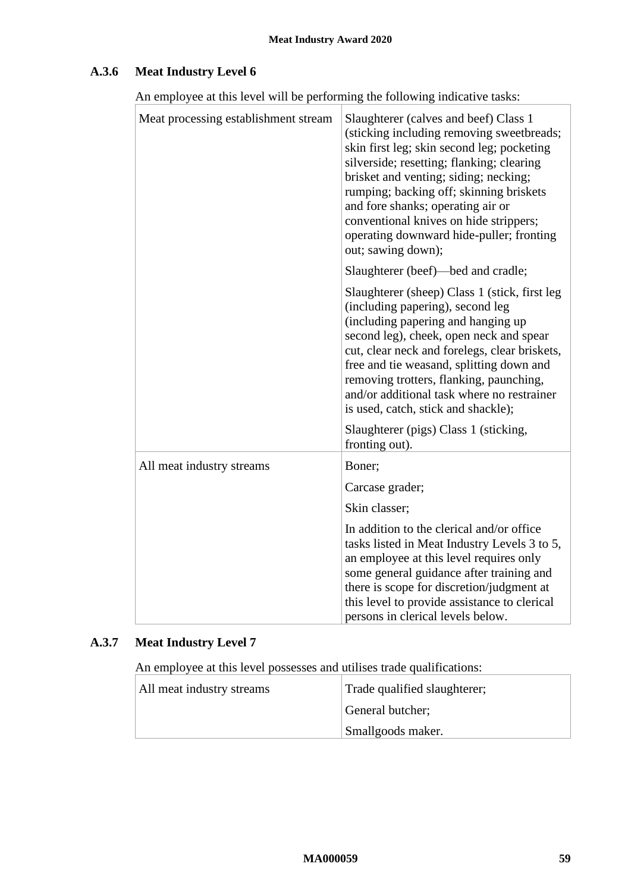### A.3.6 Meat Industry Level 6

An employee at this level will be performing the following indicative tasks:

| | |
|---|---|
| Meat processing establishment stream | Slaughterer (calves and beef) Class 1 (sticking including removing sweetbreads; skin first leg; skin second leg; pocketing silverside; resetting; flanking; clearing brisket and venting; siding; necking; rumping; backing off; skinning briskets and fore shanks; operating air or conventional knives on hide strippers; operating downward hide-puller; fronting out; sawing down); |
| | Slaughterer (beef)—bed and cradle; |
| | Slaughterer (sheep) Class 1 (stick, first leg (including papering), second leg (including papering and hanging up second leg), cheek, open neck and spear cut, clear neck and forelegs, clear briskets, free and tie weasand, splitting down and removing trotters, flanking, paunching, and/or additional task where no restrainer is used, catch, stick and shackle); |
| | Slaughterer (pigs) Class 1 (sticking, fronting out). |
| All meat industry streams | Boner; |
| | Carcase grader; |
| | Skin classer; |
| | In addition to the clerical and/or office tasks listed in Meat Industry Levels 3 to 5, an employee at this level requires only some general guidance after training and there is scope for discretion/judgment at this level to provide assistance to clerical persons in clerical levels below. |

### A.3.7 Meat Industry Level 7

An employee at this level possesses and utilises trade qualifications:

| | |
|---|---|
| All meat industry streams | Trade qualified slaughterer; |
| | General butcher; |
| | Smallgoods maker. |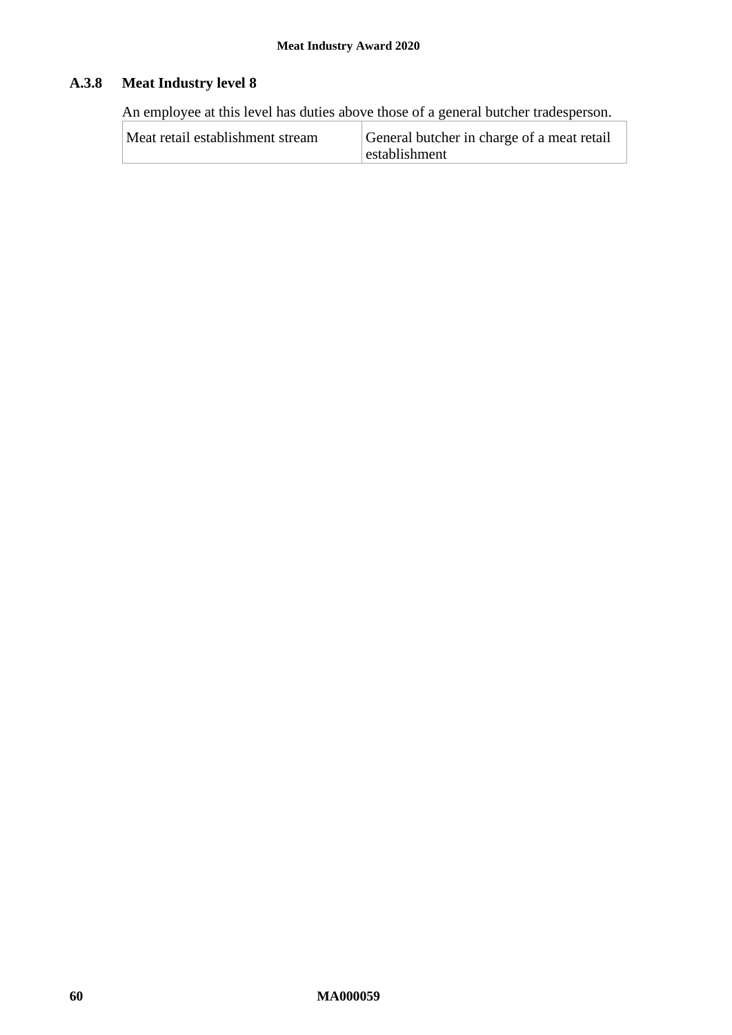### A.3.8 Meat Industry level 8

An employee at this level has duties above those of a general butcher tradesperson.

| | |
|---|---|
| Meat retail establishment stream | General butcher in charge of a meat retail establishment |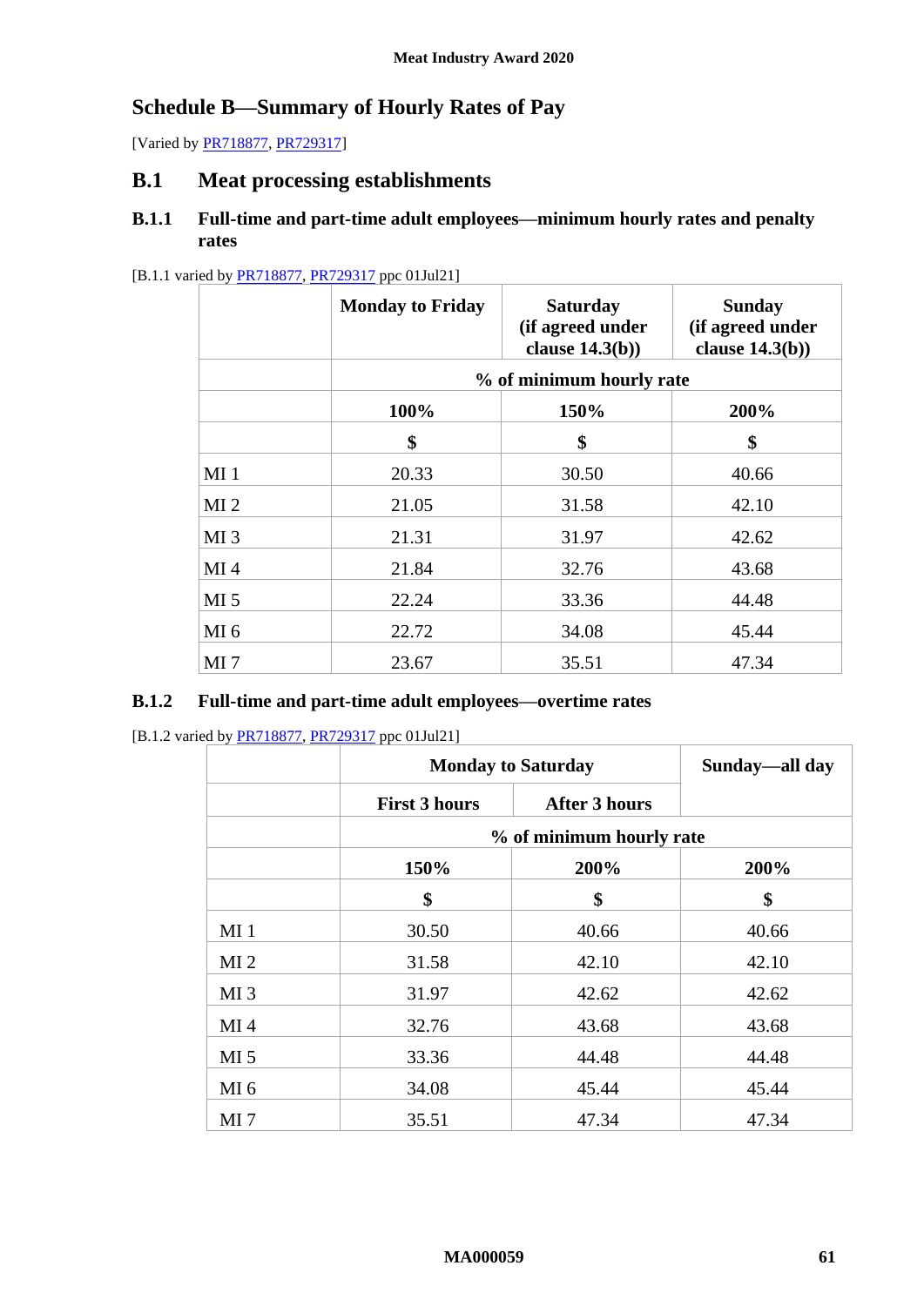## Schedule B—Summary of Hourly Rates of Pay

[Varied by PR718877, PR729317]

### B.1 Meat processing establishments

#### B.1.1 Full-time and part-time adult employees—minimum hourly rates and penalty rates

[B.1.1 varied by PR718877, PR729317 ppc 01Jul21]

| | Monday to Friday | Saturday (if agreed under clause 14.3(b)) | Sunday (if agreed under clause 14.3(b)) |
|---|---|---|---|
| | % of minimum hourly rate | | |
| | 100% | 150% | 200% |
| | $ | $ | $ |
| MI 1 | 20.33 | 30.50 | 40.66 |
| MI 2 | 21.05 | 31.58 | 42.10 |
| MI 3 | 21.31 | 31.97 | 42.62 |
| MI 4 | 21.84 | 32.76 | 43.68 |
| MI 5 | 22.24 | 33.36 | 44.48 |
| MI 6 | 22.72 | 34.08 | 45.44 |
| MI 7 | 23.67 | 35.51 | 47.34 |

#### B.1.2 Full-time and part-time adult employees—overtime rates

[B.1.2 varied by PR718877, PR729317 ppc 01Jul21]

| | Monday to Saturday | | Sunday—all day |
|---|---|---|---|
| | First 3 hours | After 3 hours | |
| | % of minimum hourly rate | | |
| | 150% | 200% | 200% |
| | $ | $ | $ |
| MI 1 | 30.50 | 40.66 | 40.66 |
| MI 2 | 31.58 | 42.10 | 42.10 |
| MI 3 | 31.97 | 42.62 | 42.62 |
| MI 4 | 32.76 | 43.68 | 43.68 |
| MI 5 | 33.36 | 44.48 | 44.48 |
| MI 6 | 34.08 | 45.44 | 45.44 |
| MI 7 | 35.51 | 47.34 | 47.34 |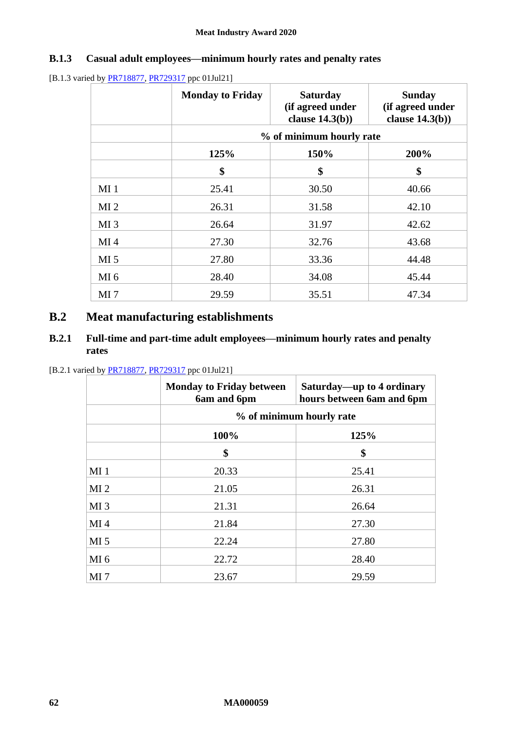### B.1.3 Casual adult employees—minimum hourly rates and penalty rates

[B.1.3 varied by PR718877, PR729317 ppc 01Jul21]

| | Monday to Friday | Saturday (if agreed under clause 14.3(b)) | Sunday (if agreed under clause 14.3(b)) |
|---|---|---|---|
| | % of minimum hourly rate | | |
| | 125% | 150% | 200% |
| | $ | $ | $ |
| MI 1 | 25.41 | 30.50 | 40.66 |
| MI 2 | 26.31 | 31.58 | 42.10 |
| MI 3 | 26.64 | 31.97 | 42.62 |
| MI 4 | 27.30 | 32.76 | 43.68 |
| MI 5 | 27.80 | 33.36 | 44.48 |
| MI 6 | 28.40 | 34.08 | 45.44 |
| MI 7 | 29.59 | 35.51 | 47.34 |

## B.2 Meat manufacturing establishments

### B.2.1 Full-time and part-time adult employees—minimum hourly rates and penalty rates

[B.2.1 varied by PR718877, PR729317 ppc 01Jul21]

| | Monday to Friday between 6am and 6pm | Saturday—up to 4 ordinary hours between 6am and 6pm |
|---|---|---|
| | % of minimum hourly rate | |
| | 100% | 125% |
| | $ | $ |
| MI 1 | 20.33 | 25.41 |
| MI 2 | 21.05 | 26.31 |
| MI 3 | 21.31 | 26.64 |
| MI 4 | 21.84 | 27.30 |
| MI 5 | 22.24 | 27.80 |
| MI 6 | 22.72 | 28.40 |
| MI 7 | 23.67 | 29.59 |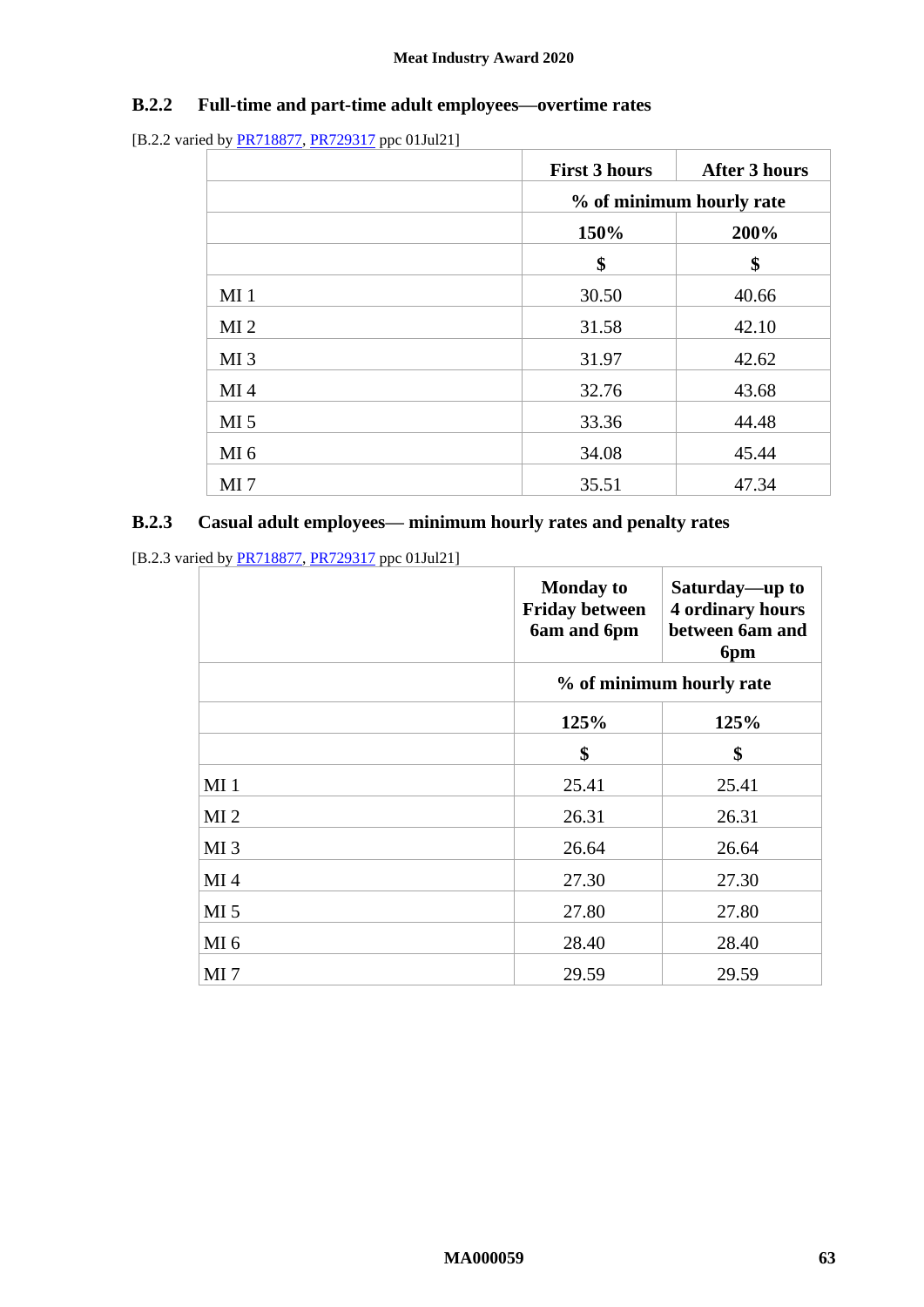### B.2.2 Full-time and part-time adult employees—overtime rates

[B.2.2 varied by PR718877, PR729317 ppc 01Jul21]

| | First 3 hours | After 3 hours |
|---|---|---|
| | % of minimum hourly rate | |
| | 150% | 200% |
| | $ | $ |
| MI 1 | 30.50 | 40.66 |
| MI 2 | 31.58 | 42.10 |
| MI 3 | 31.97 | 42.62 |
| MI 4 | 32.76 | 43.68 |
| MI 5 | 33.36 | 44.48 |
| MI 6 | 34.08 | 45.44 |
| MI 7 | 35.51 | 47.34 |

### B.2.3 Casual adult employees— minimum hourly rates and penalty rates

[B.2.3 varied by PR718877, PR729317 ppc 01Jul21]

| | Monday to Friday between 6am and 6pm | Saturday—up to 4 ordinary hours between 6am and 6pm |
|---|---|---|
| | % of minimum hourly rate | |
| | 125% | 125% |
| | $ | $ |
| MI 1 | 25.41 | 25.41 |
| MI 2 | 26.31 | 26.31 |
| MI 3 | 26.64 | 26.64 |
| MI 4 | 27.30 | 27.30 |
| MI 5 | 27.80 | 27.80 |
| MI 6 | 28.40 | 28.40 |
| MI 7 | 29.59 | 29.59 |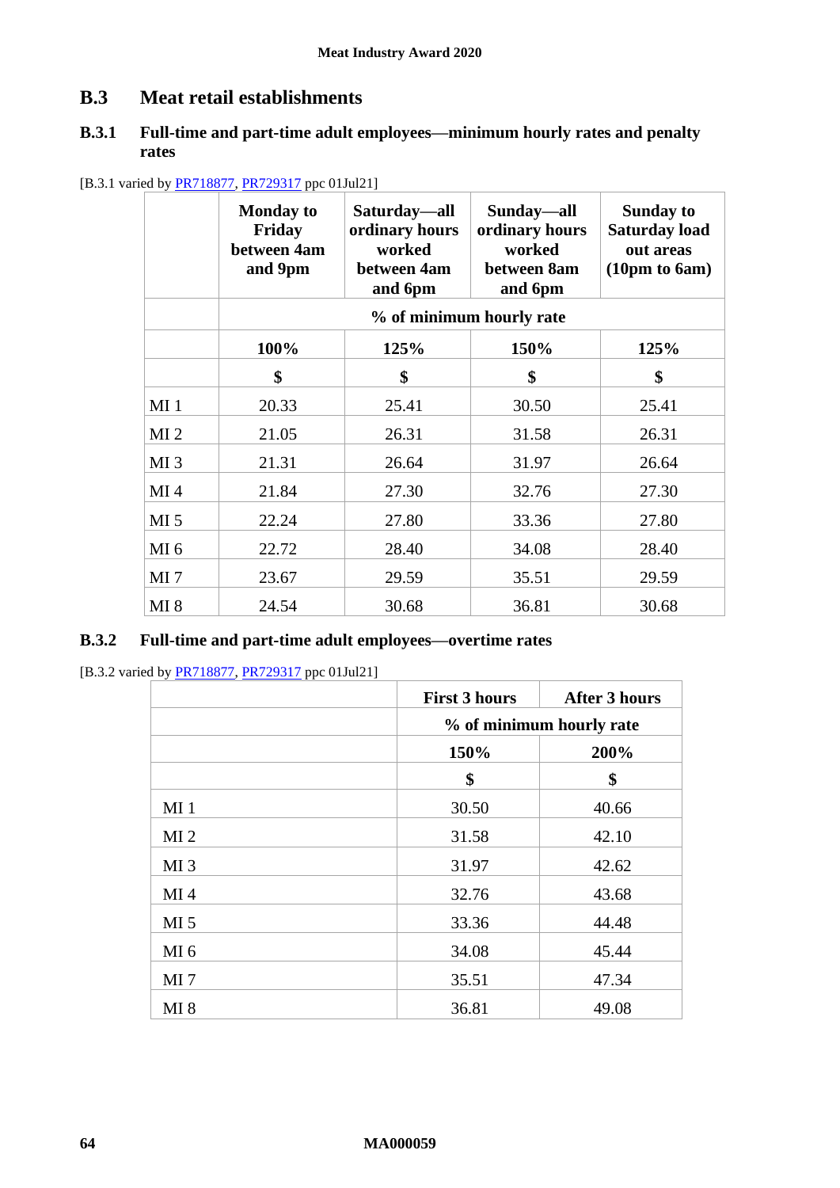## B.3 Meat retail establishments

### B.3.1 Full-time and part-time adult employees—minimum hourly rates and penalty rates

[B.3.1 varied by PR718877, PR729317 ppc 01Jul21]

| | Monday to Friday between 4am and 9pm | Saturday—all ordinary hours worked between 4am and 6pm | Sunday—all ordinary hours worked between 8am and 6pm | Sunday to Saturday load out areas (10pm to 6am) |
|---|---|---|---|---|
| | % of minimum hourly rate | | | |
| | 100% | 125% | 150% | 125% |
| | $ | $ | $ | $ |
| MI 1 | 20.33 | 25.41 | 30.50 | 25.41 |
| MI 2 | 21.05 | 26.31 | 31.58 | 26.31 |
| MI 3 | 21.31 | 26.64 | 31.97 | 26.64 |
| MI 4 | 21.84 | 27.30 | 32.76 | 27.30 |
| MI 5 | 22.24 | 27.80 | 33.36 | 27.80 |
| MI 6 | 22.72 | 28.40 | 34.08 | 28.40 |
| MI 7 | 23.67 | 29.59 | 35.51 | 29.59 |
| MI 8 | 24.54 | 30.68 | 36.81 | 30.68 |

### B.3.2 Full-time and part-time adult employees—overtime rates

[B.3.2 varied by PR718877, PR729317 ppc 01Jul21]

| | First 3 hours | After 3 hours |
|---|---|---|
| | % of minimum hourly rate | |
| | 150% | 200% |
| | $ | $ |
| MI 1 | 30.50 | 40.66 |
| MI 2 | 31.58 | 42.10 |
| MI 3 | 31.97 | 42.62 |
| MI 4 | 32.76 | 43.68 |
| MI 5 | 33.36 | 44.48 |
| MI 6 | 34.08 | 45.44 |
| MI 7 | 35.51 | 47.34 |
| MI 8 | 36.81 | 49.08 |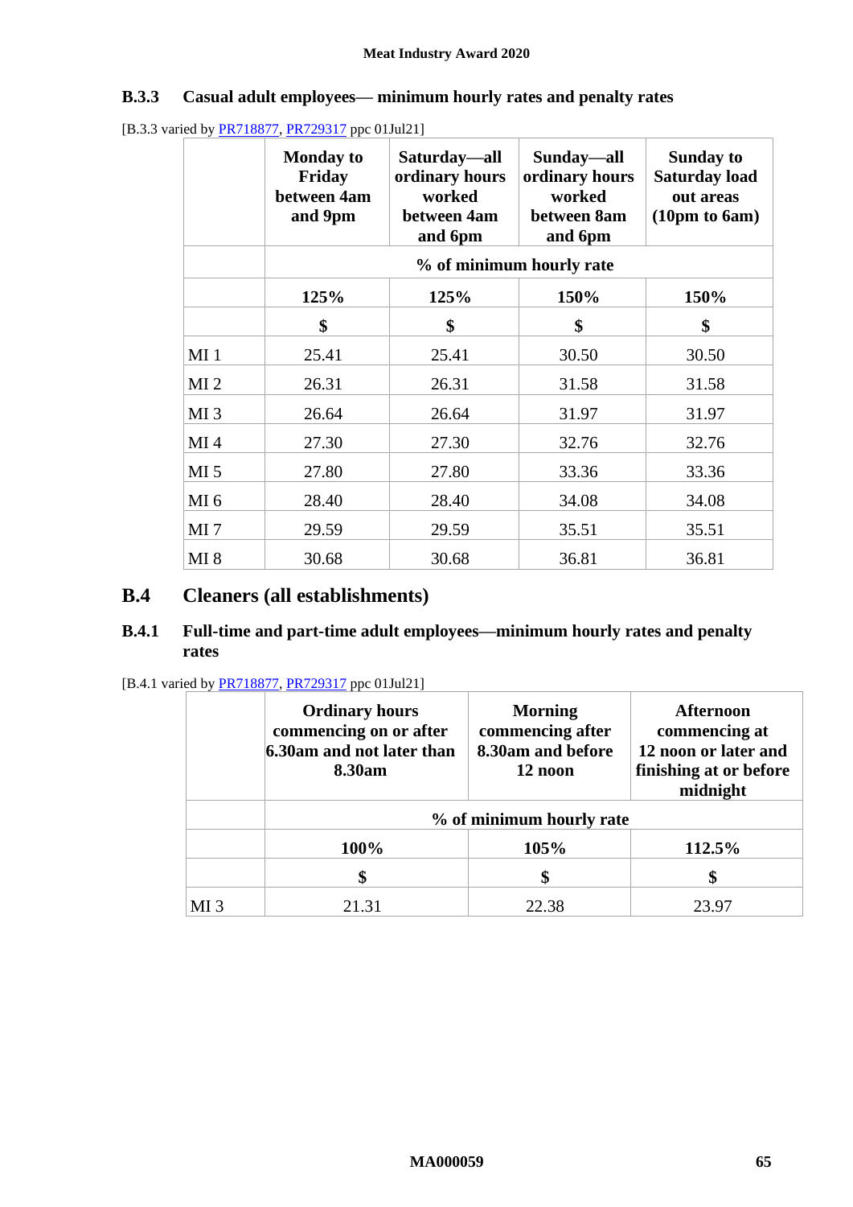### B.3.3 Casual adult employees— minimum hourly rates and penalty rates

[B.3.3 varied by PR718877, PR729317 ppc 01Jul21]

| | Monday to Friday between 4am and 9pm | Saturday—all ordinary hours worked between 4am and 6pm | Sunday—all ordinary hours worked between 8am and 6pm | Sunday to Saturday load out areas (10pm to 6am) |
|---|---|---|---|---|
| | % of minimum hourly rate | | | |
| | 125% | 125% | 150% | 150% |
| | $ | $ | $ | $ |
| MI 1 | 25.41 | 25.41 | 30.50 | 30.50 |
| MI 2 | 26.31 | 26.31 | 31.58 | 31.58 |
| MI 3 | 26.64 | 26.64 | 31.97 | 31.97 |
| MI 4 | 27.30 | 27.30 | 32.76 | 32.76 |
| MI 5 | 27.80 | 27.80 | 33.36 | 33.36 |
| MI 6 | 28.40 | 28.40 | 34.08 | 34.08 |
| MI 7 | 29.59 | 29.59 | 35.51 | 35.51 |
| MI 8 | 30.68 | 30.68 | 36.81 | 36.81 |

## B.4 Cleaners (all establishments)

### B.4.1 Full-time and part-time adult employees—minimum hourly rates and penalty rates

[B.4.1 varied by PR718877, PR729317 ppc 01Jul21]

| | Ordinary hours commencing on or after 6.30am and not later than 8.30am | Morning commencing after 8.30am and before 12 noon | Afternoon commencing at 12 noon or later and finishing at or before midnight |
|---|---|---|---|
| | % of minimum hourly rate | | |
| | 100% | 105% | 112.5% |
| | $ | $ | $ |
| MI 3 | 21.31 | 22.38 | 23.97 |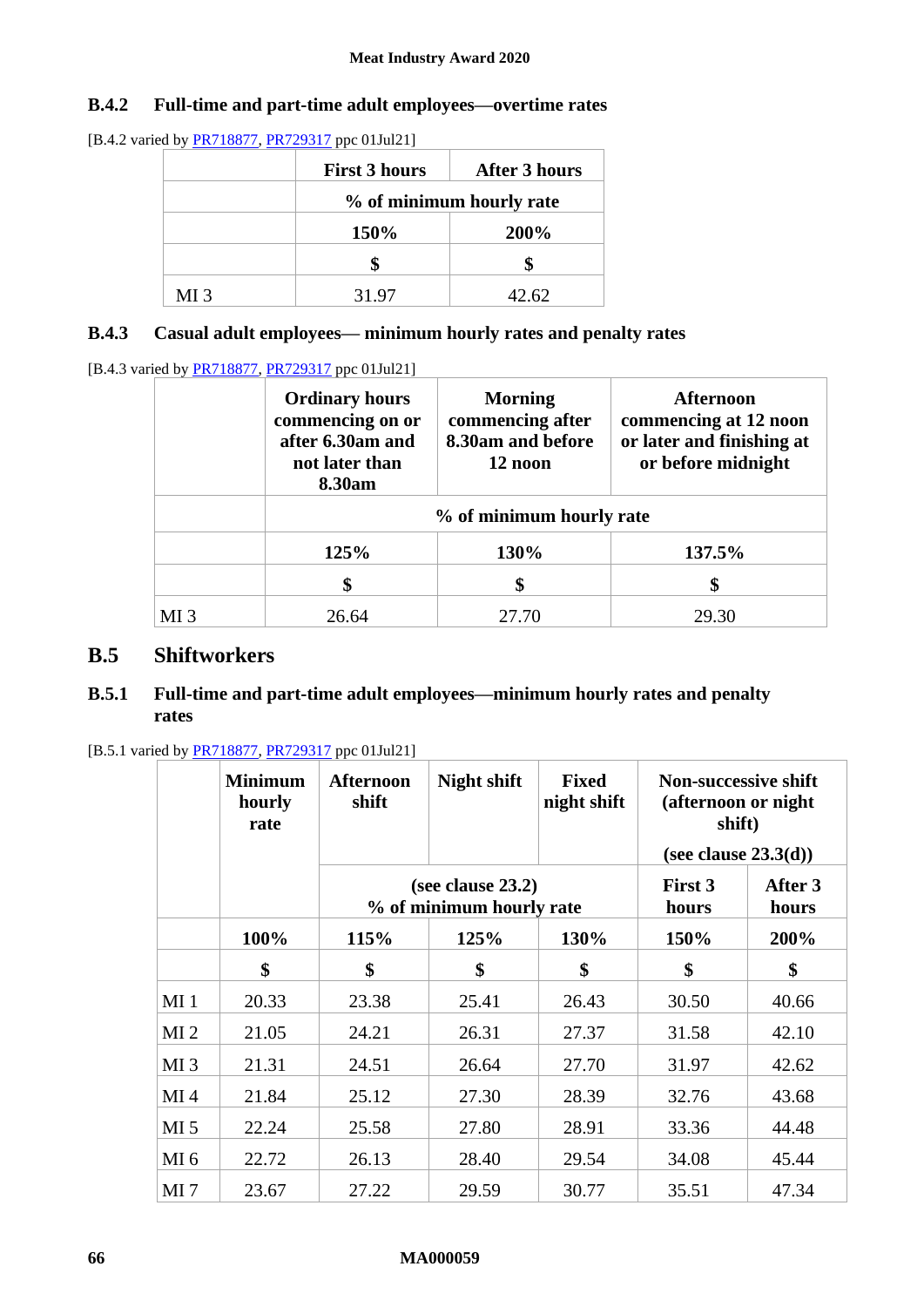### B.4.2 Full-time and part-time adult employees—overtime rates

[B.4.2 varied by [PR718877](), [PR729317]() ppc 01Jul21]

| | First 3 hours | After 3 hours |
|---|---|---|
| | % of minimum hourly rate | |
| | 150% | 200% |
| | $ | $ |
| MI 3 | 31.97 | 42.62 |

### B.4.3 Casual adult employees— minimum hourly rates and penalty rates

[B.4.3 varied by [PR718877](), [PR729317]() ppc 01Jul21]

| | Ordinary hours commencing on or after 6.30am and not later than 8.30am | Morning commencing after 8.30am and before 12 noon | Afternoon commencing at 12 noon or later and finishing at or before midnight |
|---|---|---|---|
| | % of minimum hourly rate | | |
| | 125% | 130% | 137.5% |
| | $ | $ | $ |
| MI 3 | 26.64 | 27.70 | 29.30 |

## B.5 Shiftworkers

### B.5.1 Full-time and part-time adult employees—minimum hourly rates and penalty rates

[B.5.1 varied by [PR718877](), [PR729317]() ppc 01Jul21]

| | Minimum hourly rate | Afternoon shift | Night shift | Fixed night shift | Non-successive shift (afternoon or night shift) (see clause 23.3(d)) | |
|---|---|---|---|---|---|---|
| | | (see clause 23.2) % of minimum hourly rate | | | First 3 hours | After 3 hours |
| | 100% | 115% | 125% | 130% | 150% | 200% |
| | $ | $ | $ | $ | $ | $ |
| MI 1 | 20.33 | 23.38 | 25.41 | 26.43 | 30.50 | 40.66 |
| MI 2 | 21.05 | 24.21 | 26.31 | 27.37 | 31.58 | 42.10 |
| MI 3 | 21.31 | 24.51 | 26.64 | 27.70 | 31.97 | 42.62 |
| MI 4 | 21.84 | 25.12 | 27.30 | 28.39 | 32.76 | 43.68 |
| MI 5 | 22.24 | 25.58 | 27.80 | 28.91 | 33.36 | 44.48 |
| MI 6 | 22.72 | 26.13 | 28.40 | 29.54 | 34.08 | 45.44 |
| MI 7 | 23.67 | 27.22 | 29.59 | 30.77 | 35.51 | 47.34 |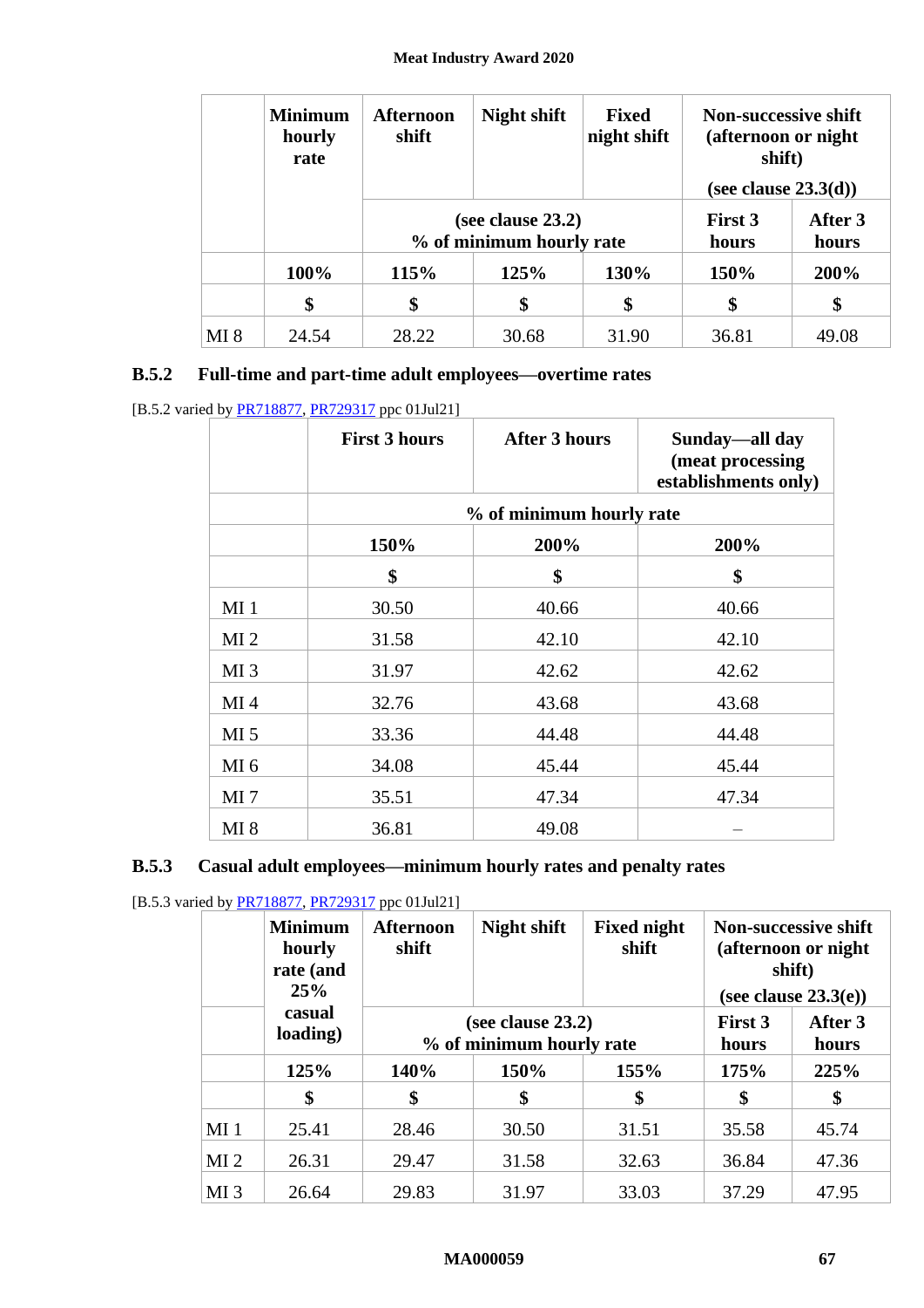| | Minimum hourly rate | Afternoon shift | Night shift | Fixed night shift | Non-successive shift (afternoon or night shift) (see clause 23.3(d)) | |
|---|---|---|---|---|---|---|
| | | (see clause 23.2) % of minimum hourly rate | | | First 3 hours | After 3 hours |
| | 100% | 115% | 125% | 130% | 150% | 200% |
| | $ | $ | $ | $ | $ | $ |
| MI 8 | 24.54 | 28.22 | 30.68 | 31.90 | 36.81 | 49.08 |

### B.5.2 Full-time and part-time adult employees—overtime rates

[B.5.2 varied by PR718877, PR729317 ppc 01Jul21]

| | First 3 hours | After 3 hours | Sunday—all day (meat processing establishments only) |
|---|---|---|---|
| | % of minimum hourly rate | | |
| | 150% | 200% | 200% |
| | $ | $ | $ |
| MI 1 | 30.50 | 40.66 | 40.66 |
| MI 2 | 31.58 | 42.10 | 42.10 |
| MI 3 | 31.97 | 42.62 | 42.62 |
| MI 4 | 32.76 | 43.68 | 43.68 |
| MI 5 | 33.36 | 44.48 | 44.48 |
| MI 6 | 34.08 | 45.44 | 45.44 |
| MI 7 | 35.51 | 47.34 | 47.34 |
| MI 8 | 36.81 | 49.08 | – |

### B.5.3 Casual adult employees—minimum hourly rates and penalty rates

[B.5.3 varied by PR718877, PR729317 ppc 01Jul21]

| | Minimum hourly rate (and 25% casual loading) | Afternoon shift | Night shift | Fixed night shift | Non-successive shift (afternoon or night shift) (see clause 23.3(e)) | |
|---|---|---|---|---|---|---|
| | | (see clause 23.2) % of minimum hourly rate | | | First 3 hours | After 3 hours |
| | 125% | 140% | 150% | 155% | 175% | 225% |
| | $ | $ | $ | $ | $ | $ |
| MI 1 | 25.41 | 28.46 | 30.50 | 31.51 | 35.58 | 45.74 |
| MI 2 | 26.31 | 29.47 | 31.58 | 32.63 | 36.84 | 47.36 |
| MI 3 | 26.64 | 29.83 | 31.97 | 33.03 | 37.29 | 47.95 |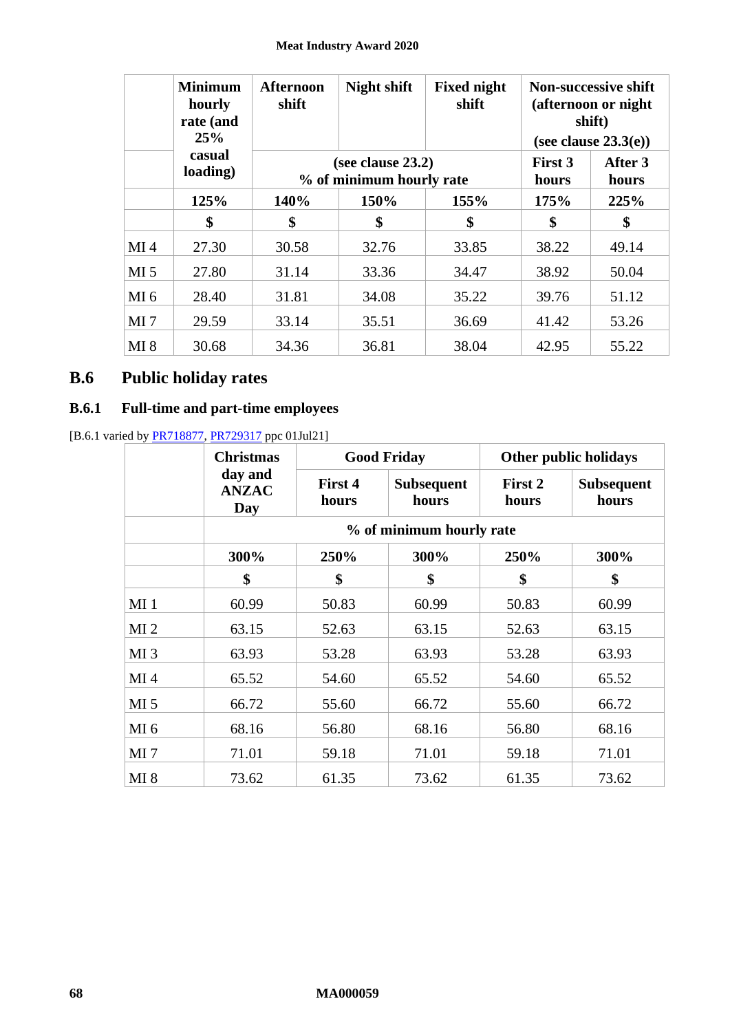| | Minimum hourly rate (and 25% casual loading) | Afternoon shift | Night shift | Fixed night shift | Non-successive shift (afternoon or night shift) (see clause 23.3(e)) | |
|---|---|---|---|---|---|---|
| | | (see clause 23.2) % of minimum hourly rate | | | First 3 hours | After 3 hours |
| | 125% | 140% | 150% | 155% | 175% | 225% |
| | $ | $ | $ | $ | $ | $ |
| MI 4 | 27.30 | 30.58 | 32.76 | 33.85 | 38.22 | 49.14 |
| MI 5 | 27.80 | 31.14 | 33.36 | 34.47 | 38.92 | 50.04 |
| MI 6 | 28.40 | 31.81 | 34.08 | 35.22 | 39.76 | 51.12 |
| MI 7 | 29.59 | 33.14 | 35.51 | 36.69 | 41.42 | 53.26 |
| MI 8 | 30.68 | 34.36 | 36.81 | 38.04 | 42.95 | 55.22 |

## B.6 Public holiday rates

### B.6.1 Full-time and part-time employees

[B.6.1 varied by PR718877, PR729317 ppc 01Jul21]

| | Christmas day and ANZAC Day | Good Friday | | Other public holidays | |
|---|---|---|---|---|---|
| | | First 4 hours | Subsequent hours | First 2 hours | Subsequent hours |
| | % of minimum hourly rate | | | | |
| | 300% | 250% | 300% | 250% | 300% |
| | $ | $ | $ | $ | $ |
| MI 1 | 60.99 | 50.83 | 60.99 | 50.83 | 60.99 |
| MI 2 | 63.15 | 52.63 | 63.15 | 52.63 | 63.15 |
| MI 3 | 63.93 | 53.28 | 63.93 | 53.28 | 63.93 |
| MI 4 | 65.52 | 54.60 | 65.52 | 54.60 | 65.52 |
| MI 5 | 66.72 | 55.60 | 66.72 | 55.60 | 66.72 |
| MI 6 | 68.16 | 56.80 | 68.16 | 56.80 | 68.16 |
| MI 7 | 71.01 | 59.18 | 71.01 | 59.18 | 71.01 |
| MI 8 | 73.62 | 61.35 | 73.62 | 61.35 | 73.62 |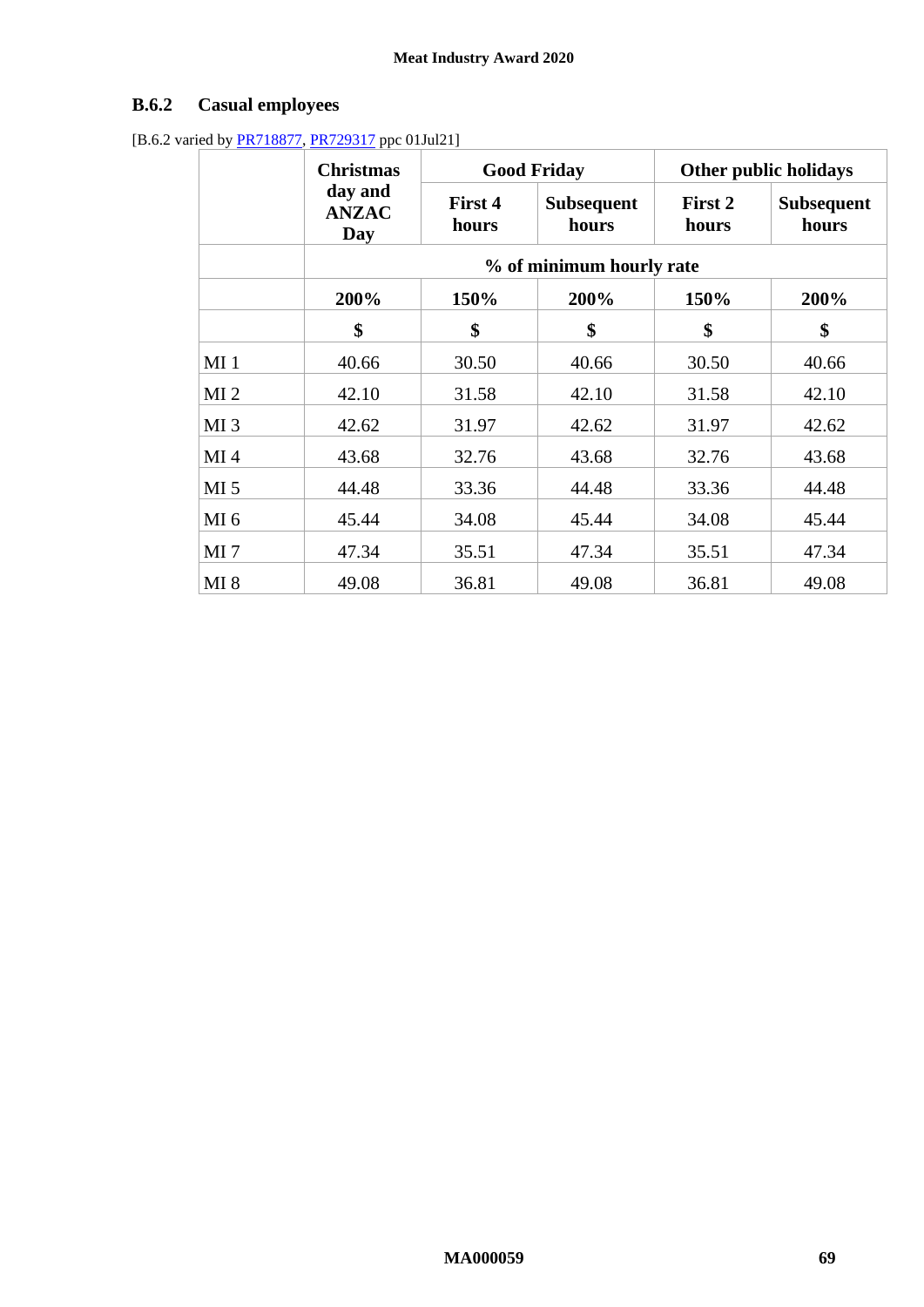### B.6.2 Casual employees

[B.6.2 varied by PR718877, PR729317 ppc 01Jul21]

| | Christmas day and ANZAC Day | Good Friday | | Other public holidays | |
|---|---|---|---|---|---|
| | | First 4 hours | Subsequent hours | First 2 hours | Subsequent hours |
| | % of minimum hourly rate | | | | |
| | 200% | 150% | 200% | 150% | 200% |
| | $ | $ | $ | $ | $ |
| MI 1 | 40.66 | 30.50 | 40.66 | 30.50 | 40.66 |
| MI 2 | 42.10 | 31.58 | 42.10 | 31.58 | 42.10 |
| MI 3 | 42.62 | 31.97 | 42.62 | 31.97 | 42.62 |
| MI 4 | 43.68 | 32.76 | 43.68 | 32.76 | 43.68 |
| MI 5 | 44.48 | 33.36 | 44.48 | 33.36 | 44.48 |
| MI 6 | 45.44 | 34.08 | 45.44 | 34.08 | 45.44 |
| MI 7 | 47.34 | 35.51 | 47.34 | 35.51 | 47.34 |
| MI 8 | 49.08 | 36.81 | 49.08 | 36.81 | 49.08 |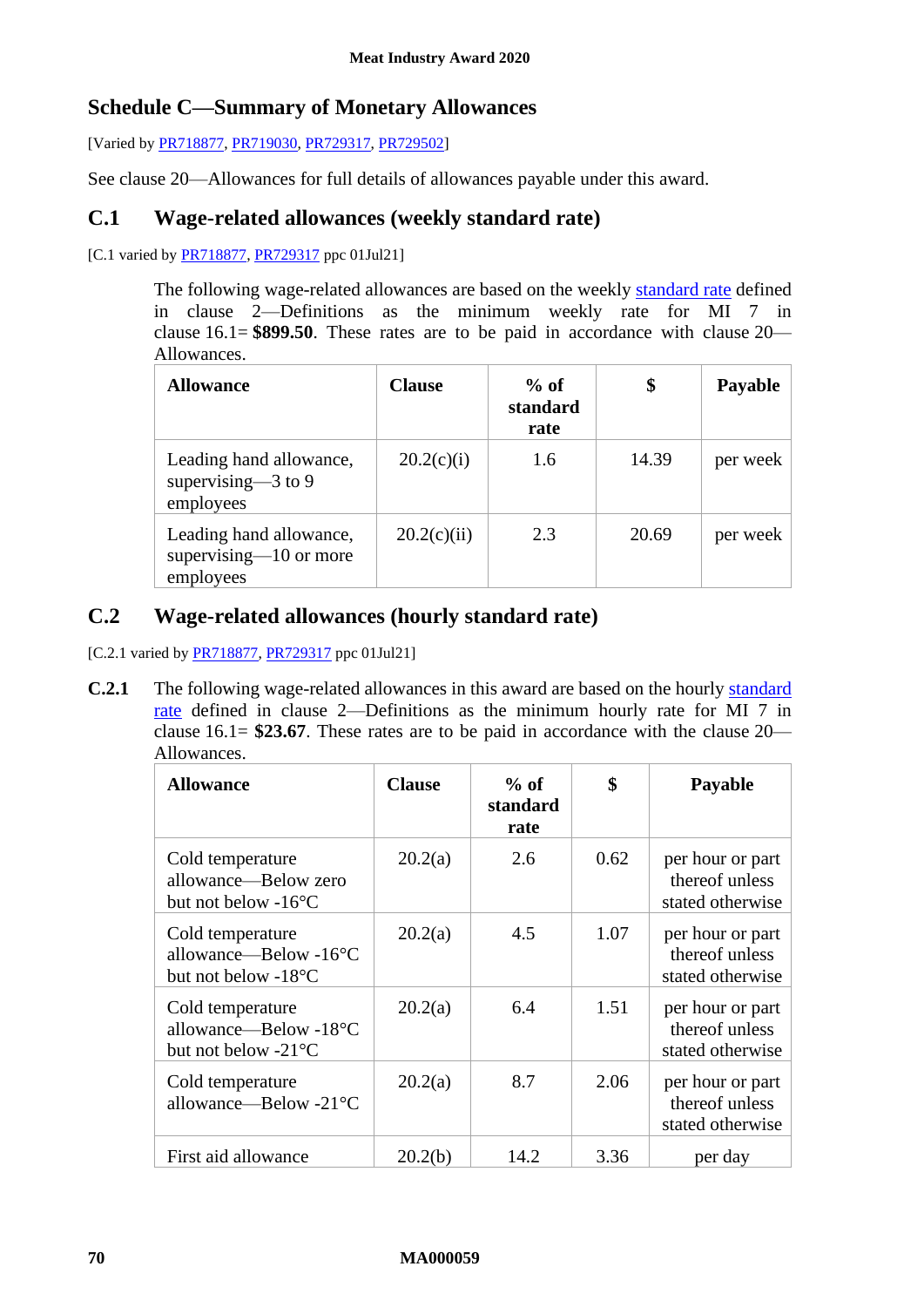# Schedule C—Summary of Monetary Allowances

[Varied by PR718877, PR719030, PR729317, PR729502]

See clause 20—Allowances for full details of allowances payable under this award.

## C.1 Wage-related allowances (weekly standard rate)

[C.1 varied by PR718877, PR729317 ppc 01Jul21]

The following wage-related allowances are based on the weekly standard rate defined in clause 2—Definitions as the minimum weekly rate for MI 7 in clause 16.1= **$899.50**. These rates are to be paid in accordance with clause 20—Allowances.

| Allowance | Clause | % of standard rate | $ | Payable |
|---|---|---|---|---|
| Leading hand allowance, supervising—3 to 9 employees | 20.2(c)(i) | 1.6 | 14.39 | per week |
| Leading hand allowance, supervising—10 or more employees | 20.2(c)(ii) | 2.3 | 20.69 | per week |

## C.2 Wage-related allowances (hourly standard rate)

[C.2.1 varied by PR718877, PR729317 ppc 01Jul21]

**C.2.1** The following wage-related allowances in this award are based on the hourly standard rate defined in clause 2—Definitions as the minimum hourly rate for MI 7 in clause 16.1= **$23.67**. These rates are to be paid in accordance with the clause 20—Allowances.

| Allowance | Clause | % of standard rate | $ | Payable |
|---|---|---|---|---|
| Cold temperature allowance—Below zero but not below -16°C | 20.2(a) | 2.6 | 0.62 | per hour or part thereof unless stated otherwise |
| Cold temperature allowance—Below -16°C but not below -18°C | 20.2(a) | 4.5 | 1.07 | per hour or part thereof unless stated otherwise |
| Cold temperature allowance—Below -18°C but not below -21°C | 20.2(a) | 6.4 | 1.51 | per hour or part thereof unless stated otherwise |
| Cold temperature allowance—Below -21°C | 20.2(a) | 8.7 | 2.06 | per hour or part thereof unless stated otherwise |
| First aid allowance | 20.2(b) | 14.2 | 3.36 | per day |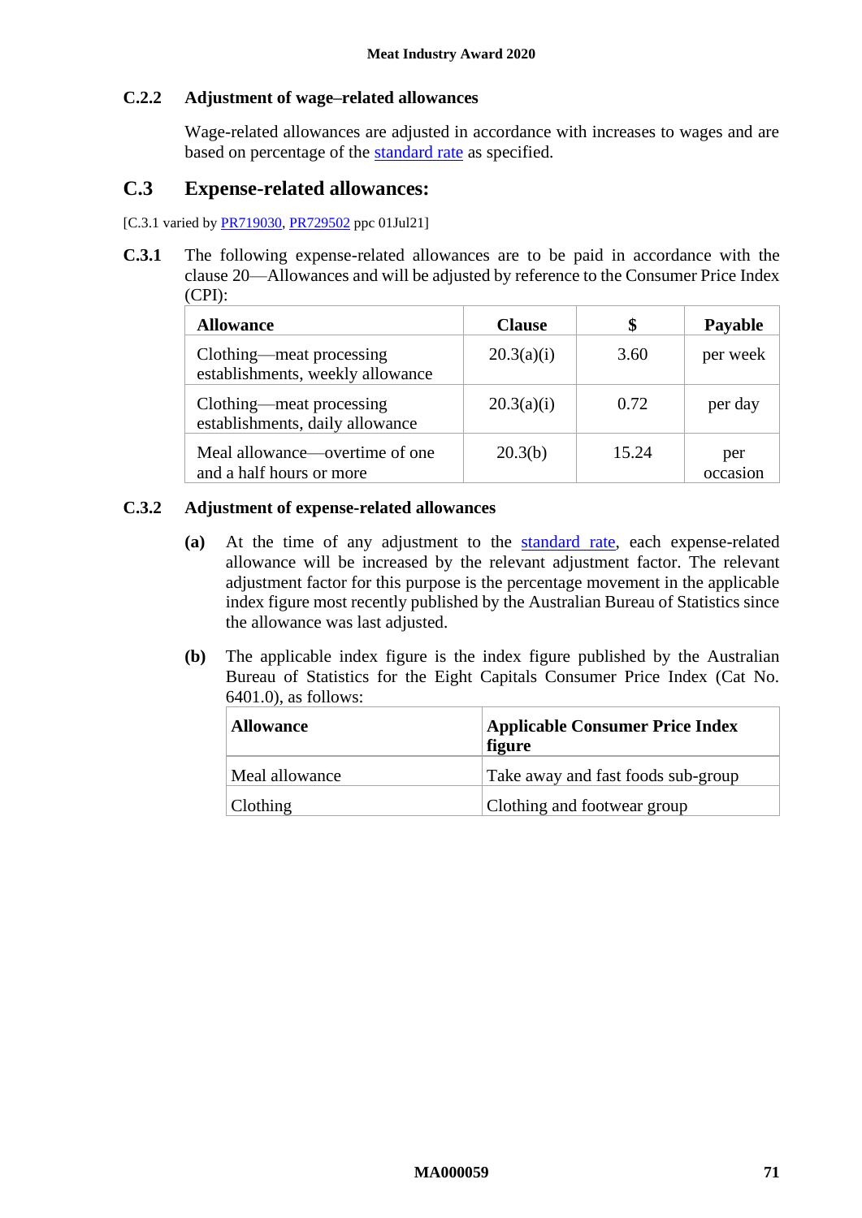### C.2.2 Adjustment of wage–related allowances

Wage-related allowances are adjusted in accordance with increases to wages and are based on percentage of the standard rate as specified.

## C.3 Expense-related allowances:

[C.3.1 varied by PR719030, PR729502 ppc 01Jul21]

**C.3.1** The following expense-related allowances are to be paid in accordance with the clause 20—Allowances and will be adjusted by reference to the Consumer Price Index (CPI):

| Allowance | Clause | $ | Payable |
| --- | --- | --- | --- |
| Clothing—meat processing establishments, weekly allowance | 20.3(a)(i) | 3.60 | per week |
| Clothing—meat processing establishments, daily allowance | 20.3(a)(i) | 0.72 | per day |
| Meal allowance—overtime of one and a half hours or more | 20.3(b) | 15.24 | per occasion |

### C.3.2 Adjustment of expense-related allowances

**(a)** At the time of any adjustment to the standard rate, each expense-related allowance will be increased by the relevant adjustment factor. The relevant adjustment factor for this purpose is the percentage movement in the applicable index figure most recently published by the Australian Bureau of Statistics since the allowance was last adjusted.

**(b)** The applicable index figure is the index figure published by the Australian Bureau of Statistics for the Eight Capitals Consumer Price Index (Cat No. 6401.0), as follows:

| Allowance | Applicable Consumer Price Index figure |
| --- | --- |
| Meal allowance | Take away and fast foods sub-group |
| Clothing | Clothing and footwear group |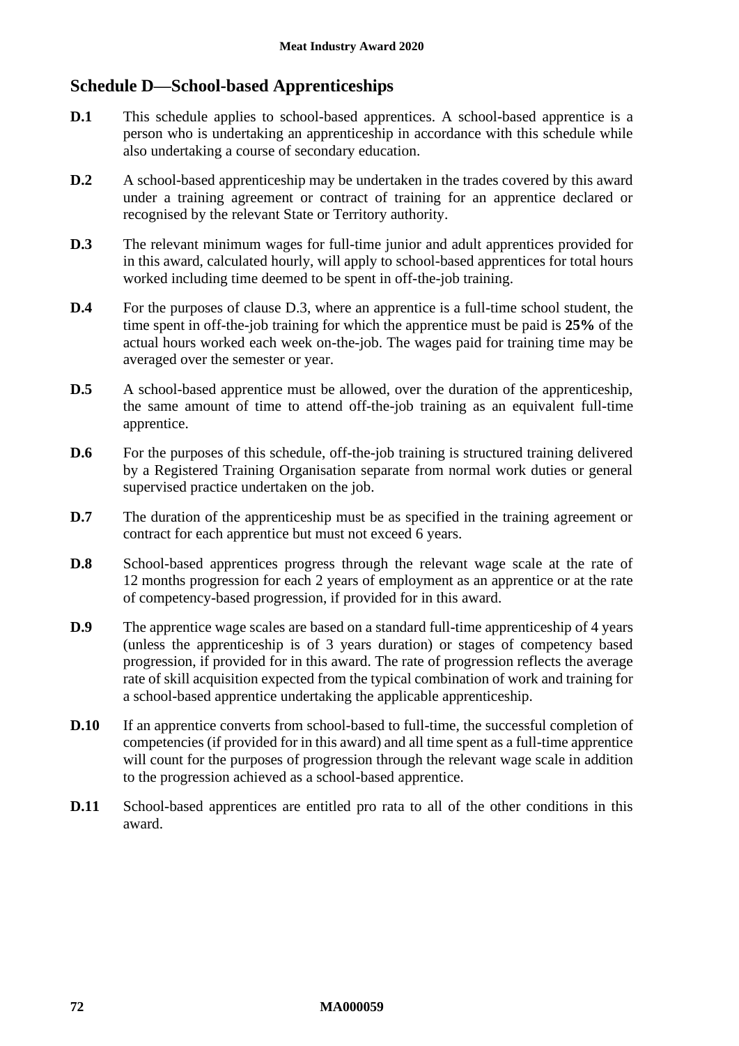## Schedule D—School-based Apprenticeships

**D.1** This schedule applies to school-based apprentices. A school-based apprentice is a person who is undertaking an apprenticeship in accordance with this schedule while also undertaking a course of secondary education.

**D.2** A school-based apprenticeship may be undertaken in the trades covered by this award under a training agreement or contract of training for an apprentice declared or recognised by the relevant State or Territory authority.

**D.3** The relevant minimum wages for full-time junior and adult apprentices provided for in this award, calculated hourly, will apply to school-based apprentices for total hours worked including time deemed to be spent in off-the-job training.

**D.4** For the purposes of clause D.3, where an apprentice is a full-time school student, the time spent in off-the-job training for which the apprentice must be paid is **25%** of the actual hours worked each week on-the-job. The wages paid for training time may be averaged over the semester or year.

**D.5** A school-based apprentice must be allowed, over the duration of the apprenticeship, the same amount of time to attend off-the-job training as an equivalent full-time apprentice.

**D.6** For the purposes of this schedule, off-the-job training is structured training delivered by a Registered Training Organisation separate from normal work duties or general supervised practice undertaken on the job.

**D.7** The duration of the apprenticeship must be as specified in the training agreement or contract for each apprentice but must not exceed 6 years.

**D.8** School-based apprentices progress through the relevant wage scale at the rate of 12 months progression for each 2 years of employment as an apprentice or at the rate of competency-based progression, if provided for in this award.

**D.9** The apprentice wage scales are based on a standard full-time apprenticeship of 4 years (unless the apprenticeship is of 3 years duration) or stages of competency based progression, if provided for in this award. The rate of progression reflects the average rate of skill acquisition expected from the typical combination of work and training for a school-based apprentice undertaking the applicable apprenticeship.

**D.10** If an apprentice converts from school-based to full-time, the successful completion of competencies (if provided for in this award) and all time spent as a full-time apprentice will count for the purposes of progression through the relevant wage scale in addition to the progression achieved as a school-based apprentice.

**D.11** School-based apprentices are entitled pro rata to all of the other conditions in this award.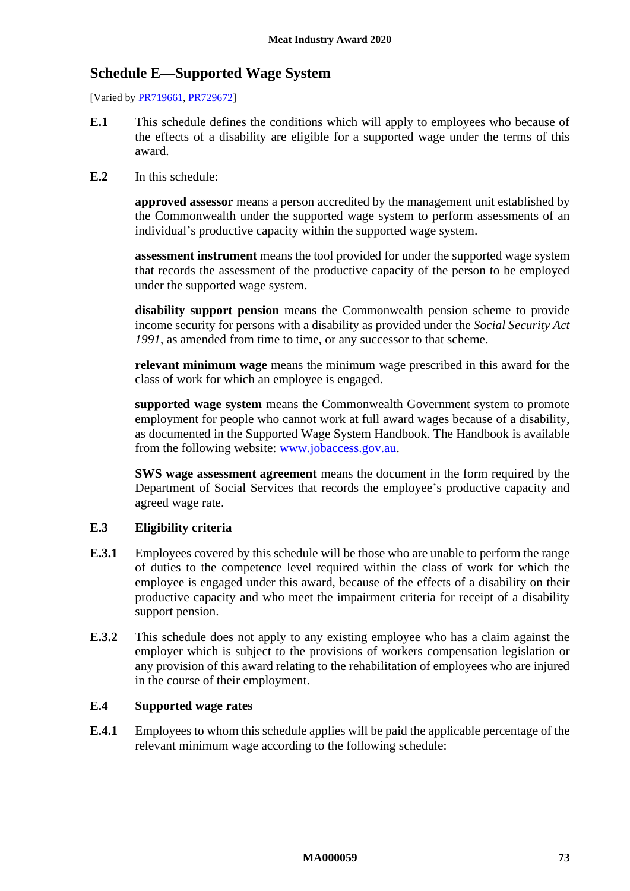## Schedule E—Supported Wage System

[Varied by PR719661, PR729672]

**E.1** This schedule defines the conditions which will apply to employees who because of the effects of a disability are eligible for a supported wage under the terms of this award.

**E.2** In this schedule:

**approved assessor** means a person accredited by the management unit established by the Commonwealth under the supported wage system to perform assessments of an individual's productive capacity within the supported wage system.

**assessment instrument** means the tool provided for under the supported wage system that records the assessment of the productive capacity of the person to be employed under the supported wage system.

**disability support pension** means the Commonwealth pension scheme to provide income security for persons with a disability as provided under the *Social Security Act 1991*, as amended from time to time, or any successor to that scheme.

**relevant minimum wage** means the minimum wage prescribed in this award for the class of work for which an employee is engaged.

**supported wage system** means the Commonwealth Government system to promote employment for people who cannot work at full award wages because of a disability, as documented in the Supported Wage System Handbook. The Handbook is available from the following website: www.jobaccess.gov.au.

**SWS wage assessment agreement** means the document in the form required by the Department of Social Services that records the employee's productive capacity and agreed wage rate.

### E.3 Eligibility criteria

**E.3.1** Employees covered by this schedule will be those who are unable to perform the range of duties to the competence level required within the class of work for which the employee is engaged under this award, because of the effects of a disability on their productive capacity and who meet the impairment criteria for receipt of a disability support pension.

**E.3.2** This schedule does not apply to any existing employee who has a claim against the employer which is subject to the provisions of workers compensation legislation or any provision of this award relating to the rehabilitation of employees who are injured in the course of their employment.

### E.4 Supported wage rates

**E.4.1** Employees to whom this schedule applies will be paid the applicable percentage of the relevant minimum wage according to the following schedule: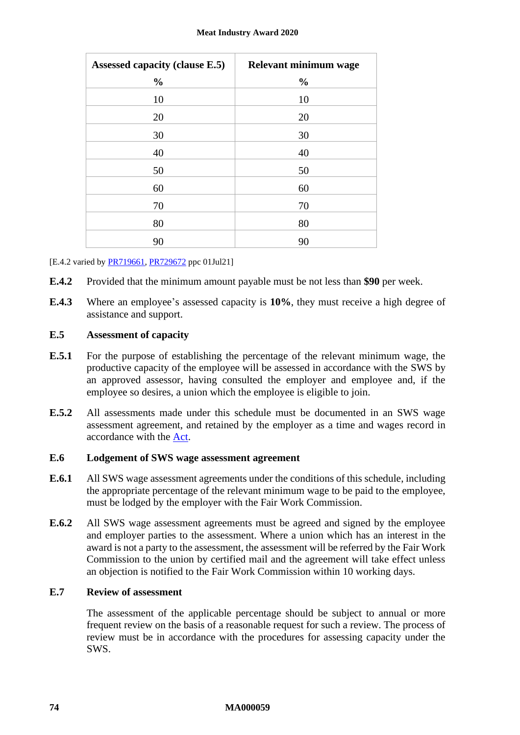| Assessed capacity (clause E.5) % | Relevant minimum wage % |
|---|---|
| 10 | 10 |
| 20 | 20 |
| 30 | 30 |
| 40 | 40 |
| 50 | 50 |
| 60 | 60 |
| 70 | 70 |
| 80 | 80 |
| 90 | 90 |

[E.4.2 varied by PR719661, PR729672 ppc 01Jul21]

**E.4.2** Provided that the minimum amount payable must be not less than **$90** per week.

**E.4.3** Where an employee's assessed capacity is **10%**, they must receive a high degree of assistance and support.

### E.5 Assessment of capacity

**E.5.1** For the purpose of establishing the percentage of the relevant minimum wage, the productive capacity of the employee will be assessed in accordance with the SWS by an approved assessor, having consulted the employer and employee and, if the employee so desires, a union which the employee is eligible to join.

**E.5.2** All assessments made under this schedule must be documented in an SWS wage assessment agreement, and retained by the employer as a time and wages record in accordance with the Act.

### E.6 Lodgement of SWS wage assessment agreement

**E.6.1** All SWS wage assessment agreements under the conditions of this schedule, including the appropriate percentage of the relevant minimum wage to be paid to the employee, must be lodged by the employer with the Fair Work Commission.

**E.6.2** All SWS wage assessment agreements must be agreed and signed by the employee and employer parties to the assessment. Where a union which has an interest in the award is not a party to the assessment, the assessment will be referred by the Fair Work Commission to the union by certified mail and the agreement will take effect unless an objection is notified to the Fair Work Commission within 10 working days.

### E.7 Review of assessment

The assessment of the applicable percentage should be subject to annual or more frequent review on the basis of a reasonable request for such a review. The process of review must be in accordance with the procedures for assessing capacity under the SWS.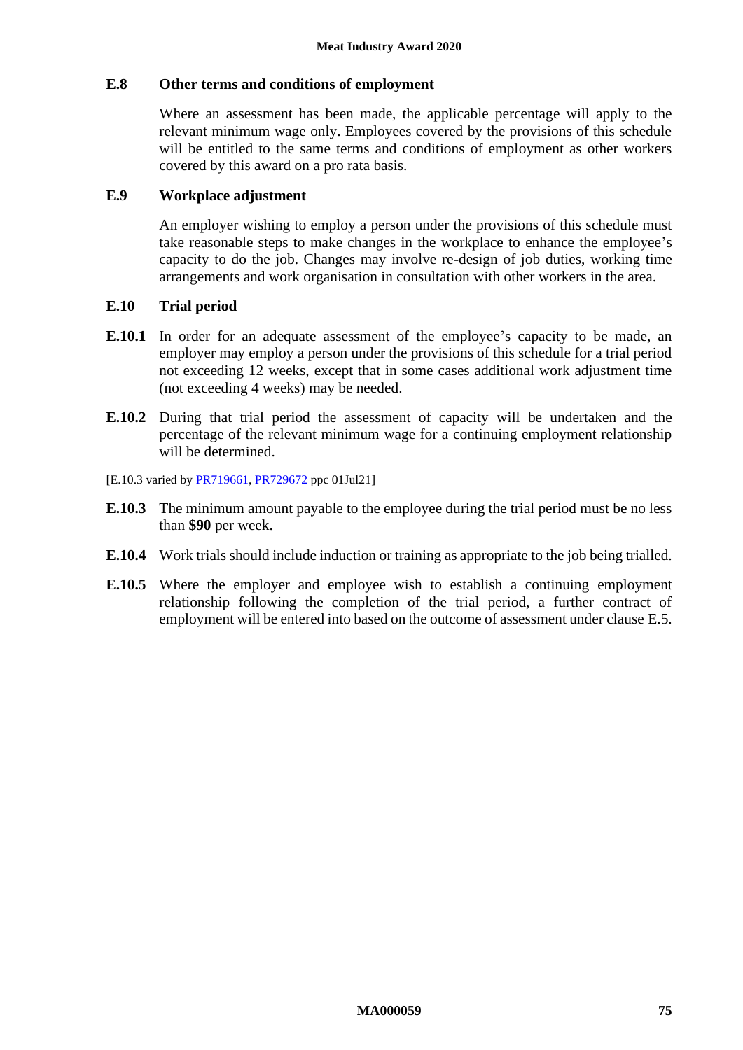### E.8 Other terms and conditions of employment

Where an assessment has been made, the applicable percentage will apply to the relevant minimum wage only. Employees covered by the provisions of this schedule will be entitled to the same terms and conditions of employment as other workers covered by this award on a pro rata basis.

### E.9 Workplace adjustment

An employer wishing to employ a person under the provisions of this schedule must take reasonable steps to make changes in the workplace to enhance the employee's capacity to do the job. Changes may involve re-design of job duties, working time arrangements and work organisation in consultation with other workers in the area.

### E.10 Trial period

**E.10.1** In order for an adequate assessment of the employee's capacity to be made, an employer may employ a person under the provisions of this schedule for a trial period not exceeding 12 weeks, except that in some cases additional work adjustment time (not exceeding 4 weeks) may be needed.

**E.10.2** During that trial period the assessment of capacity will be undertaken and the percentage of the relevant minimum wage for a continuing employment relationship will be determined.

[E.10.3 varied by PR719661, PR729672 ppc 01Jul21]

**E.10.3** The minimum amount payable to the employee during the trial period must be no less than **$90** per week.

**E.10.4** Work trials should include induction or training as appropriate to the job being trialled.

**E.10.5** Where the employer and employee wish to establish a continuing employment relationship following the completion of the trial period, a further contract of employment will be entered into based on the outcome of assessment under clause E.5.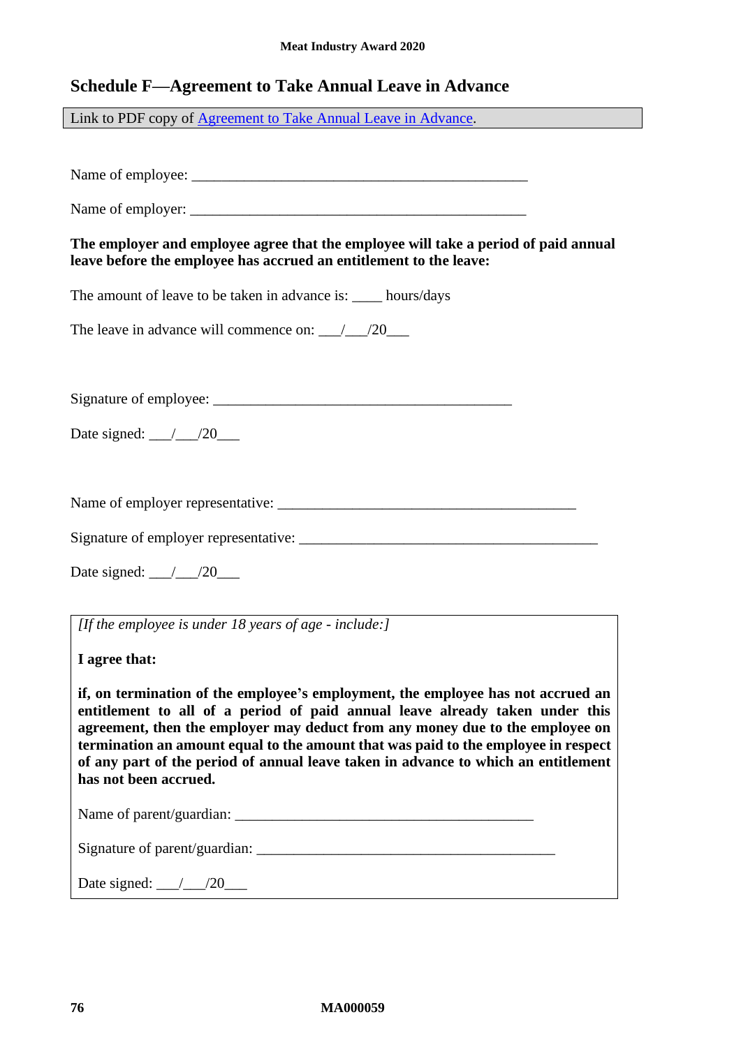## Schedule F—Agreement to Take Annual Leave in Advance

Link to PDF copy of Agreement to Take Annual Leave in Advance.

Name of employee: _______________________________________________

Name of employer: _______________________________________________

**The employer and employee agree that the employee will take a period of paid annual leave before the employee has accrued an entitlement to the leave:**

The amount of leave to be taken in advance is: ____ hours/days

The leave in advance will commence on: ___/___/20___

Signature of employee: __________________________________________

Date signed: ___/___/20___

Name of employer representative: __________________________________________

Signature of employer representative: __________________________________________

Date signed: ___/___/20___

*[If the employee is under 18 years of age - include:]*

**I agree that:**

**if, on termination of the employee's employment, the employee has not accrued an entitlement to all of a period of paid annual leave already taken under this agreement, then the employer may deduct from any money due to the employee on termination an amount equal to the amount that was paid to the employee in respect of any part of the period of annual leave taken in advance to which an entitlement has not been accrued.**

Name of parent/guardian: __________________________________________

Signature of parent/guardian: __________________________________________

Date signed: ___/___/20___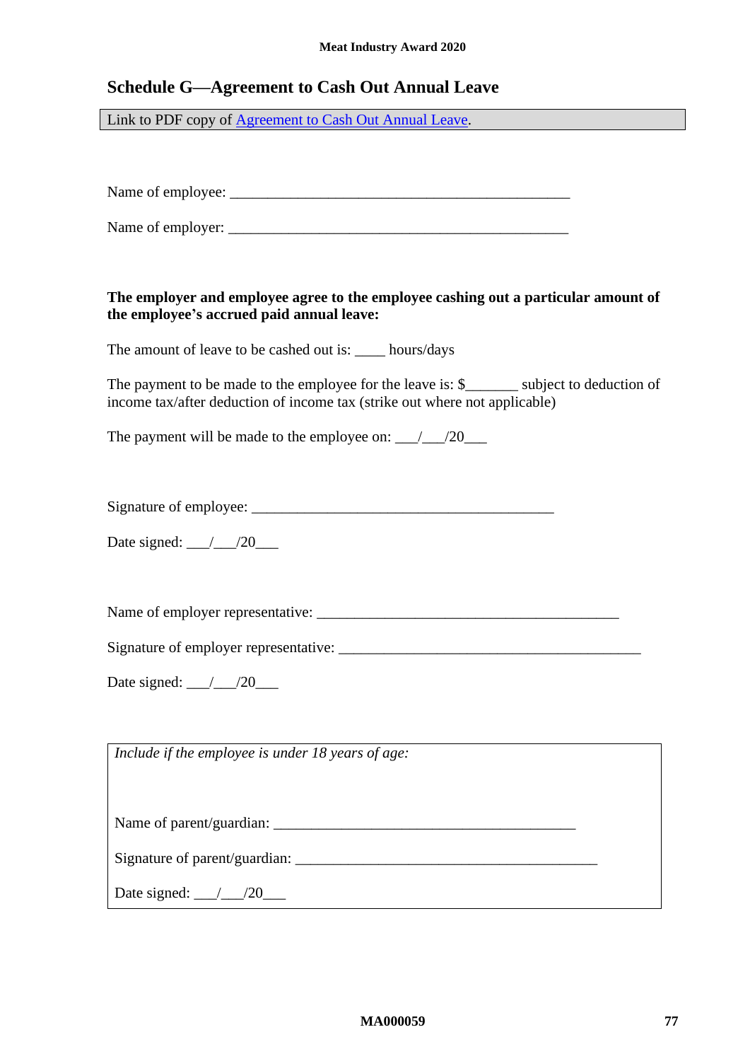## Schedule G—Agreement to Cash Out Annual Leave

Link to PDF copy of [Agreement to Cash Out Annual Leave].

Name of employee: _______________________________________________

Name of employer: _______________________________________________

**The employer and employee agree to the employee cashing out a particular amount of the employee's accrued paid annual leave:**

The amount of leave to be cashed out is: ____ hours/days

The payment to be made to the employee for the leave is: $_______ subject to deduction of income tax/after deduction of income tax (strike out where not applicable)

The payment will be made to the employee on: ___/___/20___

Signature of employee: ________________________________________

Date signed: ___/___/20___

Name of employer representative: ________________________________________

Signature of employer representative: ________________________________________

Date signed: ___/___/20___

*Include if the employee is under 18 years of age:*

Name of parent/guardian: ________________________________________

Signature of parent/guardian: ________________________________________

Date signed: ___/___/20___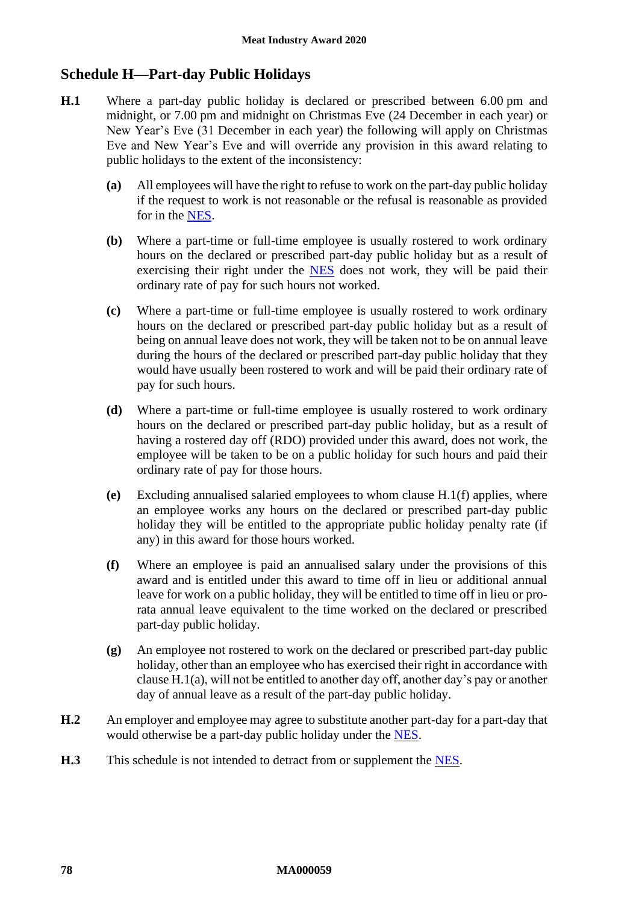## Schedule H—Part-day Public Holidays

**H.1** Where a part-day public holiday is declared or prescribed between 6.00 pm and midnight, or 7.00 pm and midnight on Christmas Eve (24 December in each year) or New Year's Eve (31 December in each year) the following will apply on Christmas Eve and New Year's Eve and will override any provision in this award relating to public holidays to the extent of the inconsistency:

- **(a)** All employees will have the right to refuse to work on the part-day public holiday if the request to work is not reasonable or the refusal is reasonable as provided for in the NES.
- **(b)** Where a part-time or full-time employee is usually rostered to work ordinary hours on the declared or prescribed part-day public holiday but as a result of exercising their right under the NES does not work, they will be paid their ordinary rate of pay for such hours not worked.
- **(c)** Where a part-time or full-time employee is usually rostered to work ordinary hours on the declared or prescribed part-day public holiday but as a result of being on annual leave does not work, they will be taken not to be on annual leave during the hours of the declared or prescribed part-day public holiday that they would have usually been rostered to work and will be paid their ordinary rate of pay for such hours.
- **(d)** Where a part-time or full-time employee is usually rostered to work ordinary hours on the declared or prescribed part-day public holiday, but as a result of having a rostered day off (RDO) provided under this award, does not work, the employee will be taken to be on a public holiday for such hours and paid their ordinary rate of pay for those hours.
- **(e)** Excluding annualised salaried employees to whom clause H.1(f) applies, where an employee works any hours on the declared or prescribed part-day public holiday they will be entitled to the appropriate public holiday penalty rate (if any) in this award for those hours worked.
- **(f)** Where an employee is paid an annualised salary under the provisions of this award and is entitled under this award to time off in lieu or additional annual leave for work on a public holiday, they will be entitled to time off in lieu or pro-rata annual leave equivalent to the time worked on the declared or prescribed part-day public holiday.
- **(g)** An employee not rostered to work on the declared or prescribed part-day public holiday, other than an employee who has exercised their right in accordance with clause H.1(a), will not be entitled to another day off, another day's pay or another day of annual leave as a result of the part-day public holiday.

**H.2** An employer and employee may agree to substitute another part-day for a part-day that would otherwise be a part-day public holiday under the NES.

**H.3** This schedule is not intended to detract from or supplement the NES.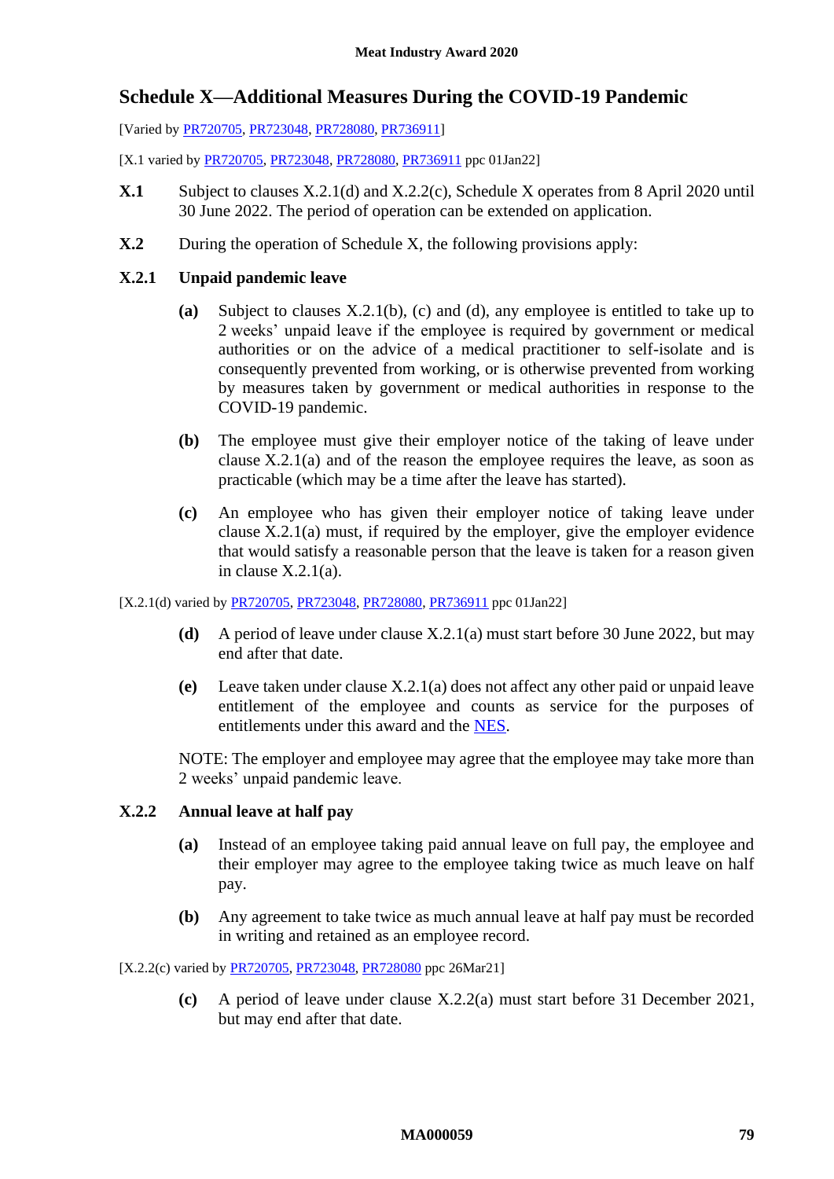## Schedule X—Additional Measures During the COVID-19 Pandemic

[Varied by PR720705, PR723048, PR728080, PR736911]

[X.1 varied by PR720705, PR723048, PR728080, PR736911 ppc 01Jan22]

**X.1** Subject to clauses X.2.1(d) and X.2.2(c), Schedule X operates from 8 April 2020 until 30 June 2022. The period of operation can be extended on application.

**X.2** During the operation of Schedule X, the following provisions apply:

### X.2.1 Unpaid pandemic leave

**(a)** Subject to clauses X.2.1(b), (c) and (d), any employee is entitled to take up to 2 weeks' unpaid leave if the employee is required by government or medical authorities or on the advice of a medical practitioner to self-isolate and is consequently prevented from working, or is otherwise prevented from working by measures taken by government or medical authorities in response to the COVID-19 pandemic.

**(b)** The employee must give their employer notice of the taking of leave under clause X.2.1(a) and of the reason the employee requires the leave, as soon as practicable (which may be a time after the leave has started).

**(c)** An employee who has given their employer notice of taking leave under clause X.2.1(a) must, if required by the employer, give the employer evidence that would satisfy a reasonable person that the leave is taken for a reason given in clause X.2.1(a).

[X.2.1(d) varied by PR720705, PR723048, PR728080, PR736911 ppc 01Jan22]

**(d)** A period of leave under clause X.2.1(a) must start before 30 June 2022, but may end after that date.

**(e)** Leave taken under clause X.2.1(a) does not affect any other paid or unpaid leave entitlement of the employee and counts as service for the purposes of entitlements under this award and the NES.

NOTE: The employer and employee may agree that the employee may take more than 2 weeks' unpaid pandemic leave.

### X.2.2 Annual leave at half pay

**(a)** Instead of an employee taking paid annual leave on full pay, the employee and their employer may agree to the employee taking twice as much leave on half pay.

**(b)** Any agreement to take twice as much annual leave at half pay must be recorded in writing and retained as an employee record.

[X.2.2(c) varied by PR720705, PR723048, PR728080 ppc 26Mar21]

**(c)** A period of leave under clause X.2.2(a) must start before 31 December 2021, but may end after that date.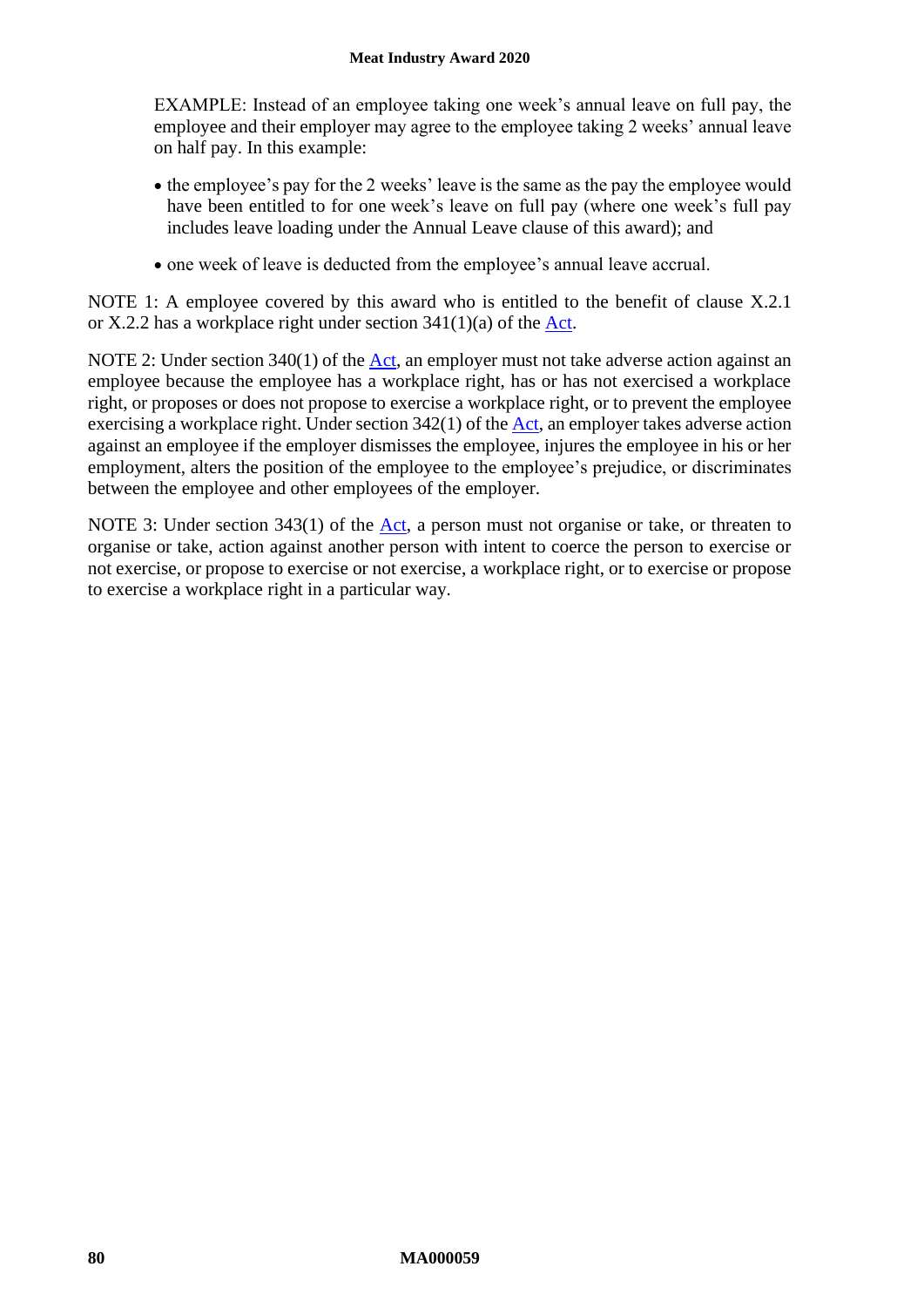EXAMPLE: Instead of an employee taking one week's annual leave on full pay, the employee and their employer may agree to the employee taking 2 weeks' annual leave on half pay. In this example:

- the employee's pay for the 2 weeks' leave is the same as the pay the employee would have been entitled to for one week's leave on full pay (where one week's full pay includes leave loading under the Annual Leave clause of this award); and
- one week of leave is deducted from the employee's annual leave accrual.

NOTE 1: A employee covered by this award who is entitled to the benefit of clause X.2.1 or X.2.2 has a workplace right under section 341(1)(a) of the Act.

NOTE 2: Under section 340(1) of the Act, an employer must not take adverse action against an employee because the employee has a workplace right, has or has not exercised a workplace right, or proposes or does not propose to exercise a workplace right, or to prevent the employee exercising a workplace right. Under section 342(1) of the Act, an employer takes adverse action against an employee if the employer dismisses the employee, injures the employee in his or her employment, alters the position of the employee to the employee's prejudice, or discriminates between the employee and other employees of the employer.

NOTE 3: Under section 343(1) of the Act, a person must not organise or take, or threaten to organise or take, action against another person with intent to coerce the person to exercise or not exercise, or propose to exercise or not exercise, a workplace right, or to exercise or propose to exercise a workplace right in a particular way.